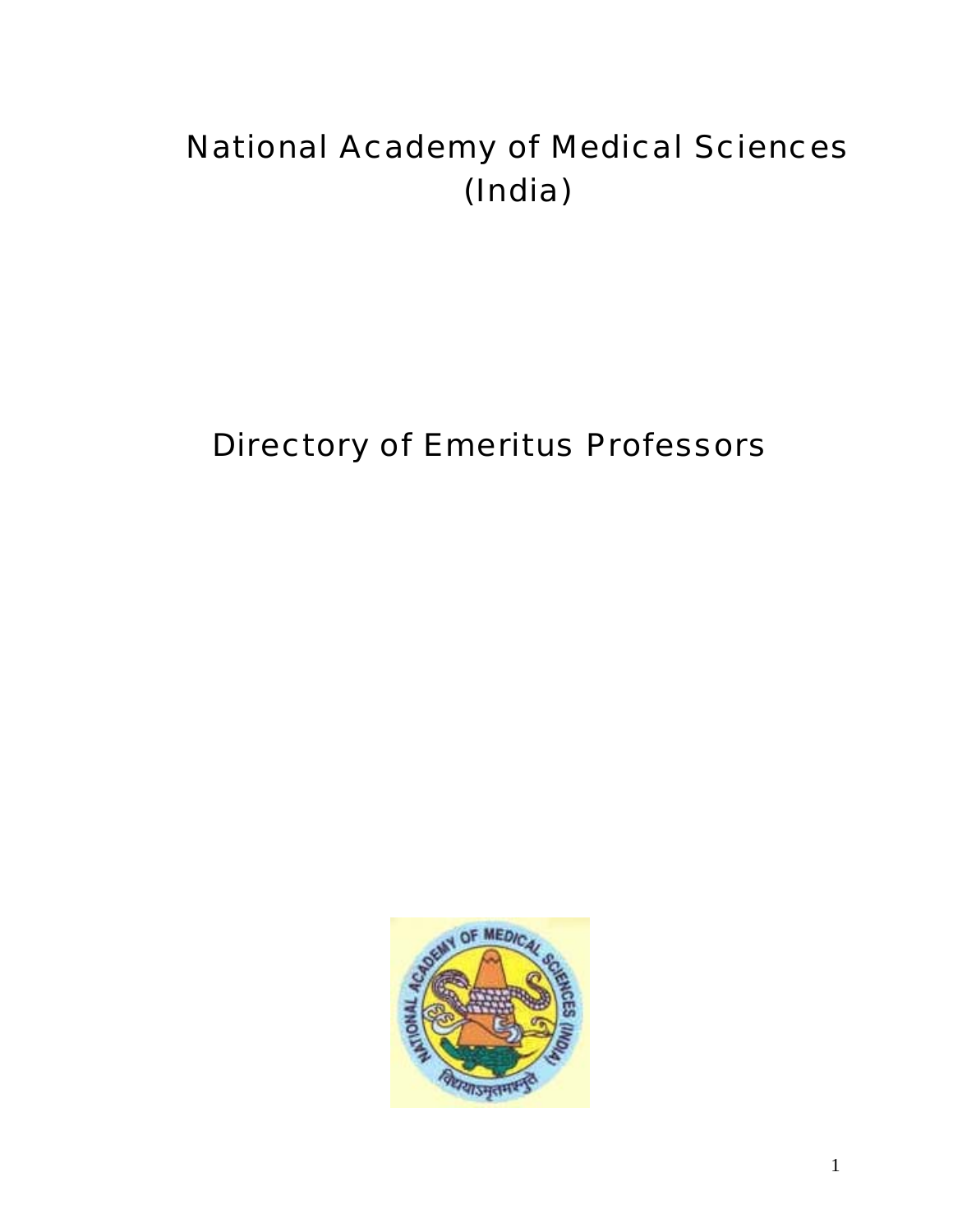# National Academy of Medical Sciences (India)

## Directory of Emeritus Professors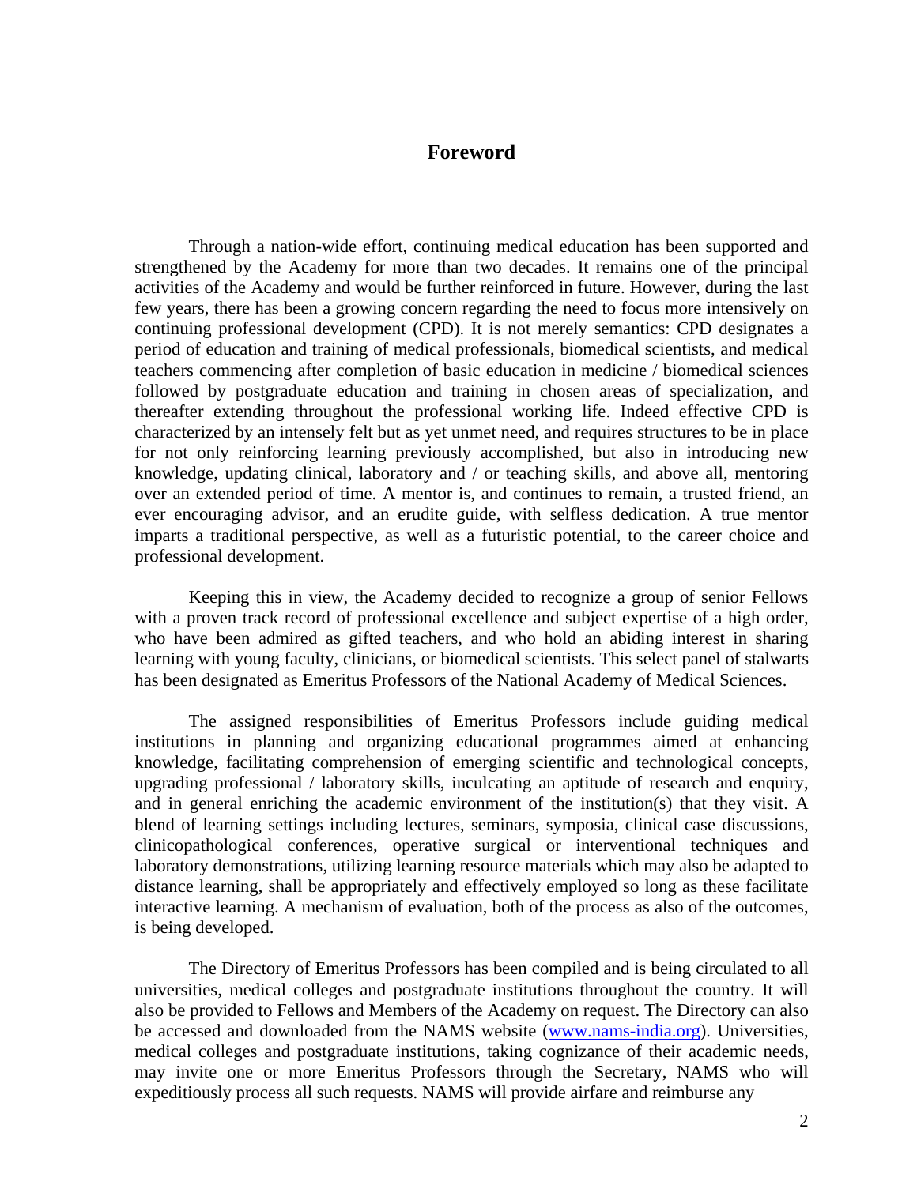# Foreword

Through a nation-wide effort, continuing medical education has been supported and strengthened by the Academy for more than two decades. It remains one of the principal activities of the Academy and would be further reinforced in future. However, during the last few years, there has been a growing concern regarding the need to focus more intensively on continuing professional development (CPD). It is not merely semantics: CPD designates a period of education and training of medical professionals, biomedical scientists, and medical teachers commencing after completion of basic education in medicine / biomedical sciences followed by postgraduate education and training in chosen areas of specialization, and thereafter extending throughout the professional working life. Indeed effective CPD is characterized by an intensely felt but as yet unmet need, and requires structures to be in place for not only reinforcing learning previously accomplished, but also in introducing new knowledge, updating clinical, laboratory and / or teaching skills, and above all, mentoring over an extended period of time. A mentor is, and continues to remain, a trusted friend, an ever encouraging advisor, and an erudite guide, with selfless dedication. A true mentor imparts a traditional perspective, as well as a futuristic potential, to the career choice and professional development.

Keeping this in view, the Academy decided to recognize a group of senior Fellows with a proven track record of professional excellence and subject expertise of a high order, who have been admired as gifted teachers, and who hold an abiding interest in sharing learning with young faculty, clinicians, or biomedical scientists. This select panel of stalwarts has been designated as Emeritus Professors of the National Academy of Medical Sciences.

The assigned responsibilities of Emeritus Professors include guiding medical institutions in planning and organizing educational programmes aimed at enhancing knowledge, facilitating comprehension of emerging scientific and technological concepts, upgrading professional / laboratory skills, inculcating an aptitude of research and enquiry, and in general enriching the academic environment of the institution(s) that they visit. A blend of learning settings including lectures, seminars, symposia, clinical case discussions, clinicopathological conferences, operative surgical or interventional techniques and laboratory demonstrations, utilizing learning resource materials which may also be adapted to distance learning, shall be appropriately and effectively employed so long as these facilitate interactive learning. A mechanism of evaluation, both of the process as also of the outcomes, is being developed.

The Directory of Emeritus Professors has been compiled and is being circulated to all universities, medical colleges and postgraduate institutions throughout the country. It will also be provided to Fellows and Members of the Academy on request. The Directory can also be accessed and downloaded from the NAMS website (www.nams-india.org). Universities, medical colleges and postgraduate institutions, taking cognizance of their academic needs, may invite one or more Emeritus Professors through the Secretary, NAMS who will expeditiously process all such requests. NAMS will provide airfare and reimburse any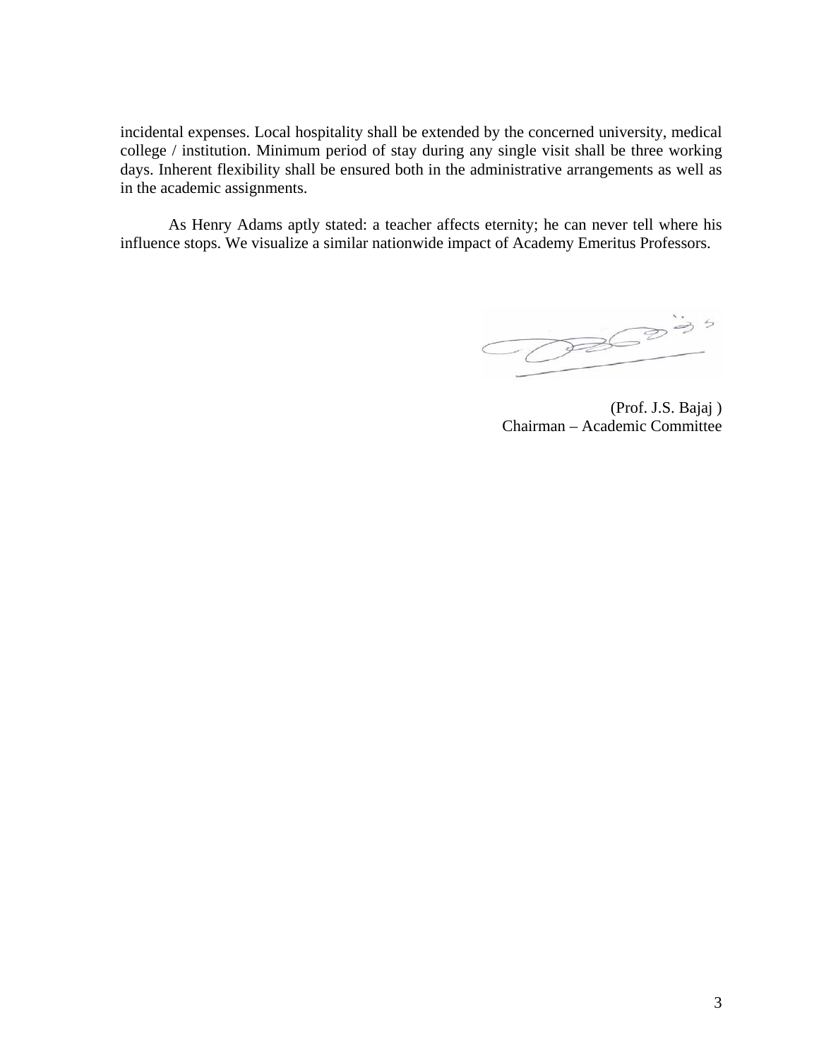incidental expenses. Local hospitality shall be extended by the concerned university, medical college / institution. Minimum period of stay during any single visit shall be three working days. Inherent flexibility shall be ensured both in the administrative arrangements as well as in the academic assignments.

As Henry Adams aptly stated: a teacher affects eternity; he can never tell where his influence stops. We visualize a similar nationwide impact of Academy Emeritus Professors.

(Prof. J.S. Bajaj )
Chairman – Academic Committee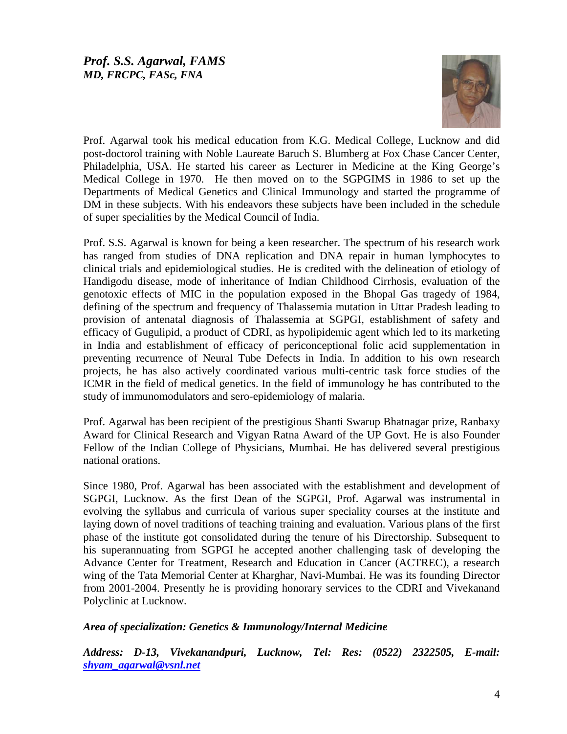## *Prof. S.S. Agarwal, FAMS*
### *MD, FRCPC, FASc, FNA*

Prof. Agarwal took his medical education from K.G. Medical College, Lucknow and did post-doctorol training with Noble Laureate Baruch S. Blumberg at Fox Chase Cancer Center, Philadelphia, USA. He started his career as Lecturer in Medicine at the King George's Medical College in 1970. He then moved on to the SGPGIMS in 1986 to set up the Departments of Medical Genetics and Clinical Immunology and started the programme of DM in these subjects. With his endeavors these subjects have been included in the schedule of super specialities by the Medical Council of India.

Prof. S.S. Agarwal is known for being a keen researcher. The spectrum of his research work has ranged from studies of DNA replication and DNA repair in human lymphocytes to clinical trials and epidemiological studies. He is credited with the delineation of etiology of Handigodu disease, mode of inheritance of Indian Childhood Cirrhosis, evaluation of the genotoxic effects of MIC in the population exposed in the Bhopal Gas tragedy of 1984, defining of the spectrum and frequency of Thalassemia mutation in Uttar Pradesh leading to provision of antenatal diagnosis of Thalassemia at SGPGI, establishment of safety and efficacy of Gugulipid, a product of CDRI, as hypolipidemic agent which led to its marketing in India and establishment of efficacy of periconceptional folic acid supplementation in preventing recurrence of Neural Tube Defects in India. In addition to his own research projects, he has also actively coordinated various multi-centric task force studies of the ICMR in the field of medical genetics. In the field of immunology he has contributed to the study of immunomodulators and sero-epidemiology of malaria.

Prof. Agarwal has been recipient of the prestigious Shanti Swarup Bhatnagar prize, Ranbaxy Award for Clinical Research and Vigyan Ratna Award of the UP Govt. He is also Founder Fellow of the Indian College of Physicians, Mumbai. He has delivered several prestigious national orations.

Since 1980, Prof. Agarwal has been associated with the establishment and development of SGPGI, Lucknow. As the first Dean of the SGPGI, Prof. Agarwal was instrumental in evolving the syllabus and curricula of various super speciality courses at the institute and laying down of novel traditions of teaching training and evaluation. Various plans of the first phase of the institute got consolidated during the tenure of his Directorship. Subsequent to his superannuating from SGPGI he accepted another challenging task of developing the Advance Center for Treatment, Research and Education in Cancer (ACTREC), a research wing of the Tata Memorial Center at Kharghar, Navi-Mumbai. He was its founding Director from 2001-2004. Presently he is providing honorary services to the CDRI and Vivekanand Polyclinic at Lucknow.

***Area of specialization: Genetics & Immunology/Internal Medicine***

***Address: D-13, Vivekanandpuri, Lucknow, Tel: Res: (0522) 2322505, E-mail: shyam_agarwal@vsnl.net***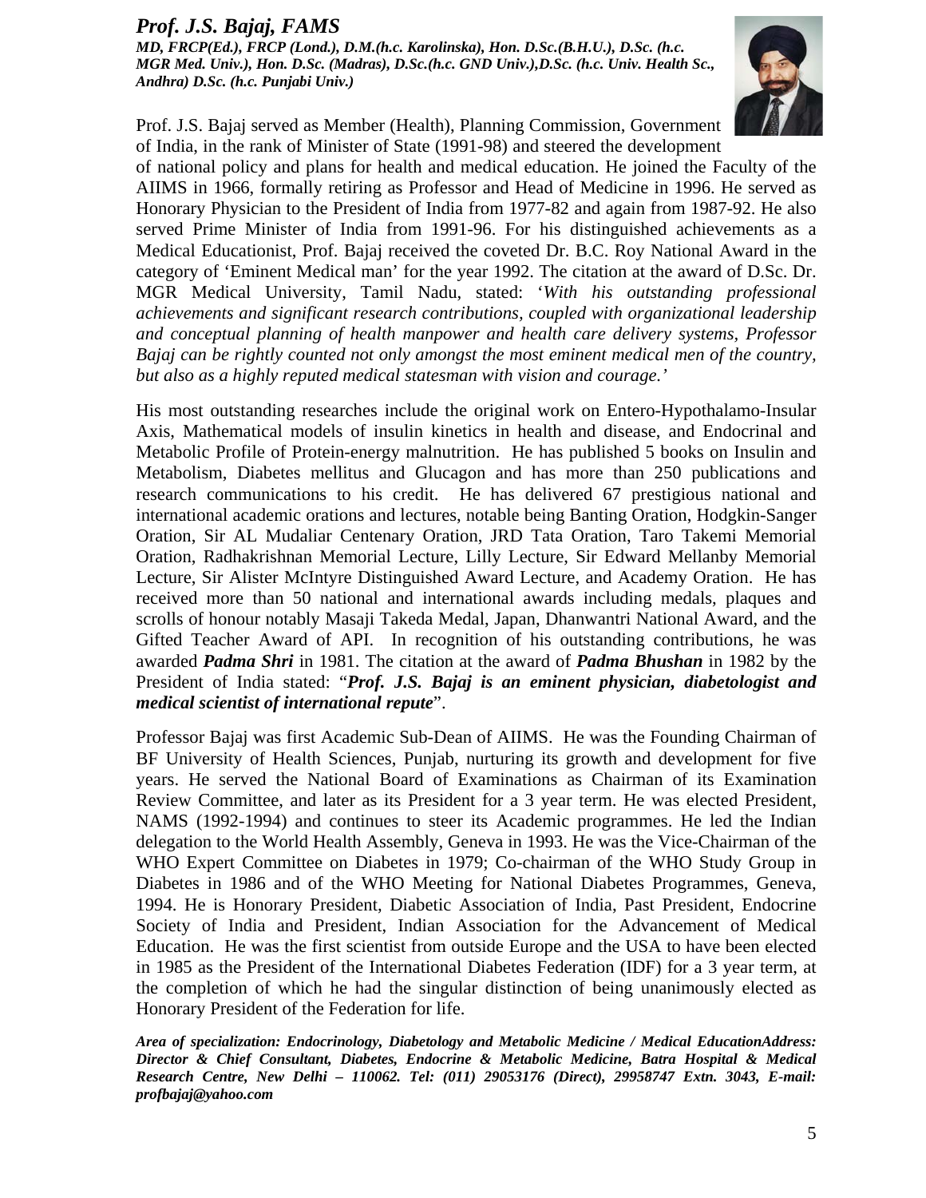## *Prof. J.S. Bajaj, FAMS*

***MD, FRCP(Ed.), FRCP (Lond.), D.M.(h.c. Karolinska), Hon. D.Sc.(B.H.U.), D.Sc. (h.c. MGR Med. Univ.), Hon. D.Sc. (Madras), D.Sc.(h.c. GND Univ.),D.Sc. (h.c. Univ. Health Sc., Andhra) D.Sc. (h.c. Punjabi Univ.)***

Prof. J.S. Bajaj served as Member (Health), Planning Commission, Government of India, in the rank of Minister of State (1991-98) and steered the development of national policy and plans for health and medical education. He joined the Faculty of the AIIMS in 1966, formally retiring as Professor and Head of Medicine in 1996. He served as Honorary Physician to the President of India from 1977-82 and again from 1987-92. He also served Prime Minister of India from 1991-96. For his distinguished achievements as a Medical Educationist, Prof. Bajaj received the coveted Dr. B.C. Roy National Award in the category of 'Eminent Medical man' for the year 1992. The citation at the award of D.Sc. Dr. MGR Medical University, Tamil Nadu, stated: '*With his outstanding professional achievements and significant research contributions, coupled with organizational leadership and conceptual planning of health manpower and health care delivery systems, Professor Bajaj can be rightly counted not only amongst the most eminent medical men of the country, but also as a highly reputed medical statesman with vision and courage.*'

His most outstanding researches include the original work on Entero-Hypothalamo-Insular Axis, Mathematical models of insulin kinetics in health and disease, and Endocrinal and Metabolic Profile of Protein-energy malnutrition. He has published 5 books on Insulin and Metabolism, Diabetes mellitus and Glucagon and has more than 250 publications and research communications to his credit. He has delivered 67 prestigious national and international academic orations and lectures, notable being Banting Oration, Hodgkin-Sanger Oration, Sir AL Mudaliar Centenary Oration, JRD Tata Oration, Taro Takemi Memorial Oration, Radhakrishnan Memorial Lecture, Lilly Lecture, Sir Edward Mellanby Memorial Lecture, Sir Alister McIntyre Distinguished Award Lecture, and Academy Oration. He has received more than 50 national and international awards including medals, plaques and scrolls of honour notably Masaji Takeda Medal, Japan, Dhanwantri National Award, and the Gifted Teacher Award of API. In recognition of his outstanding contributions, he was awarded ***Padma Shri*** in 1981. The citation at the award of ***Padma Bhushan*** in 1982 by the President of India stated: "***Prof. J.S. Bajaj is an eminent physician, diabetologist and medical scientist of international repute***".

Professor Bajaj was first Academic Sub-Dean of AIIMS. He was the Founding Chairman of BF University of Health Sciences, Punjab, nurturing its growth and development for five years. He served the National Board of Examinations as Chairman of its Examination Review Committee, and later as its President for a 3 year term. He was elected President, NAMS (1992-1994) and continues to steer its Academic programmes. He led the Indian delegation to the World Health Assembly, Geneva in 1993. He was the Vice-Chairman of the WHO Expert Committee on Diabetes in 1979; Co-chairman of the WHO Study Group in Diabetes in 1986 and of the WHO Meeting for National Diabetes Programmes, Geneva, 1994. He is Honorary President, Diabetic Association of India, Past President, Endocrine Society of India and President, Indian Association for the Advancement of Medical Education. He was the first scientist from outside Europe and the USA to have been elected in 1985 as the President of the International Diabetes Federation (IDF) for a 3 year term, at the completion of which he had the singular distinction of being unanimously elected as Honorary President of the Federation for life.

***Area of specialization: Endocrinology, Diabetology and Metabolic Medicine / Medical EducationAddress: Director & Chief Consultant, Diabetes, Endocrine & Metabolic Medicine, Batra Hospital & Medical Research Centre, New Delhi – 110062. Tel: (011) 29053176 (Direct), 29958747 Extn. 3043, E-mail: profbajaj@yahoo.com***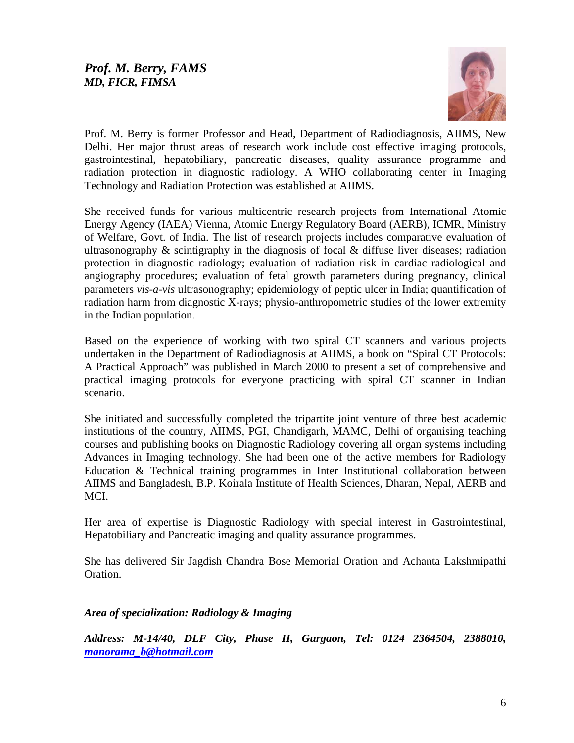***Prof. M. Berry, FAMS***
***MD, FICR, FIMSA***

Prof. M. Berry is former Professor and Head, Department of Radiodiagnosis, AIIMS, New Delhi. Her major thrust areas of research work include cost effective imaging protocols, gastrointestinal, hepatobiliary, pancreatic diseases, quality assurance programme and radiation protection in diagnostic radiology. A WHO collaborating center in Imaging Technology and Radiation Protection was established at AIIMS.

She received funds for various multicentric research projects from International Atomic Energy Agency (IAEA) Vienna, Atomic Energy Regulatory Board (AERB), ICMR, Ministry of Welfare, Govt. of India. The list of research projects includes comparative evaluation of ultrasonography & scintigraphy in the diagnosis of focal & diffuse liver diseases; radiation protection in diagnostic radiology; evaluation of radiation risk in cardiac radiological and angiography procedures; evaluation of fetal growth parameters during pregnancy, clinical parameters *vis-a-vis* ultrasonography; epidemiology of peptic ulcer in India; quantification of radiation harm from diagnostic X-rays; physio-anthropometric studies of the lower extremity in the Indian population.

Based on the experience of working with two spiral CT scanners and various projects undertaken in the Department of Radiodiagnosis at AIIMS, a book on "Spiral CT Protocols: A Practical Approach" was published in March 2000 to present a set of comprehensive and practical imaging protocols for everyone practicing with spiral CT scanner in Indian scenario.

She initiated and successfully completed the tripartite joint venture of three best academic institutions of the country, AIIMS, PGI, Chandigarh, MAMC, Delhi of organising teaching courses and publishing books on Diagnostic Radiology covering all organ systems including Advances in Imaging technology. She had been one of the active members for Radiology Education & Technical training programmes in Inter Institutional collaboration between AIIMS and Bangladesh, B.P. Koirala Institute of Health Sciences, Dharan, Nepal, AERB and MCI.

Her area of expertise is Diagnostic Radiology with special interest in Gastrointestinal, Hepatobiliary and Pancreatic imaging and quality assurance programmes.

She has delivered Sir Jagdish Chandra Bose Memorial Oration and Achanta Lakshmipathi Oration.

***Area of specialization: Radiology & Imaging***

***Address: M-14/40, DLF City, Phase II, Gurgaon, Tel: 0124 2364504, 2388010, manorama_b@hotmail.com***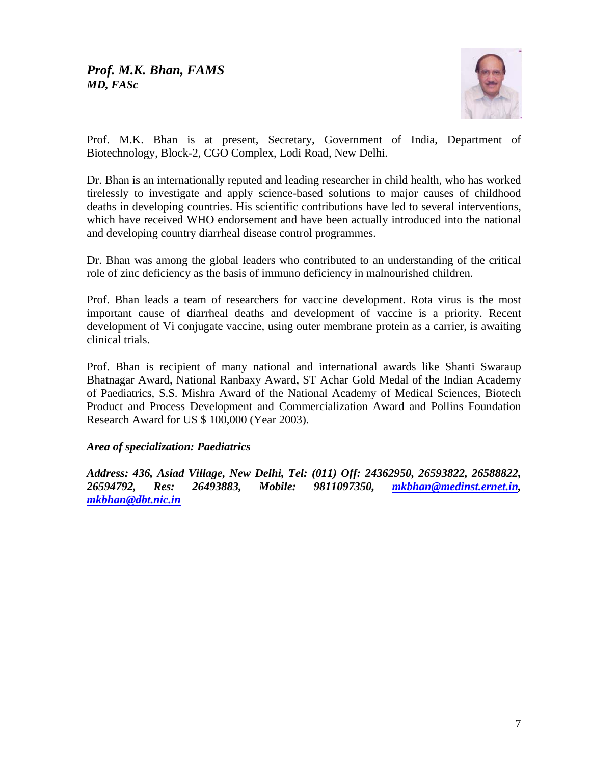### *Prof. M.K. Bhan, FAMS*
### *MD, FASc*

Prof. M.K. Bhan is at present, Secretary, Government of India, Department of Biotechnology, Block-2, CGO Complex, Lodi Road, New Delhi.

Dr. Bhan is an internationally reputed and leading researcher in child health, who has worked tirelessly to investigate and apply science-based solutions to major causes of childhood deaths in developing countries. His scientific contributions have led to several interventions, which have received WHO endorsement and have been actually introduced into the national and developing country diarrheal disease control programmes.

Dr. Bhan was among the global leaders who contributed to an understanding of the critical role of zinc deficiency as the basis of immuno deficiency in malnourished children.

Prof. Bhan leads a team of researchers for vaccine development. Rota virus is the most important cause of diarrheal deaths and development of vaccine is a priority. Recent development of Vi conjugate vaccine, using outer membrane protein as a carrier, is awaiting clinical trials.

Prof. Bhan is recipient of many national and international awards like Shanti Swaraup Bhatnagar Award, National Ranbaxy Award, ST Achar Gold Medal of the Indian Academy of Paediatrics, S.S. Mishra Award of the National Academy of Medical Sciences, Biotech Product and Process Development and Commercialization Award and Pollins Foundation Research Award for US $ 100,000 (Year 2003).

***Area of specialization: Paediatrics***

***Address: 436, Asiad Village, New Delhi, Tel: (011) Off: 24362950, 26593822, 26588822, 26594792, Res: 26493883, Mobile: 9811097350, mkbhan@medinst.ernet.in, mkbhan@dbt.nic.in***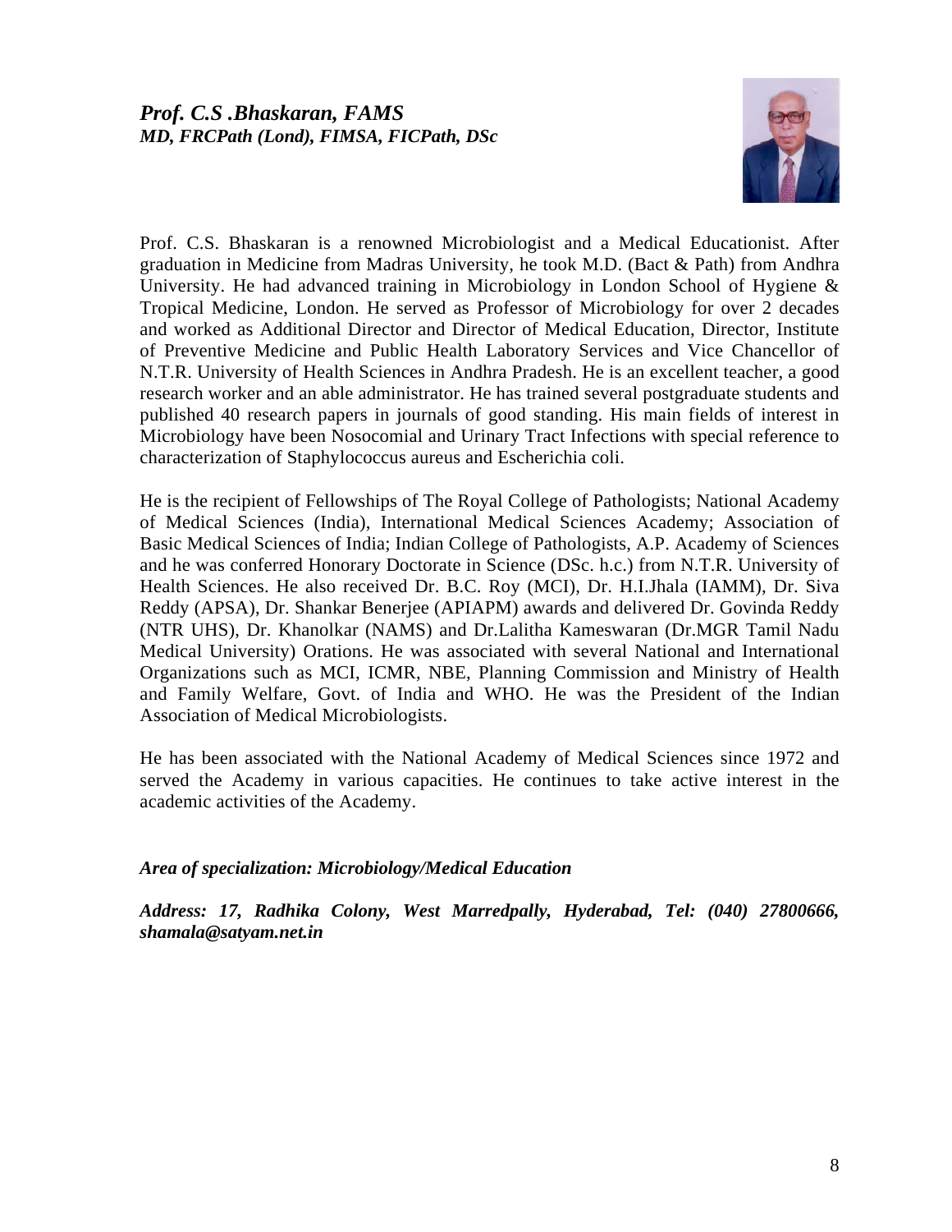## *Prof. C.S .Bhaskaran, FAMS*
### *MD, FRCPath (Lond), FIMSA, FICPath, DSc*

Prof. C.S. Bhaskaran is a renowned Microbiologist and a Medical Educationist. After graduation in Medicine from Madras University, he took M.D. (Bact & Path) from Andhra University. He had advanced training in Microbiology in London School of Hygiene & Tropical Medicine, London. He served as Professor of Microbiology for over 2 decades and worked as Additional Director and Director of Medical Education, Director, Institute of Preventive Medicine and Public Health Laboratory Services and Vice Chancellor of N.T.R. University of Health Sciences in Andhra Pradesh. He is an excellent teacher, a good research worker and an able administrator. He has trained several postgraduate students and published 40 research papers in journals of good standing. His main fields of interest in Microbiology have been Nosocomial and Urinary Tract Infections with special reference to characterization of Staphylococcus aureus and Escherichia coli.

He is the recipient of Fellowships of The Royal College of Pathologists; National Academy of Medical Sciences (India), International Medical Sciences Academy; Association of Basic Medical Sciences of India; Indian College of Pathologists, A.P. Academy of Sciences and he was conferred Honorary Doctorate in Science (DSc. h.c.) from N.T.R. University of Health Sciences. He also received Dr. B.C. Roy (MCI), Dr. H.I.Jhala (IAMM), Dr. Siva Reddy (APSA), Dr. Shankar Benerjee (APIAPM) awards and delivered Dr. Govinda Reddy (NTR UHS), Dr. Khanolkar (NAMS) and Dr.Lalitha Kameswaran (Dr.MGR Tamil Nadu Medical University) Orations. He was associated with several National and International Organizations such as MCI, ICMR, NBE, Planning Commission and Ministry of Health and Family Welfare, Govt. of India and WHO. He was the President of the Indian Association of Medical Microbiologists.

He has been associated with the National Academy of Medical Sciences since 1972 and served the Academy in various capacities. He continues to take active interest in the academic activities of the Academy.

***Area of specialization: Microbiology/Medical Education***

***Address: 17, Radhika Colony, West Marredpally, Hyderabad, Tel: (040) 27800666, shamala@satyam.net.in***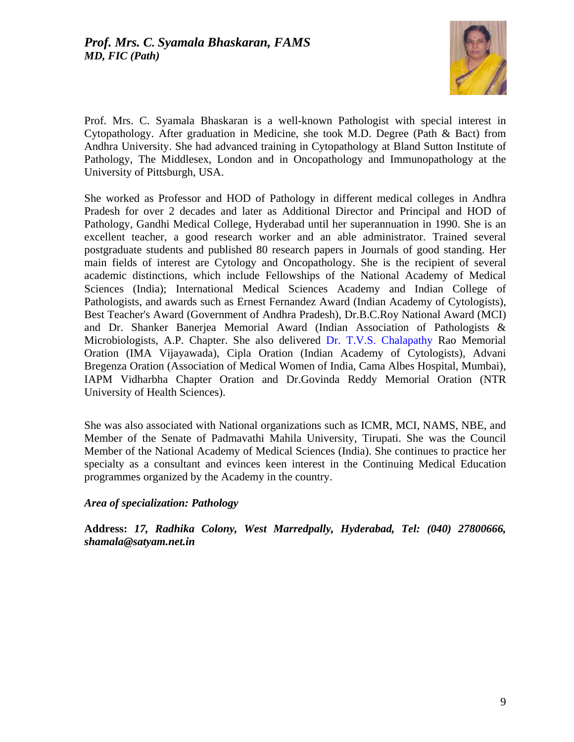## *Prof. Mrs. C. Syamala Bhaskaran, FAMS*
### *MD, FIC (Path)*

Prof. Mrs. C. Syamala Bhaskaran is a well-known Pathologist with special interest in Cytopathology. After graduation in Medicine, she took M.D. Degree (Path & Bact) from Andhra University. She had advanced training in Cytopathology at Bland Sutton Institute of Pathology, The Middlesex, London and in Oncopathology and Immunopathology at the University of Pittsburgh, USA.

She worked as Professor and HOD of Pathology in different medical colleges in Andhra Pradesh for over 2 decades and later as Additional Director and Principal and HOD of Pathology, Gandhi Medical College, Hyderabad until her superannuation in 1990. She is an excellent teacher, a good research worker and an able administrator. Trained several postgraduate students and published 80 research papers in Journals of good standing. Her main fields of interest are Cytology and Oncopathology. She is the recipient of several academic distinctions, which include Fellowships of the National Academy of Medical Sciences (India); International Medical Sciences Academy and Indian College of Pathologists, and awards such as Ernest Fernandez Award (Indian Academy of Cytologists), Best Teacher's Award (Government of Andhra Pradesh), Dr.B.C.Roy National Award (MCI) and Dr. Shanker Banerjea Memorial Award (Indian Association of Pathologists & Microbiologists, A.P. Chapter. She also delivered Dr. T.V.S. Chalapathy Rao Memorial Oration (IMA Vijayawada), Cipla Oration (Indian Academy of Cytologists), Advani Bregenza Oration (Association of Medical Women of India, Cama Albes Hospital, Mumbai), IAPM Vidharbha Chapter Oration and Dr.Govinda Reddy Memorial Oration (NTR University of Health Sciences).

She was also associated with National organizations such as ICMR, MCI, NAMS, NBE, and Member of the Senate of Padmavathi Mahila University, Tirupati. She was the Council Member of the National Academy of Medical Sciences (India). She continues to practice her specialty as a consultant and evinces keen interest in the Continuing Medical Education programmes organized by the Academy in the country.

***Area of specialization: Pathology***

**Address:** ***17, Radhika Colony, West Marredpally, Hyderabad, Tel: (040) 27800666, shamala@satyam.net.in***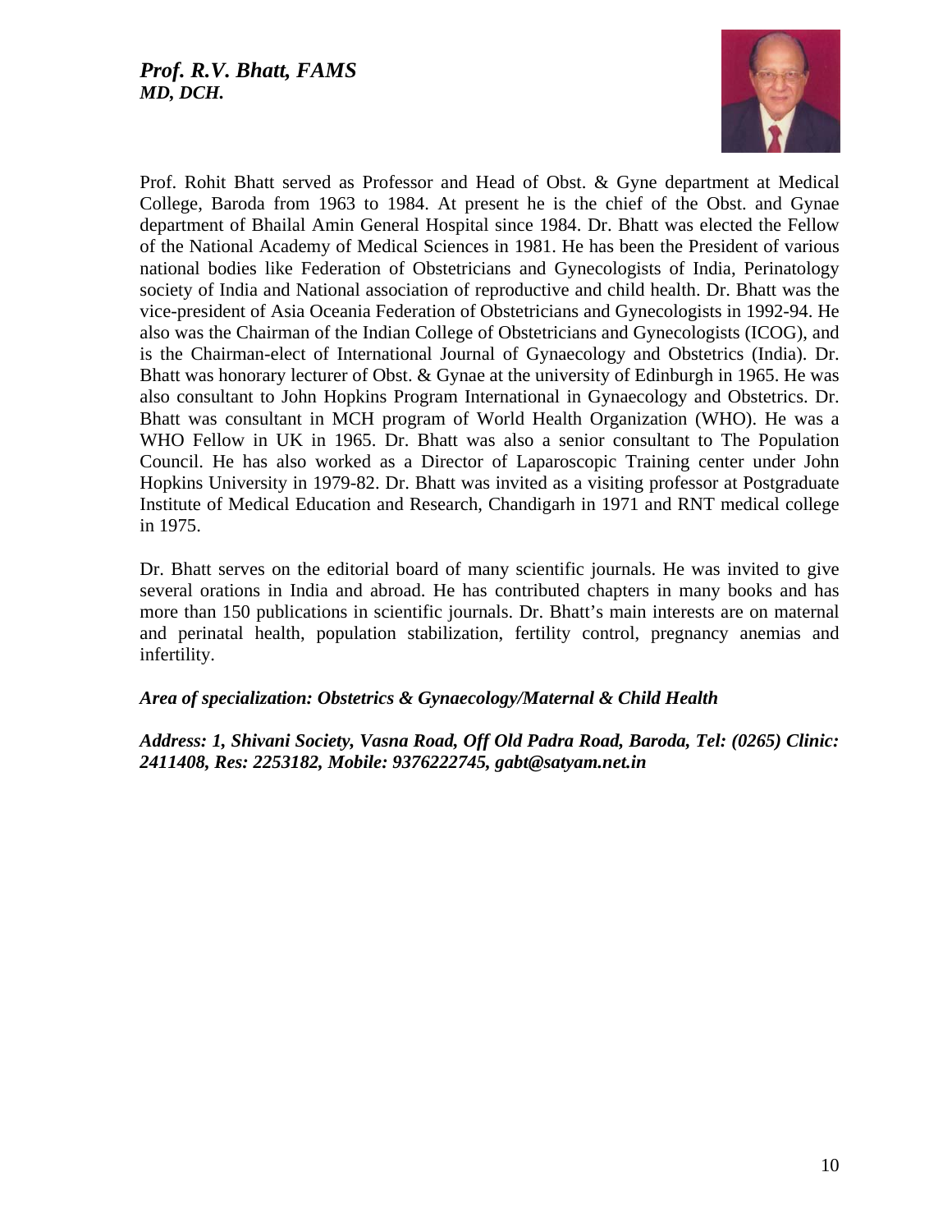## *Prof. R.V. Bhatt, FAMS*
### *MD, DCH.*

Prof. Rohit Bhatt served as Professor and Head of Obst. & Gyne department at Medical College, Baroda from 1963 to 1984. At present he is the chief of the Obst. and Gynae department of Bhailal Amin General Hospital since 1984. Dr. Bhatt was elected the Fellow of the National Academy of Medical Sciences in 1981. He has been the President of various national bodies like Federation of Obstetricians and Gynecologists of India, Perinatology society of India and National association of reproductive and child health. Dr. Bhatt was the vice-president of Asia Oceania Federation of Obstetricians and Gynecologists in 1992-94. He also was the Chairman of the Indian College of Obstetricians and Gynecologists (ICOG), and is the Chairman-elect of International Journal of Gynaecology and Obstetrics (India). Dr. Bhatt was honorary lecturer of Obst. & Gynae at the university of Edinburgh in 1965. He was also consultant to John Hopkins Program International in Gynaecology and Obstetrics. Dr. Bhatt was consultant in MCH program of World Health Organization (WHO). He was a WHO Fellow in UK in 1965. Dr. Bhatt was also a senior consultant to The Population Council. He has also worked as a Director of Laparoscopic Training center under John Hopkins University in 1979-82. Dr. Bhatt was invited as a visiting professor at Postgraduate Institute of Medical Education and Research, Chandigarh in 1971 and RNT medical college in 1975.

Dr. Bhatt serves on the editorial board of many scientific journals. He was invited to give several orations in India and abroad. He has contributed chapters in many books and has more than 150 publications in scientific journals. Dr. Bhatt's main interests are on maternal and perinatal health, population stabilization, fertility control, pregnancy anemias and infertility.

***Area of specialization: Obstetrics & Gynaecology/Maternal & Child Health***

***Address: 1, Shivani Society, Vasna Road, Off Old Padra Road, Baroda, Tel: (0265) Clinic: 2411408, Res: 2253182, Mobile: 9376222745, gabt@satyam.net.in***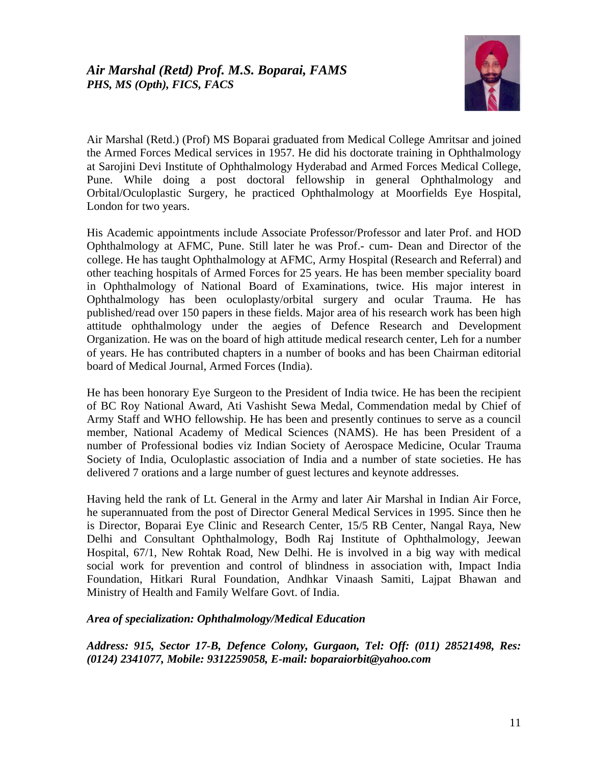### *Air Marshal (Retd) Prof. M.S. Boparai, FAMS*
***PHS, MS (Opth), FICS, FACS***

Air Marshal (Retd.) (Prof) MS Boparai graduated from Medical College Amritsar and joined the Armed Forces Medical services in 1957. He did his doctorate training in Ophthalmology at Sarojini Devi Institute of Ophthalmology Hyderabad and Armed Forces Medical College, Pune. While doing a post doctoral fellowship in general Ophthalmology and Orbital/Oculoplastic Surgery, he practiced Ophthalmology at Moorfields Eye Hospital, London for two years.

His Academic appointments include Associate Professor/Professor and later Prof. and HOD Ophthalmology at AFMC, Pune. Still later he was Prof.- cum- Dean and Director of the college. He has taught Ophthalmology at AFMC, Army Hospital (Research and Referral) and other teaching hospitals of Armed Forces for 25 years. He has been member speciality board in Ophthalmology of National Board of Examinations, twice. His major interest in Ophthalmology has been oculoplasty/orbital surgery and ocular Trauma. He has published/read over 150 papers in these fields. Major area of his research work has been high attitude ophthalmology under the aegies of Defence Research and Development Organization. He was on the board of high attitude medical research center, Leh for a number of years. He has contributed chapters in a number of books and has been Chairman editorial board of Medical Journal, Armed Forces (India).

He has been honorary Eye Surgeon to the President of India twice. He has been the recipient of BC Roy National Award, Ati Vashisht Sewa Medal, Commendation medal by Chief of Army Staff and WHO fellowship. He has been and presently continues to serve as a council member, National Academy of Medical Sciences (NAMS). He has been President of a number of Professional bodies viz Indian Society of Aerospace Medicine, Ocular Trauma Society of India, Oculoplastic association of India and a number of state societies. He has delivered 7 orations and a large number of guest lectures and keynote addresses.

Having held the rank of Lt. General in the Army and later Air Marshal in Indian Air Force, he superannuated from the post of Director General Medical Services in 1995. Since then he is Director, Boparai Eye Clinic and Research Center, 15/5 RB Center, Nangal Raya, New Delhi and Consultant Ophthalmology, Bodh Raj Institute of Ophthalmology, Jeewan Hospital, 67/1, New Rohtak Road, New Delhi. He is involved in a big way with medical social work for prevention and control of blindness in association with, Impact India Foundation, Hitkari Rural Foundation, Andhkar Vinaash Samiti, Lajpat Bhawan and Ministry of Health and Family Welfare Govt. of India.

***Area of specialization: Ophthalmology/Medical Education***

***Address: 915, Sector 17-B, Defence Colony, Gurgaon, Tel: Off: (011) 28521498, Res: (0124) 2341077, Mobile: 9312259058, E-mail: boparaiorbit@yahoo.com***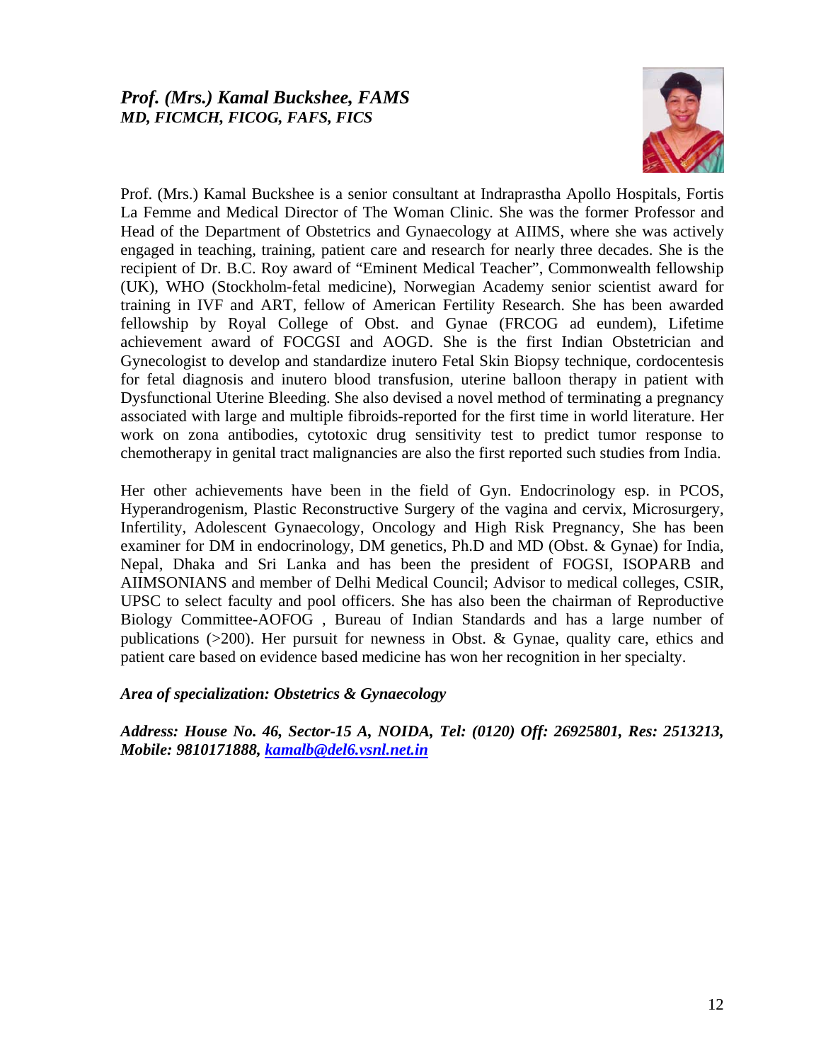### *Prof. (Mrs.) Kamal Buckshee, FAMS*
### *MD, FICMCH, FICOG, FAFS, FICS*

Prof. (Mrs.) Kamal Buckshee is a senior consultant at Indraprastha Apollo Hospitals, Fortis La Femme and Medical Director of The Woman Clinic. She was the former Professor and Head of the Department of Obstetrics and Gynaecology at AIIMS, where she was actively engaged in teaching, training, patient care and research for nearly three decades. She is the recipient of Dr. B.C. Roy award of "Eminent Medical Teacher", Commonwealth fellowship (UK), WHO (Stockholm-fetal medicine), Norwegian Academy senior scientist award for training in IVF and ART, fellow of American Fertility Research. She has been awarded fellowship by Royal College of Obst. and Gynae (FRCOG ad eundem), Lifetime achievement award of FOCGSI and AOGD. She is the first Indian Obstetrician and Gynecologist to develop and standardize inutero Fetal Skin Biopsy technique, cordocentesis for fetal diagnosis and inutero blood transfusion, uterine balloon therapy in patient with Dysfunctional Uterine Bleeding. She also devised a novel method of terminating a pregnancy associated with large and multiple fibroids-reported for the first time in world literature. Her work on zona antibodies, cytotoxic drug sensitivity test to predict tumor response to chemotherapy in genital tract malignancies are also the first reported such studies from India.

Her other achievements have been in the field of Gyn. Endocrinology esp. in PCOS, Hyperandrogenism, Plastic Reconstructive Surgery of the vagina and cervix, Microsurgery, Infertility, Adolescent Gynaecology, Oncology and High Risk Pregnancy, She has been examiner for DM in endocrinology, DM genetics, Ph.D and MD (Obst. & Gynae) for India, Nepal, Dhaka and Sri Lanka and has been the president of FOGSI, ISOPARB and AIIMSONIANS and member of Delhi Medical Council; Advisor to medical colleges, CSIR, UPSC to select faculty and pool officers. She has also been the chairman of Reproductive Biology Committee-AOFOG , Bureau of Indian Standards and has a large number of publications (>200). Her pursuit for newness in Obst. & Gynae, quality care, ethics and patient care based on evidence based medicine has won her recognition in her specialty.

***Area of specialization: Obstetrics & Gynaecology***

***Address: House No. 46, Sector-15 A, NOIDA, Tel: (0120) Off: 26925801, Res: 2513213, Mobile: 9810171888, kamalb@del6.vsnl.net.in***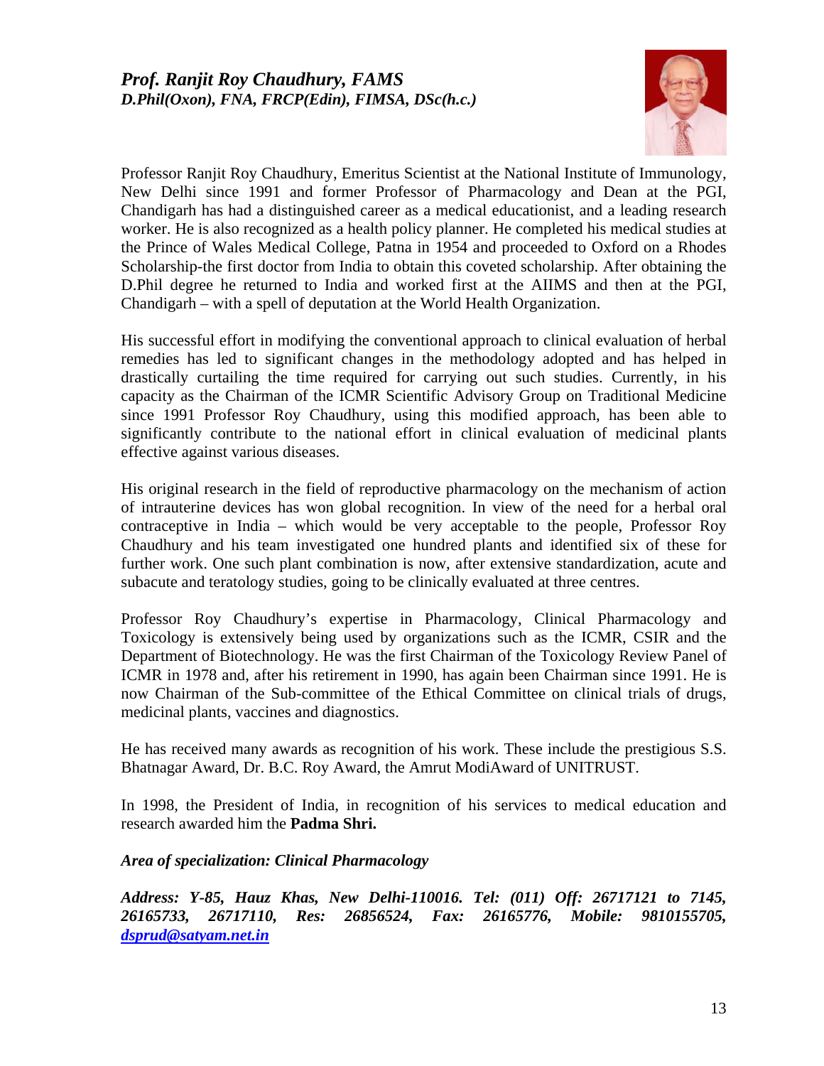### *Prof. Ranjit Roy Chaudhury, FAMS*
### *D.Phil(Oxon), FNA, FRCP(Edin), FIMSA, DSc(h.c.)*

Professor Ranjit Roy Chaudhury, Emeritus Scientist at the National Institute of Immunology, New Delhi since 1991 and former Professor of Pharmacology and Dean at the PGI, Chandigarh has had a distinguished career as a medical educationist, and a leading research worker. He is also recognized as a health policy planner. He completed his medical studies at the Prince of Wales Medical College, Patna in 1954 and proceeded to Oxford on a Rhodes Scholarship-the first doctor from India to obtain this coveted scholarship. After obtaining the D.Phil degree he returned to India and worked first at the AIIMS and then at the PGI, Chandigarh – with a spell of deputation at the World Health Organization.

His successful effort in modifying the conventional approach to clinical evaluation of herbal remedies has led to significant changes in the methodology adopted and has helped in drastically curtailing the time required for carrying out such studies. Currently, in his capacity as the Chairman of the ICMR Scientific Advisory Group on Traditional Medicine since 1991 Professor Roy Chaudhury, using this modified approach, has been able to significantly contribute to the national effort in clinical evaluation of medicinal plants effective against various diseases.

His original research in the field of reproductive pharmacology on the mechanism of action of intrauterine devices has won global recognition. In view of the need for a herbal oral contraceptive in India – which would be very acceptable to the people, Professor Roy Chaudhury and his team investigated one hundred plants and identified six of these for further work. One such plant combination is now, after extensive standardization, acute and subacute and teratology studies, going to be clinically evaluated at three centres.

Professor Roy Chaudhury's expertise in Pharmacology, Clinical Pharmacology and Toxicology is extensively being used by organizations such as the ICMR, CSIR and the Department of Biotechnology. He was the first Chairman of the Toxicology Review Panel of ICMR in 1978 and, after his retirement in 1990, has again been Chairman since 1991. He is now Chairman of the Sub-committee of the Ethical Committee on clinical trials of drugs, medicinal plants, vaccines and diagnostics.

He has received many awards as recognition of his work. These include the prestigious S.S. Bhatnagar Award, Dr. B.C. Roy Award, the Amrut ModiAward of UNITRUST.

In 1998, the President of India, in recognition of his services to medical education and research awarded him the **Padma Shri.**

***Area of specialization: Clinical Pharmacology***

***Address: Y-85, Hauz Khas, New Delhi-110016. Tel: (011) Off: 26717121 to 7145, 26165733, 26717110, Res: 26856524, Fax: 26165776, Mobile: 9810155705, dsprud@satyam.net.in***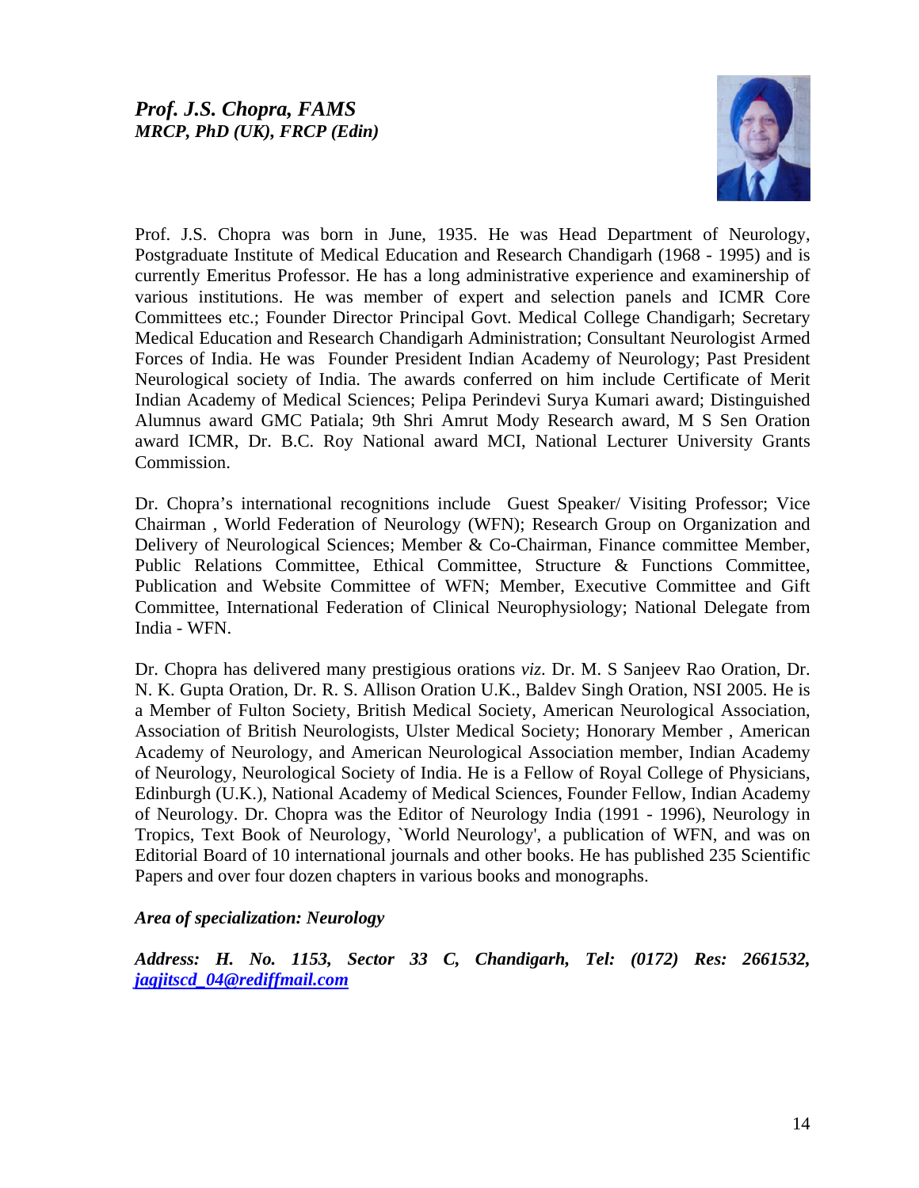### *Prof. J.S. Chopra, FAMS*
***MRCP, PhD (UK), FRCP (Edin)***

Prof. J.S. Chopra was born in June, 1935. He was Head Department of Neurology, Postgraduate Institute of Medical Education and Research Chandigarh (1968 - 1995) and is currently Emeritus Professor. He has a long administrative experience and examinership of various institutions. He was member of expert and selection panels and ICMR Core Committees etc.; Founder Director Principal Govt. Medical College Chandigarh; Secretary Medical Education and Research Chandigarh Administration; Consultant Neurologist Armed Forces of India. He was Founder President Indian Academy of Neurology; Past President Neurological society of India. The awards conferred on him include Certificate of Merit Indian Academy of Medical Sciences; Pelipa Perindevi Surya Kumari award; Distinguished Alumnus award GMC Patiala; 9th Shri Amrut Mody Research award, M S Sen Oration award ICMR, Dr. B.C. Roy National award MCI, National Lecturer University Grants Commission.

Dr. Chopra's international recognitions include Guest Speaker/ Visiting Professor; Vice Chairman , World Federation of Neurology (WFN); Research Group on Organization and Delivery of Neurological Sciences; Member & Co-Chairman, Finance committee Member, Public Relations Committee, Ethical Committee, Structure & Functions Committee, Publication and Website Committee of WFN; Member, Executive Committee and Gift Committee, International Federation of Clinical Neurophysiology; National Delegate from India - WFN.

Dr. Chopra has delivered many prestigious orations *viz.* Dr. M. S Sanjeev Rao Oration, Dr. N. K. Gupta Oration, Dr. R. S. Allison Oration U.K., Baldev Singh Oration, NSI 2005. He is a Member of Fulton Society, British Medical Society, American Neurological Association, Association of British Neurologists, Ulster Medical Society; Honorary Member , American Academy of Neurology, and American Neurological Association member, Indian Academy of Neurology, Neurological Society of India. He is a Fellow of Royal College of Physicians, Edinburgh (U.K.), National Academy of Medical Sciences, Founder Fellow, Indian Academy of Neurology. Dr. Chopra was the Editor of Neurology India (1991 - 1996), Neurology in Tropics, Text Book of Neurology, `World Neurology', a publication of WFN, and was on Editorial Board of 10 international journals and other books. He has published 235 Scientific Papers and over four dozen chapters in various books and monographs.

***Area of specialization: Neurology***

***Address: H. No. 1153, Sector 33 C, Chandigarh, Tel: (0172) Res: 2661532, jagjitscd_04@rediffmail.com***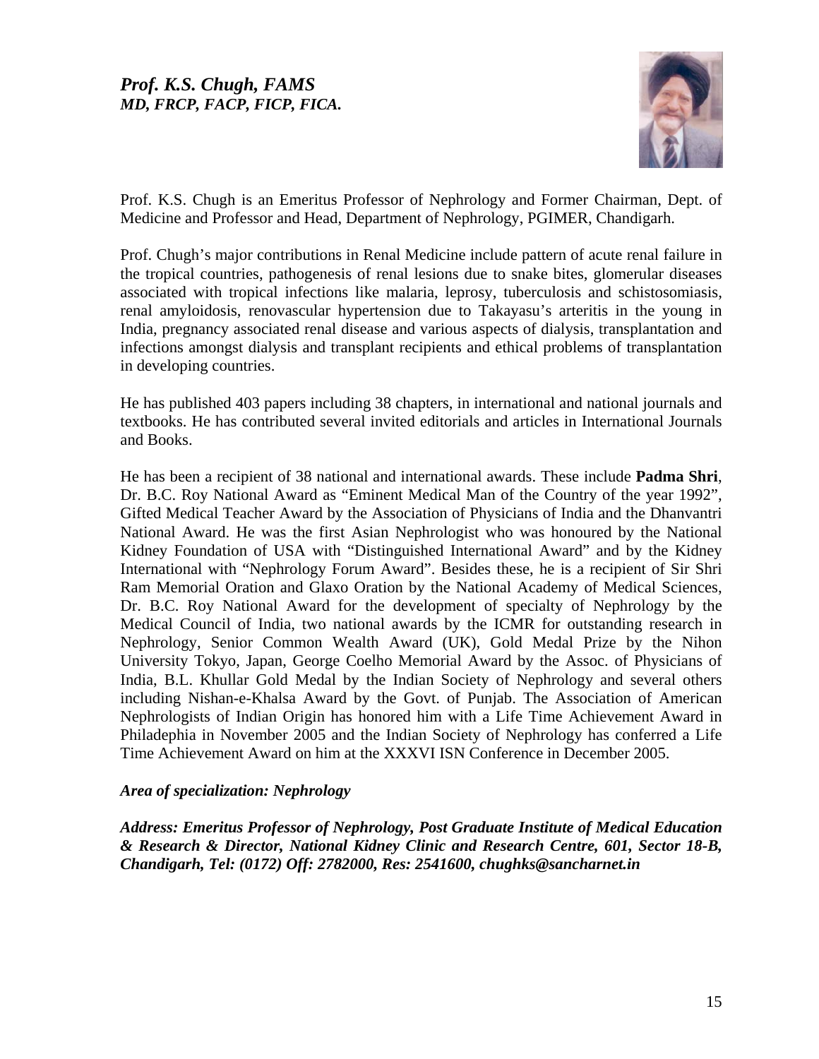### *Prof. K.S. Chugh, FAMS*
### *MD, FRCP, FACP, FICP, FICA.*

Prof. K.S. Chugh is an Emeritus Professor of Nephrology and Former Chairman, Dept. of Medicine and Professor and Head, Department of Nephrology, PGIMER, Chandigarh.

Prof. Chugh's major contributions in Renal Medicine include pattern of acute renal failure in the tropical countries, pathogenesis of renal lesions due to snake bites, glomerular diseases associated with tropical infections like malaria, leprosy, tuberculosis and schistosomiasis, renal amyloidosis, renovascular hypertension due to Takayasu's arteritis in the young in India, pregnancy associated renal disease and various aspects of dialysis, transplantation and infections amongst dialysis and transplant recipients and ethical problems of transplantation in developing countries.

He has published 403 papers including 38 chapters, in international and national journals and textbooks. He has contributed several invited editorials and articles in International Journals and Books.

He has been a recipient of 38 national and international awards. These include **Padma Shri**, Dr. B.C. Roy National Award as "Eminent Medical Man of the Country of the year 1992", Gifted Medical Teacher Award by the Association of Physicians of India and the Dhanvantri National Award. He was the first Asian Nephrologist who was honoured by the National Kidney Foundation of USA with "Distinguished International Award" and by the Kidney International with "Nephrology Forum Award". Besides these, he is a recipient of Sir Shri Ram Memorial Oration and Glaxo Oration by the National Academy of Medical Sciences, Dr. B.C. Roy National Award for the development of specialty of Nephrology by the Medical Council of India, two national awards by the ICMR for outstanding research in Nephrology, Senior Common Wealth Award (UK), Gold Medal Prize by the Nihon University Tokyo, Japan, George Coelho Memorial Award by the Assoc. of Physicians of India, B.L. Khullar Gold Medal by the Indian Society of Nephrology and several others including Nishan-e-Khalsa Award by the Govt. of Punjab. The Association of American Nephrologists of Indian Origin has honored him with a Life Time Achievement Award in Philadephia in November 2005 and the Indian Society of Nephrology has conferred a Life Time Achievement Award on him at the XXXVI ISN Conference in December 2005.

***Area of specialization: Nephrology***

***Address: Emeritus Professor of Nephrology, Post Graduate Institute of Medical Education & Research & Director, National Kidney Clinic and Research Centre, 601, Sector 18-B, Chandigarh, Tel: (0172) Off: 2782000, Res: 2541600, chughks@sancharnet.in***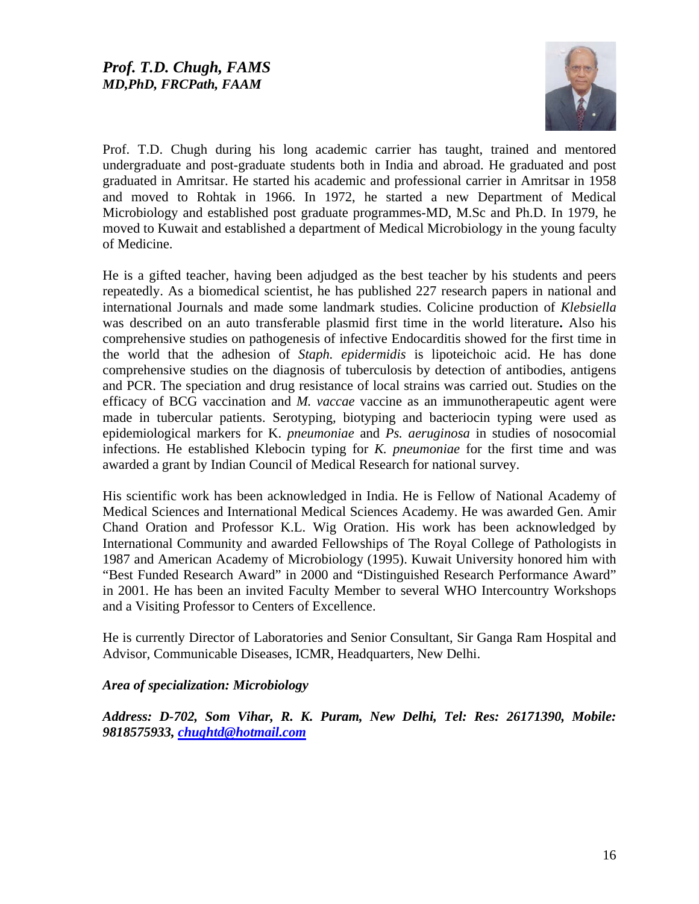## *Prof. T.D. Chugh, FAMS*
### *MD,PhD, FRCPath, FAAM*

Prof. T.D. Chugh during his long academic carrier has taught, trained and mentored undergraduate and post-graduate students both in India and abroad. He graduated and post graduated in Amritsar. He started his academic and professional carrier in Amritsar in 1958 and moved to Rohtak in 1966. In 1972, he started a new Department of Medical Microbiology and established post graduate programmes-MD, M.Sc and Ph.D. In 1979, he moved to Kuwait and established a department of Medical Microbiology in the young faculty of Medicine.

He is a gifted teacher, having been adjudged as the best teacher by his students and peers repeatedly. As a biomedical scientist, he has published 227 research papers in national and international Journals and made some landmark studies. Colicine production of *Klebsiella* was described on an auto transferable plasmid first time in the world literature**.** Also his comprehensive studies on pathogenesis of infective Endocarditis showed for the first time in the world that the adhesion of *Staph. epidermidis* is lipoteichoic acid. He has done comprehensive studies on the diagnosis of tuberculosis by detection of antibodies, antigens and PCR. The speciation and drug resistance of local strains was carried out. Studies on the efficacy of BCG vaccination and *M. vaccae* vaccine as an immunotherapeutic agent were made in tubercular patients. Serotyping, biotyping and bacteriocin typing were used as epidemiological markers for K. *pneumoniae* and *Ps. aeruginosa* in studies of nosocomial infections. He established Klebocin typing for *K. pneumoniae* for the first time and was awarded a grant by Indian Council of Medical Research for national survey.

His scientific work has been acknowledged in India. He is Fellow of National Academy of Medical Sciences and International Medical Sciences Academy. He was awarded Gen. Amir Chand Oration and Professor K.L. Wig Oration. His work has been acknowledged by International Community and awarded Fellowships of The Royal College of Pathologists in 1987 and American Academy of Microbiology (1995). Kuwait University honored him with "Best Funded Research Award" in 2000 and "Distinguished Research Performance Award" in 2001. He has been an invited Faculty Member to several WHO Intercountry Workshops and a Visiting Professor to Centers of Excellence.

He is currently Director of Laboratories and Senior Consultant, Sir Ganga Ram Hospital and Advisor, Communicable Diseases, ICMR, Headquarters, New Delhi.

***Area of specialization: Microbiology***

***Address: D-702, Som Vihar, R. K. Puram, New Delhi, Tel: Res: 26171390, Mobile: 9818575933, chughtd@hotmail.com***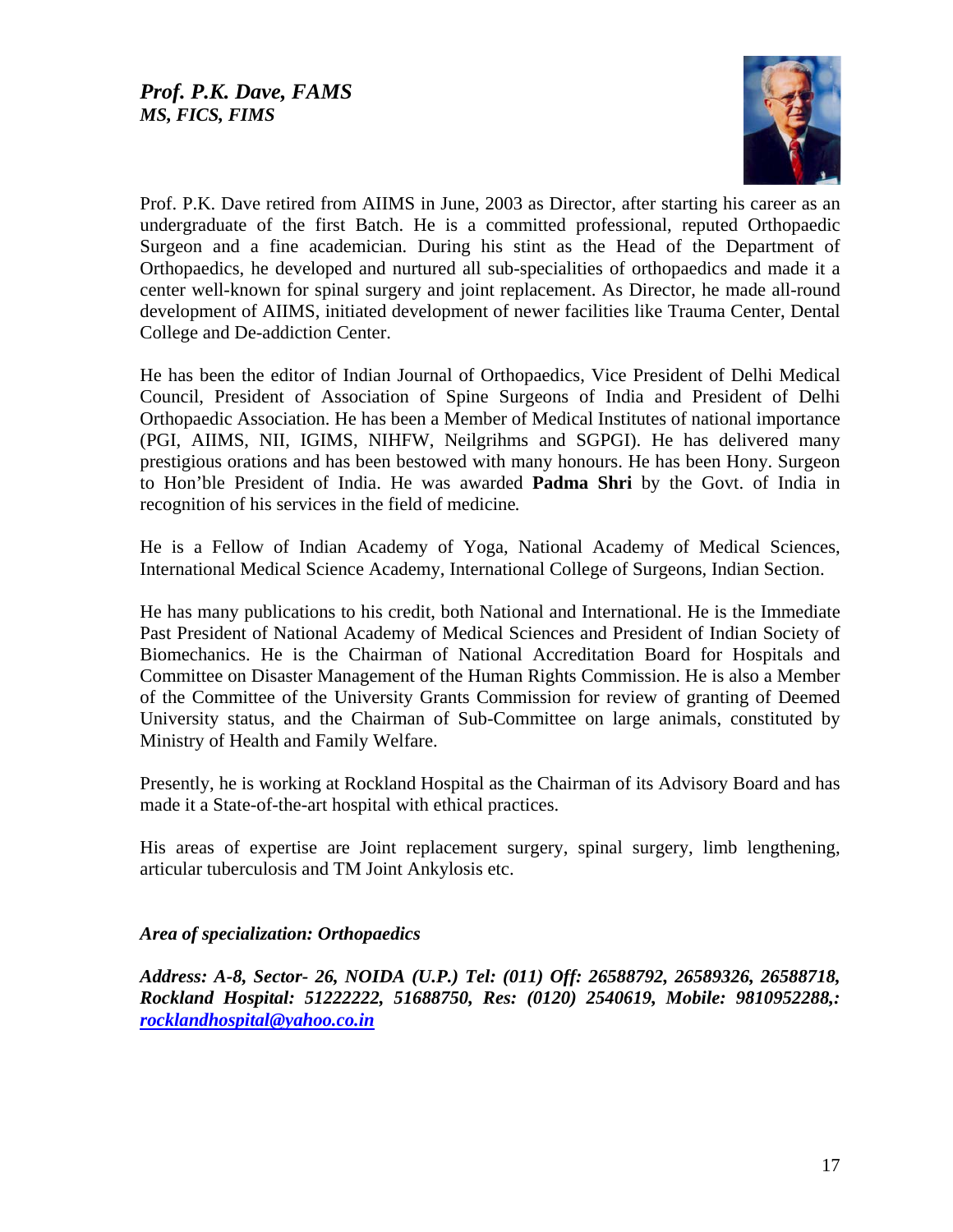## *Prof. P.K. Dave, FAMS*
### *MS, FICS, FIMS*

Prof. P.K. Dave retired from AIIMS in June, 2003 as Director, after starting his career as an undergraduate of the first Batch. He is a committed professional, reputed Orthopaedic Surgeon and a fine academician. During his stint as the Head of the Department of Orthopaedics, he developed and nurtured all sub-specialities of orthopaedics and made it a center well-known for spinal surgery and joint replacement. As Director, he made all-round development of AIIMS, initiated development of newer facilities like Trauma Center, Dental College and De-addiction Center.

He has been the editor of Indian Journal of Orthopaedics, Vice President of Delhi Medical Council, President of Association of Spine Surgeons of India and President of Delhi Orthopaedic Association. He has been a Member of Medical Institutes of national importance (PGI, AIIMS, NII, IGIMS, NIHFW, Neilgrihms and SGPGI). He has delivered many prestigious orations and has been bestowed with many honours. He has been Hony. Surgeon to Hon'ble President of India. He was awarded **Padma Shri** by the Govt. of India in recognition of his services in the field of medicine.

He is a Fellow of Indian Academy of Yoga, National Academy of Medical Sciences, International Medical Science Academy, International College of Surgeons, Indian Section.

He has many publications to his credit, both National and International. He is the Immediate Past President of National Academy of Medical Sciences and President of Indian Society of Biomechanics. He is the Chairman of National Accreditation Board for Hospitals and Committee on Disaster Management of the Human Rights Commission. He is also a Member of the Committee of the University Grants Commission for review of granting of Deemed University status, and the Chairman of Sub-Committee on large animals, constituted by Ministry of Health and Family Welfare.

Presently, he is working at Rockland Hospital as the Chairman of its Advisory Board and has made it a State-of-the-art hospital with ethical practices.

His areas of expertise are Joint replacement surgery, spinal surgery, limb lengthening, articular tuberculosis and TM Joint Ankylosis etc.

***Area of specialization: Orthopaedics***

***Address: A-8, Sector- 26, NOIDA (U.P.) Tel: (011) Off: 26588792, 26589326, 26588718, Rockland Hospital: 51222222, 51688750, Res: (0120) 2540619, Mobile: 9810952288,: rocklandhospital@yahoo.co.in***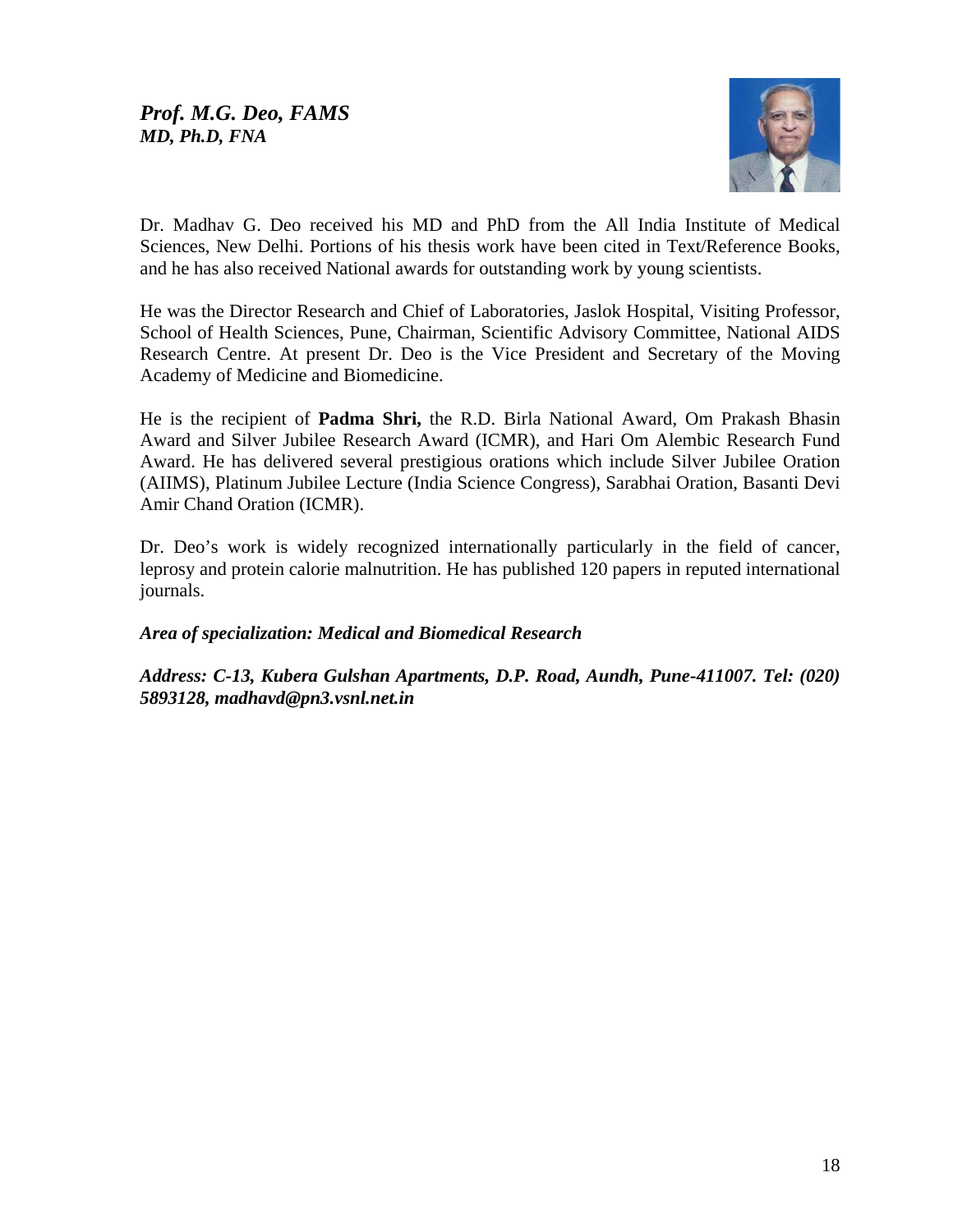## *Prof. M.G. Deo, FAMS*
### *MD, Ph.D, FNA*

Dr. Madhav G. Deo received his MD and PhD from the All India Institute of Medical Sciences, New Delhi. Portions of his thesis work have been cited in Text/Reference Books, and he has also received National awards for outstanding work by young scientists.

He was the Director Research and Chief of Laboratories, Jaslok Hospital, Visiting Professor, School of Health Sciences, Pune, Chairman, Scientific Advisory Committee, National AIDS Research Centre. At present Dr. Deo is the Vice President and Secretary of the Moving Academy of Medicine and Biomedicine.

He is the recipient of **Padma Shri,** the R.D. Birla National Award, Om Prakash Bhasin Award and Silver Jubilee Research Award (ICMR), and Hari Om Alembic Research Fund Award. He has delivered several prestigious orations which include Silver Jubilee Oration (AIIMS), Platinum Jubilee Lecture (India Science Congress), Sarabhai Oration, Basanti Devi Amir Chand Oration (ICMR).

Dr. Deo's work is widely recognized internationally particularly in the field of cancer, leprosy and protein calorie malnutrition. He has published 120 papers in reputed international journals.

***Area of specialization: Medical and Biomedical Research***

***Address: C-13, Kubera Gulshan Apartments, D.P. Road, Aundh, Pune-411007. Tel: (020) 5893128, madhavd@pn3.vsnl.net.in***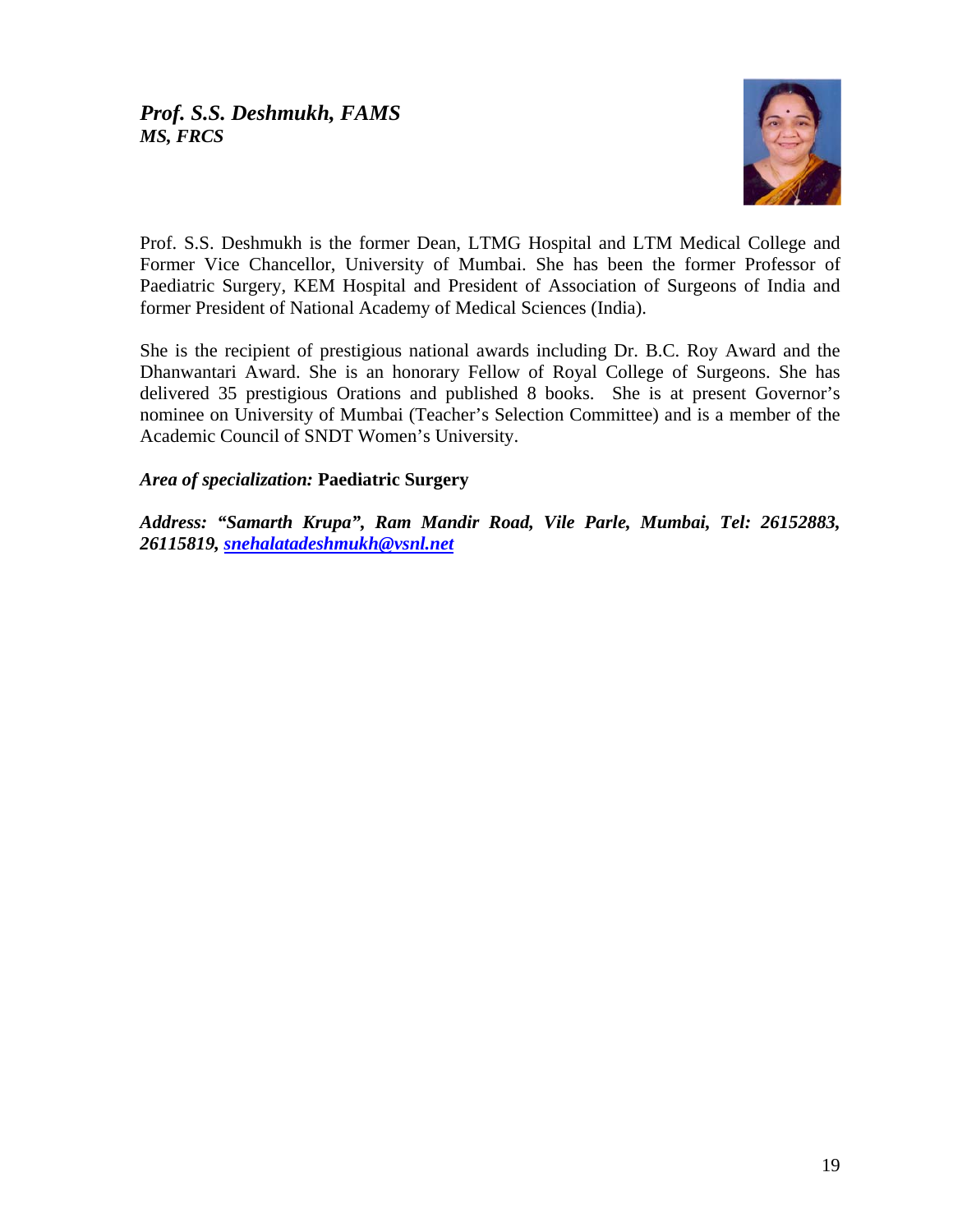***Prof. S.S. Deshmukh, FAMS***
***MS, FRCS***

Prof. S.S. Deshmukh is the former Dean, LTMG Hospital and LTM Medical College and Former Vice Chancellor, University of Mumbai. She has been the former Professor of Paediatric Surgery, KEM Hospital and President of Association of Surgeons of India and former President of National Academy of Medical Sciences (India).

She is the recipient of prestigious national awards including Dr. B.C. Roy Award and the Dhanwantari Award. She is an honorary Fellow of Royal College of Surgeons. She has delivered 35 prestigious Orations and published 8 books. She is at present Governor's nominee on University of Mumbai (Teacher's Selection Committee) and is a member of the Academic Council of SNDT Women's University.

***Area of specialization:*** **Paediatric Surgery**

***Address: "Samarth Krupa", Ram Mandir Road, Vile Parle, Mumbai, Tel: 26152883, 26115819, snehalatadeshmukh@vsnl.net***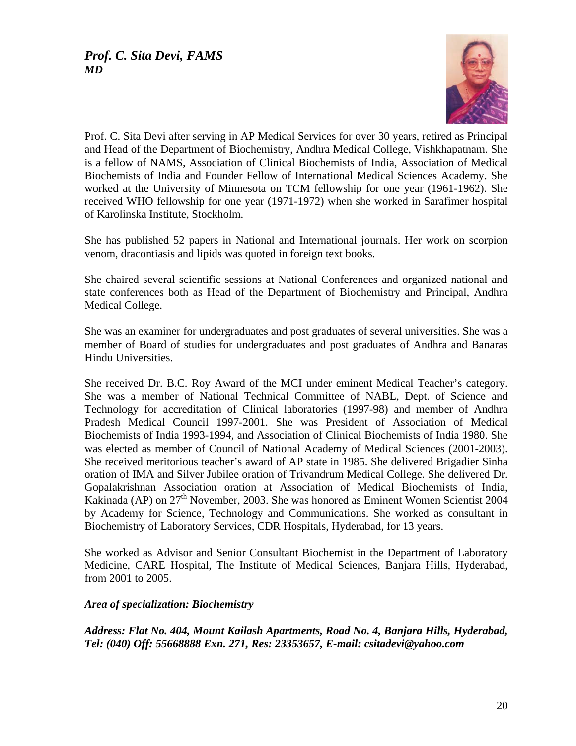## *Prof. C. Sita Devi, FAMS*
***MD***

Prof. C. Sita Devi after serving in AP Medical Services for over 30 years, retired as Principal and Head of the Department of Biochemistry, Andhra Medical College, Vishkhapatnam. She is a fellow of NAMS, Association of Clinical Biochemists of India, Association of Medical Biochemists of India and Founder Fellow of International Medical Sciences Academy. She worked at the University of Minnesota on TCM fellowship for one year (1961-1962). She received WHO fellowship for one year (1971-1972) when she worked in Sarafimer hospital of Karolinska Institute, Stockholm.

She has published 52 papers in National and International journals. Her work on scorpion venom, dracontiasis and lipids was quoted in foreign text books.

She chaired several scientific sessions at National Conferences and organized national and state conferences both as Head of the Department of Biochemistry and Principal, Andhra Medical College.

She was an examiner for undergraduates and post graduates of several universities. She was a member of Board of studies for undergraduates and post graduates of Andhra and Banaras Hindu Universities.

She received Dr. B.C. Roy Award of the MCI under eminent Medical Teacher's category. She was a member of National Technical Committee of NABL, Dept. of Science and Technology for accreditation of Clinical laboratories (1997-98) and member of Andhra Pradesh Medical Council 1997-2001. She was President of Association of Medical Biochemists of India 1993-1994, and Association of Clinical Biochemists of India 1980. She was elected as member of Council of National Academy of Medical Sciences (2001-2003). She received meritorious teacher's award of AP state in 1985. She delivered Brigadier Sinha oration of IMA and Silver Jubilee oration of Trivandrum Medical College. She delivered Dr. Gopalakrishnan Association oration at Association of Medical Biochemists of India, Kakinada (AP) on 27th November, 2003. She was honored as Eminent Women Scientist 2004 by Academy for Science, Technology and Communications. She worked as consultant in Biochemistry of Laboratory Services, CDR Hospitals, Hyderabad, for 13 years.

She worked as Advisor and Senior Consultant Biochemist in the Department of Laboratory Medicine, CARE Hospital, The Institute of Medical Sciences, Banjara Hills, Hyderabad, from 2001 to 2005.

***Area of specialization: Biochemistry***

***Address: Flat No. 404, Mount Kailash Apartments, Road No. 4, Banjara Hills, Hyderabad, Tel: (040) Off: 55668888 Exn. 271, Res: 23353657, E-mail: csitadevi@yahoo.com***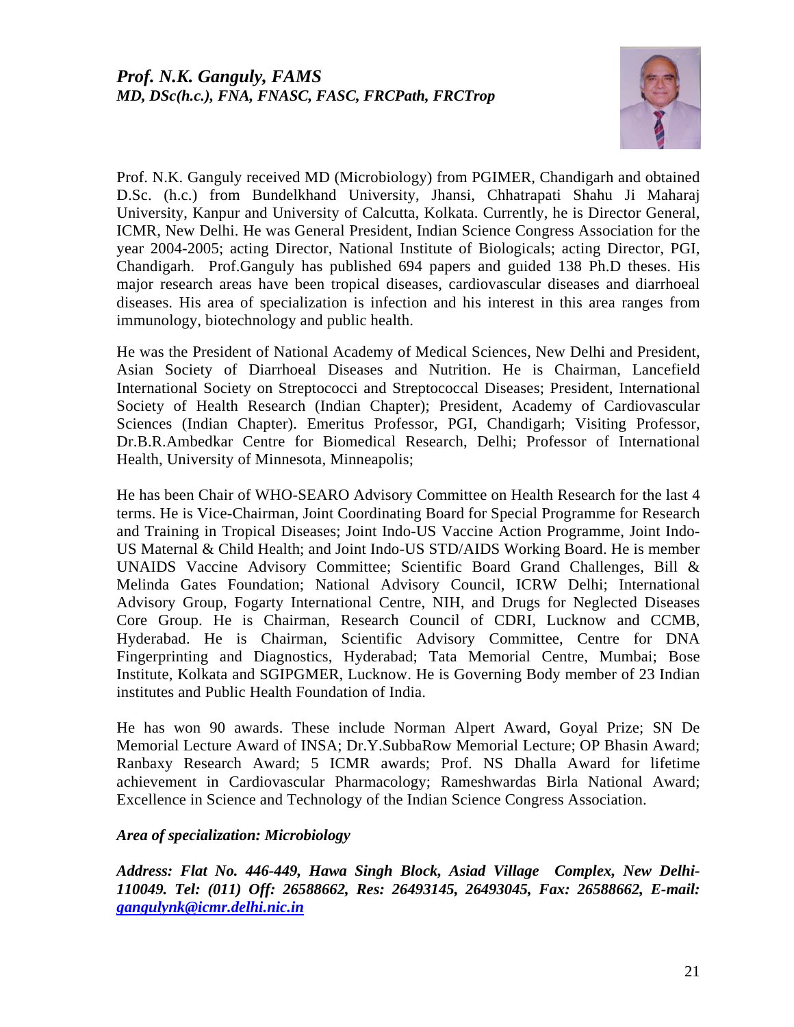## *Prof. N.K. Ganguly, FAMS*
### *MD, DSc(h.c.), FNA, FNASC, FASC, FRCPath, FRCTrop*

Prof. N.K. Ganguly received MD (Microbiology) from PGIMER, Chandigarh and obtained D.Sc. (h.c.) from Bundelkhand University, Jhansi, Chhatrapati Shahu Ji Maharaj University, Kanpur and University of Calcutta, Kolkata. Currently, he is Director General, ICMR, New Delhi. He was General President, Indian Science Congress Association for the year 2004-2005; acting Director, National Institute of Biologicals; acting Director, PGI, Chandigarh. Prof.Ganguly has published 694 papers and guided 138 Ph.D theses. His major research areas have been tropical diseases, cardiovascular diseases and diarrhoeal diseases. His area of specialization is infection and his interest in this area ranges from immunology, biotechnology and public health.

He was the President of National Academy of Medical Sciences, New Delhi and President, Asian Society of Diarrhoeal Diseases and Nutrition. He is Chairman, Lancefield International Society on Streptococci and Streptococcal Diseases; President, International Society of Health Research (Indian Chapter); President, Academy of Cardiovascular Sciences (Indian Chapter). Emeritus Professor, PGI, Chandigarh; Visiting Professor, Dr.B.R.Ambedkar Centre for Biomedical Research, Delhi; Professor of International Health, University of Minnesota, Minneapolis;

He has been Chair of WHO-SEARO Advisory Committee on Health Research for the last 4 terms. He is Vice-Chairman, Joint Coordinating Board for Special Programme for Research and Training in Tropical Diseases; Joint Indo-US Vaccine Action Programme, Joint Indo-US Maternal & Child Health; and Joint Indo-US STD/AIDS Working Board. He is member UNAIDS Vaccine Advisory Committee; Scientific Board Grand Challenges, Bill & Melinda Gates Foundation; National Advisory Council, ICRW Delhi; International Advisory Group, Fogarty International Centre, NIH, and Drugs for Neglected Diseases Core Group. He is Chairman, Research Council of CDRI, Lucknow and CCMB, Hyderabad. He is Chairman, Scientific Advisory Committee, Centre for DNA Fingerprinting and Diagnostics, Hyderabad; Tata Memorial Centre, Mumbai; Bose Institute, Kolkata and SGIPGMER, Lucknow. He is Governing Body member of 23 Indian institutes and Public Health Foundation of India.

He has won 90 awards. These include Norman Alpert Award, Goyal Prize; SN De Memorial Lecture Award of INSA; Dr.Y.SubbaRow Memorial Lecture; OP Bhasin Award; Ranbaxy Research Award; 5 ICMR awards; Prof. NS Dhalla Award for lifetime achievement in Cardiovascular Pharmacology; Rameshwardas Birla National Award; Excellence in Science and Technology of the Indian Science Congress Association.

***Area of specialization: Microbiology***

***Address: Flat No. 446-449, Hawa Singh Block, Asiad Village Complex, New Delhi-110049. Tel: (011) Off: 26588662, Res: 26493145, 26493045, Fax: 26588662, E-mail: gangulynk@icmr.delhi.nic.in***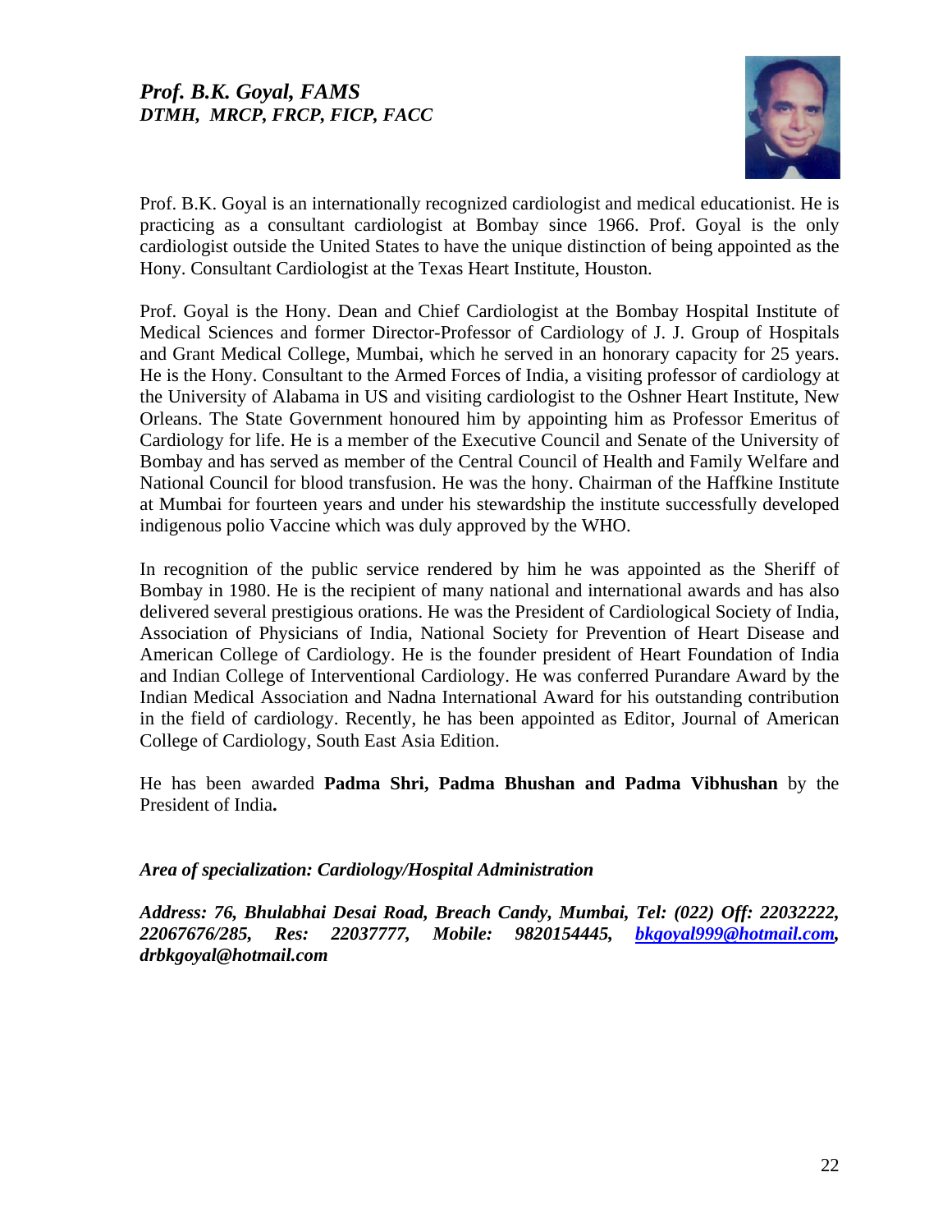## *Prof. B.K. Goyal, FAMS*
### *DTMH, MRCP, FRCP, FICP, FACC*

Prof. B.K. Goyal is an internationally recognized cardiologist and medical educationist. He is practicing as a consultant cardiologist at Bombay since 1966. Prof. Goyal is the only cardiologist outside the United States to have the unique distinction of being appointed as the Hony. Consultant Cardiologist at the Texas Heart Institute, Houston.

Prof. Goyal is the Hony. Dean and Chief Cardiologist at the Bombay Hospital Institute of Medical Sciences and former Director-Professor of Cardiology of J. J. Group of Hospitals and Grant Medical College, Mumbai, which he served in an honorary capacity for 25 years. He is the Hony. Consultant to the Armed Forces of India, a visiting professor of cardiology at the University of Alabama in US and visiting cardiologist to the Oshner Heart Institute, New Orleans. The State Government honoured him by appointing him as Professor Emeritus of Cardiology for life. He is a member of the Executive Council and Senate of the University of Bombay and has served as member of the Central Council of Health and Family Welfare and National Council for blood transfusion. He was the hony. Chairman of the Haffkine Institute at Mumbai for fourteen years and under his stewardship the institute successfully developed indigenous polio Vaccine which was duly approved by the WHO.

In recognition of the public service rendered by him he was appointed as the Sheriff of Bombay in 1980. He is the recipient of many national and international awards and has also delivered several prestigious orations. He was the President of Cardiological Society of India, Association of Physicians of India, National Society for Prevention of Heart Disease and American College of Cardiology. He is the founder president of Heart Foundation of India and Indian College of Interventional Cardiology. He was conferred Purandare Award by the Indian Medical Association and Nadna International Award for his outstanding contribution in the field of cardiology. Recently, he has been appointed as Editor, Journal of American College of Cardiology, South East Asia Edition.

He has been awarded **Padma Shri, Padma Bhushan and Padma Vibhushan** by the President of India**.**

***Area of specialization: Cardiology/Hospital Administration***

***Address: 76, Bhulabhai Desai Road, Breach Candy, Mumbai, Tel: (022) Off: 22032222, 22067676/285, Res: 22037777, Mobile: 9820154445, bkgoyal999@hotmail.com, drbkgoyal@hotmail.com***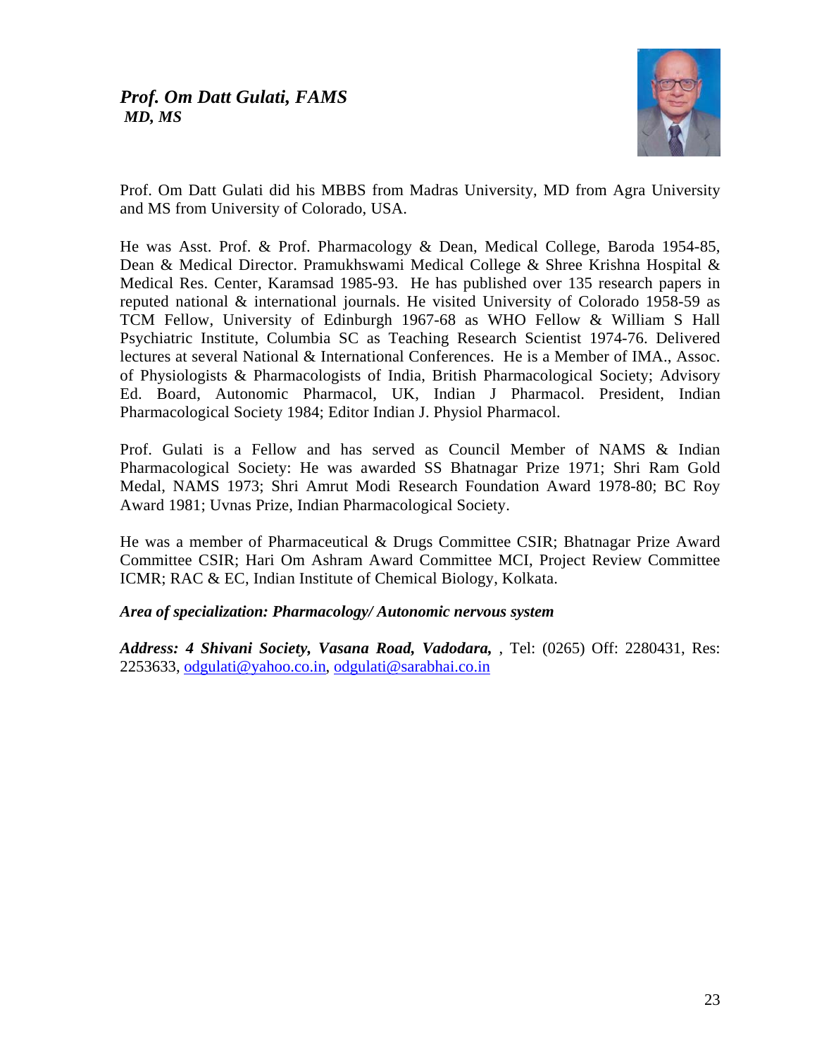## *Prof. Om Datt Gulati, FAMS*
***MD, MS***

Prof. Om Datt Gulati did his MBBS from Madras University, MD from Agra University and MS from University of Colorado, USA.

He was Asst. Prof. & Prof. Pharmacology & Dean, Medical College, Baroda 1954-85, Dean & Medical Director. Pramukhswami Medical College & Shree Krishna Hospital & Medical Res. Center, Karamsad 1985-93. He has published over 135 research papers in reputed national & international journals. He visited University of Colorado 1958-59 as TCM Fellow, University of Edinburgh 1967-68 as WHO Fellow & William S Hall Psychiatric Institute, Columbia SC as Teaching Research Scientist 1974-76. Delivered lectures at several National & International Conferences. He is a Member of IMA., Assoc. of Physiologists & Pharmacologists of India, British Pharmacological Society; Advisory Ed. Board, Autonomic Pharmacol, UK, Indian J Pharmacol. President, Indian Pharmacological Society 1984; Editor Indian J. Physiol Pharmacol.

Prof. Gulati is a Fellow and has served as Council Member of NAMS & Indian Pharmacological Society: He was awarded SS Bhatnagar Prize 1971; Shri Ram Gold Medal, NAMS 1973; Shri Amrut Modi Research Foundation Award 1978-80; BC Roy Award 1981; Uvnas Prize, Indian Pharmacological Society.

He was a member of Pharmaceutical & Drugs Committee CSIR; Bhatnagar Prize Award Committee CSIR; Hari Om Ashram Award Committee MCI, Project Review Committee ICMR; RAC & EC, Indian Institute of Chemical Biology, Kolkata.

***Area of specialization: Pharmacology/ Autonomic nervous system***

***Address: 4 Shivani Society, Vasana Road, Vadodara,*** , Tel: (0265) Off: 2280431, Res: 2253633, odgulati@yahoo.co.in, odgulati@sarabhai.co.in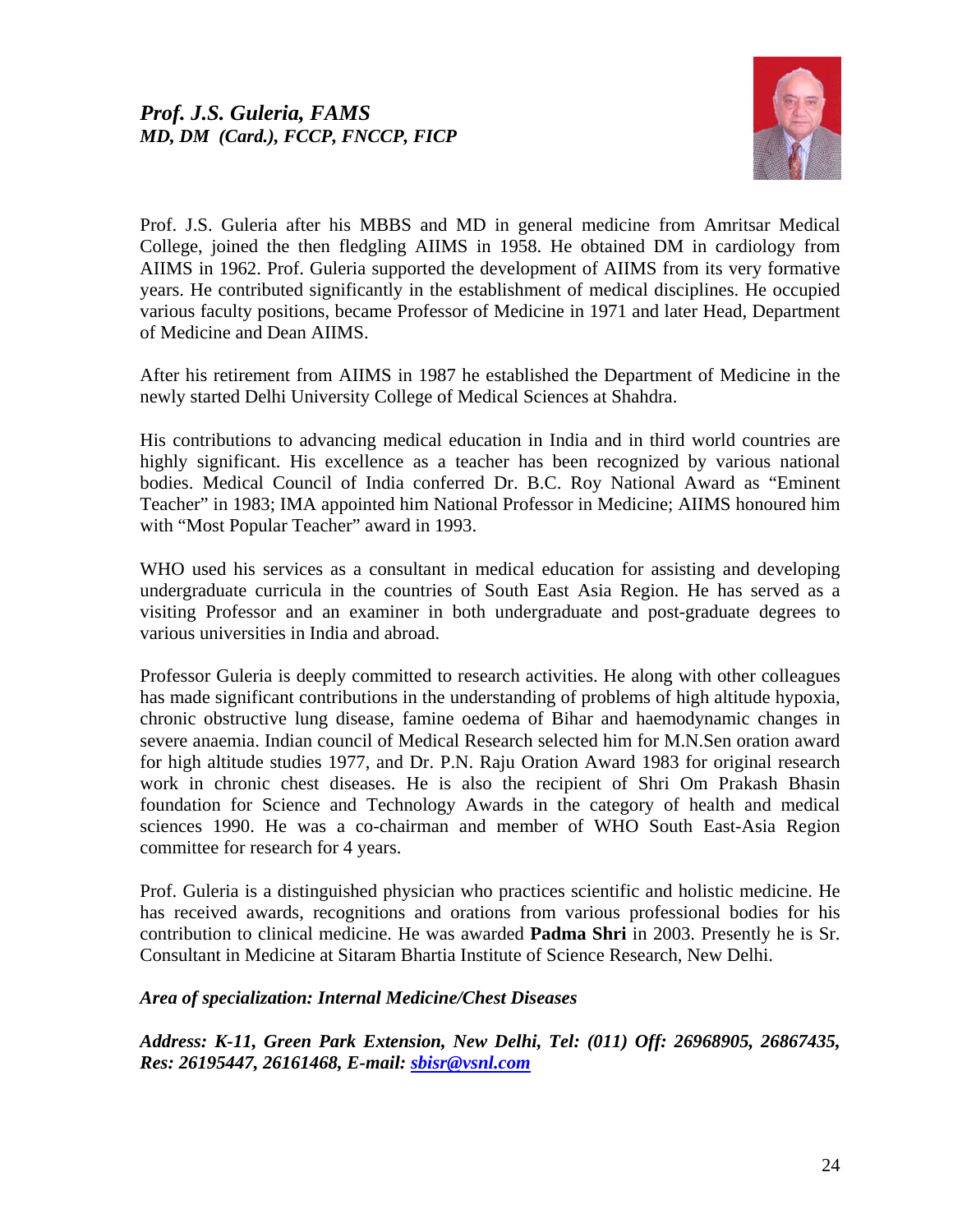## *Prof. J.S. Guleria, FAMS*
### *MD, DM (Card.), FCCP, FNCCP, FICP*

Prof. J.S. Guleria after his MBBS and MD in general medicine from Amritsar Medical College, joined the then fledgling AIIMS in 1958. He obtained DM in cardiology from AIIMS in 1962. Prof. Guleria supported the development of AIIMS from its very formative years. He contributed significantly in the establishment of medical disciplines. He occupied various faculty positions, became Professor of Medicine in 1971 and later Head, Department of Medicine and Dean AIIMS.

After his retirement from AIIMS in 1987 he established the Department of Medicine in the newly started Delhi University College of Medical Sciences at Shahdra.

His contributions to advancing medical education in India and in third world countries are highly significant. His excellence as a teacher has been recognized by various national bodies. Medical Council of India conferred Dr. B.C. Roy National Award as "Eminent Teacher" in 1983; IMA appointed him National Professor in Medicine; AIIMS honoured him with "Most Popular Teacher" award in 1993.

WHO used his services as a consultant in medical education for assisting and developing undergraduate curricula in the countries of South East Asia Region. He has served as a visiting Professor and an examiner in both undergraduate and post-graduate degrees to various universities in India and abroad.

Professor Guleria is deeply committed to research activities. He along with other colleagues has made significant contributions in the understanding of problems of high altitude hypoxia, chronic obstructive lung disease, famine oedema of Bihar and haemodynamic changes in severe anaemia. Indian council of Medical Research selected him for M.N.Sen oration award for high altitude studies 1977, and Dr. P.N. Raju Oration Award 1983 for original research work in chronic chest diseases. He is also the recipient of Shri Om Prakash Bhasin foundation for Science and Technology Awards in the category of health and medical sciences 1990. He was a co-chairman and member of WHO South East-Asia Region committee for research for 4 years.

Prof. Guleria is a distinguished physician who practices scientific and holistic medicine. He has received awards, recognitions and orations from various professional bodies for his contribution to clinical medicine. He was awarded **Padma Shri** in 2003. Presently he is Sr. Consultant in Medicine at Sitaram Bhartia Institute of Science Research, New Delhi.

***Area of specialization: Internal Medicine/Chest Diseases***

***Address: K-11, Green Park Extension, New Delhi, Tel: (011) Off: 26968905, 26867435, Res: 26195447, 26161468, E-mail: sbisr@vsnl.com***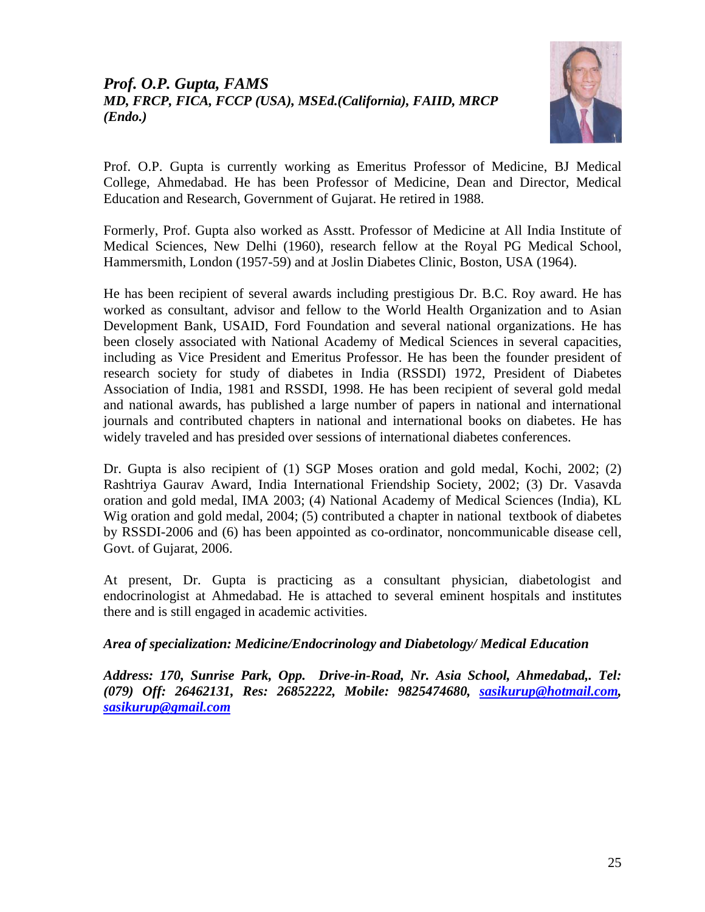## *Prof. O.P. Gupta, FAMS*

***MD, FRCP, FICA, FCCP (USA), MSEd.(California), FAIID, MRCP (Endo.)***

Prof. O.P. Gupta is currently working as Emeritus Professor of Medicine, BJ Medical College, Ahmedabad. He has been Professor of Medicine, Dean and Director, Medical Education and Research, Government of Gujarat. He retired in 1988.

Formerly, Prof. Gupta also worked as Asstt. Professor of Medicine at All India Institute of Medical Sciences, New Delhi (1960), research fellow at the Royal PG Medical School, Hammersmith, London (1957-59) and at Joslin Diabetes Clinic, Boston, USA (1964).

He has been recipient of several awards including prestigious Dr. B.C. Roy award. He has worked as consultant, advisor and fellow to the World Health Organization and to Asian Development Bank, USAID, Ford Foundation and several national organizations. He has been closely associated with National Academy of Medical Sciences in several capacities, including as Vice President and Emeritus Professor. He has been the founder president of research society for study of diabetes in India (RSSDI) 1972, President of Diabetes Association of India, 1981 and RSSDI, 1998. He has been recipient of several gold medal and national awards, has published a large number of papers in national and international journals and contributed chapters in national and international books on diabetes. He has widely traveled and has presided over sessions of international diabetes conferences.

Dr. Gupta is also recipient of (1) SGP Moses oration and gold medal, Kochi, 2002; (2) Rashtriya Gaurav Award, India International Friendship Society, 2002; (3) Dr. Vasavda oration and gold medal, IMA 2003; (4) National Academy of Medical Sciences (India), KL Wig oration and gold medal, 2004; (5) contributed a chapter in national textbook of diabetes by RSSDI-2006 and (6) has been appointed as co-ordinator, noncommunicable disease cell, Govt. of Gujarat, 2006.

At present, Dr. Gupta is practicing as a consultant physician, diabetologist and endocrinologist at Ahmedabad. He is attached to several eminent hospitals and institutes there and is still engaged in academic activities.

***Area of specialization: Medicine/Endocrinology and Diabetology/ Medical Education***

***Address: 170, Sunrise Park, Opp. Drive-in-Road, Nr. Asia School, Ahmedabad,. Tel: (079) Off: 26462131, Res: 26852222, Mobile: 9825474680, sasikurup@hotmail.com, sasikurup@gmail.com***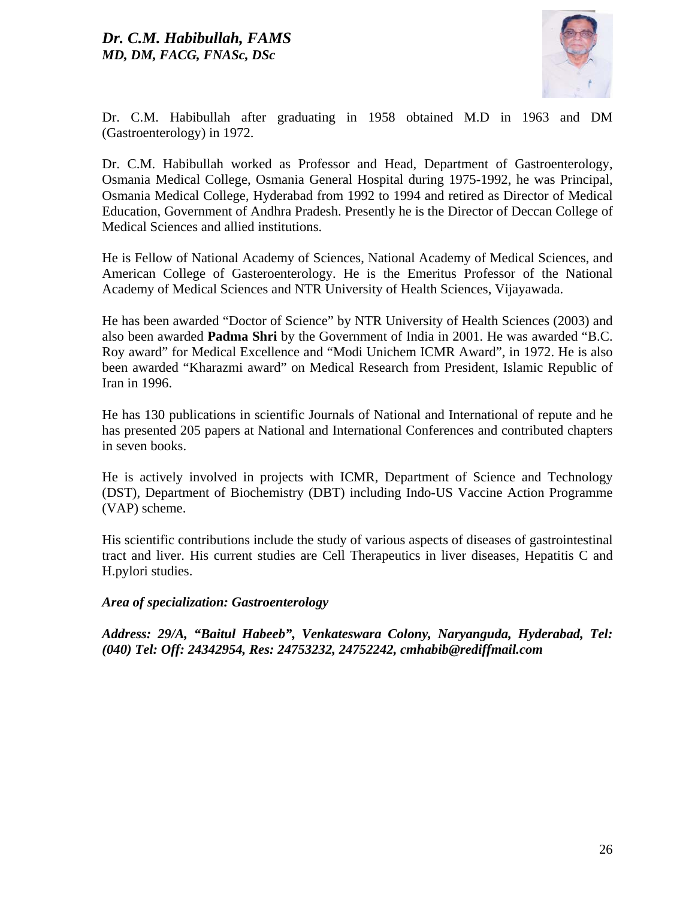## *Dr. C.M. Habibullah, FAMS*
### *MD, DM, FACG, FNASc, DSc*

Dr. C.M. Habibullah after graduating in 1958 obtained M.D in 1963 and DM (Gastroenterology) in 1972.

Dr. C.M. Habibullah worked as Professor and Head, Department of Gastroenterology, Osmania Medical College, Osmania General Hospital during 1975-1992, he was Principal, Osmania Medical College, Hyderabad from 1992 to 1994 and retired as Director of Medical Education, Government of Andhra Pradesh. Presently he is the Director of Deccan College of Medical Sciences and allied institutions.

He is Fellow of National Academy of Sciences, National Academy of Medical Sciences, and American College of Gasteroenterology. He is the Emeritus Professor of the National Academy of Medical Sciences and NTR University of Health Sciences, Vijayawada.

He has been awarded "Doctor of Science" by NTR University of Health Sciences (2003) and also been awarded **Padma Shri** by the Government of India in 2001. He was awarded "B.C. Roy award" for Medical Excellence and "Modi Unichem ICMR Award", in 1972. He is also been awarded "Kharazmi award" on Medical Research from President, Islamic Republic of Iran in 1996.

He has 130 publications in scientific Journals of National and International of repute and he has presented 205 papers at National and International Conferences and contributed chapters in seven books.

He is actively involved in projects with ICMR, Department of Science and Technology (DST), Department of Biochemistry (DBT) including Indo-US Vaccine Action Programme (VAP) scheme.

His scientific contributions include the study of various aspects of diseases of gastrointestinal tract and liver. His current studies are Cell Therapeutics in liver diseases, Hepatitis C and H.pylori studies.

***Area of specialization: Gastroenterology***

***Address: 29/A, "Baitul Habeeb", Venkateswara Colony, Naryanguda, Hyderabad, Tel: (040) Tel: Off: 24342954, Res: 24753232, 24752242, cmhabib@rediffmail.com***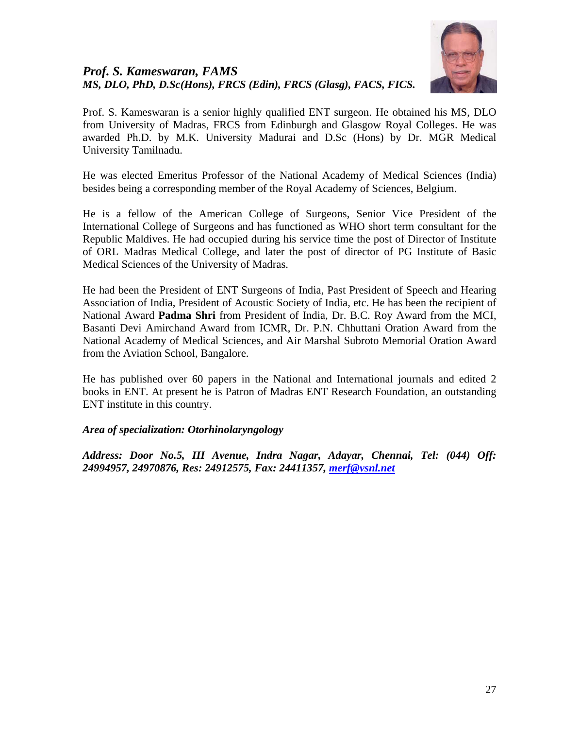## *Prof. S. Kameswaran, FAMS*
### *MS, DLO, PhD, D.Sc(Hons), FRCS (Edin), FRCS (Glasg), FACS, FICS.*

Prof. S. Kameswaran is a senior highly qualified ENT surgeon. He obtained his MS, DLO from University of Madras, FRCS from Edinburgh and Glasgow Royal Colleges. He was awarded Ph.D. by M.K. University Madurai and D.Sc (Hons) by Dr. MGR Medical University Tamilnadu.

He was elected Emeritus Professor of the National Academy of Medical Sciences (India) besides being a corresponding member of the Royal Academy of Sciences, Belgium.

He is a fellow of the American College of Surgeons, Senior Vice President of the International College of Surgeons and has functioned as WHO short term consultant for the Republic Maldives. He had occupied during his service time the post of Director of Institute of ORL Madras Medical College, and later the post of director of PG Institute of Basic Medical Sciences of the University of Madras.

He had been the President of ENT Surgeons of India, Past President of Speech and Hearing Association of India, President of Acoustic Society of India, etc. He has been the recipient of National Award **Padma Shri** from President of India, Dr. B.C. Roy Award from the MCI, Basanti Devi Amirchand Award from ICMR, Dr. P.N. Chhuttani Oration Award from the National Academy of Medical Sciences, and Air Marshal Subroto Memorial Oration Award from the Aviation School, Bangalore.

He has published over 60 papers in the National and International journals and edited 2 books in ENT. At present he is Patron of Madras ENT Research Foundation, an outstanding ENT institute in this country.

***Area of specialization: Otorhinolaryngology***

***Address: Door No.5, III Avenue, Indra Nagar, Adayar, Chennai, Tel: (044) Off: 24994957, 24970876, Res: 24912575, Fax: 24411357, merf@vsnl.net***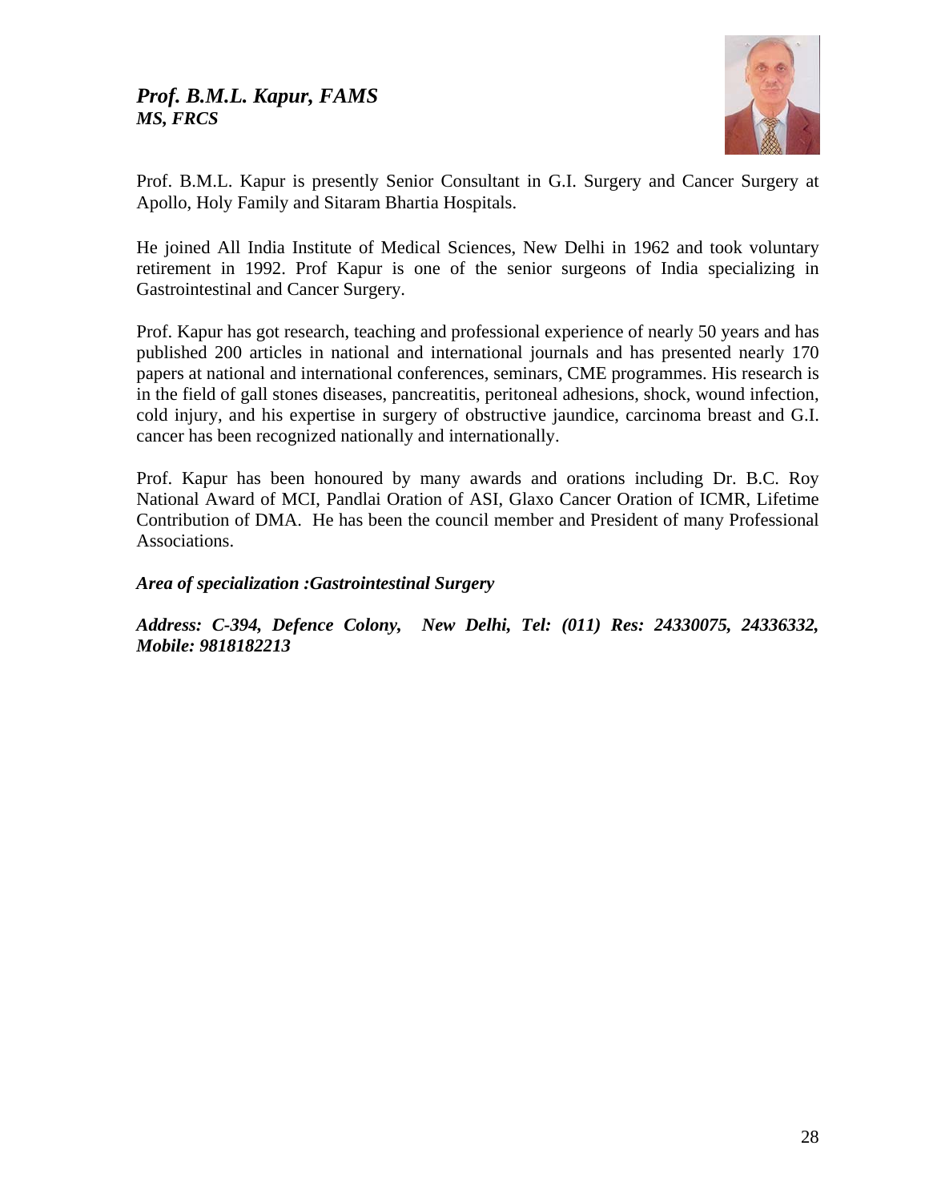## *Prof. B.M.L. Kapur, FAMS*
### *MS, FRCS*

Prof. B.M.L. Kapur is presently Senior Consultant in G.I. Surgery and Cancer Surgery at Apollo, Holy Family and Sitaram Bhartia Hospitals.

He joined All India Institute of Medical Sciences, New Delhi in 1962 and took voluntary retirement in 1992. Prof Kapur is one of the senior surgeons of India specializing in Gastrointestinal and Cancer Surgery.

Prof. Kapur has got research, teaching and professional experience of nearly 50 years and has published 200 articles in national and international journals and has presented nearly 170 papers at national and international conferences, seminars, CME programmes. His research is in the field of gall stones diseases, pancreatitis, peritoneal adhesions, shock, wound infection, cold injury, and his expertise in surgery of obstructive jaundice, carcinoma breast and G.I. cancer has been recognized nationally and internationally.

Prof. Kapur has been honoured by many awards and orations including Dr. B.C. Roy National Award of MCI, Pandlai Oration of ASI, Glaxo Cancer Oration of ICMR, Lifetime Contribution of DMA. He has been the council member and President of many Professional Associations.

***Area of specialization :Gastrointestinal Surgery***

***Address: C-394, Defence Colony, New Delhi, Tel: (011) Res: 24330075, 24336332, Mobile: 9818182213***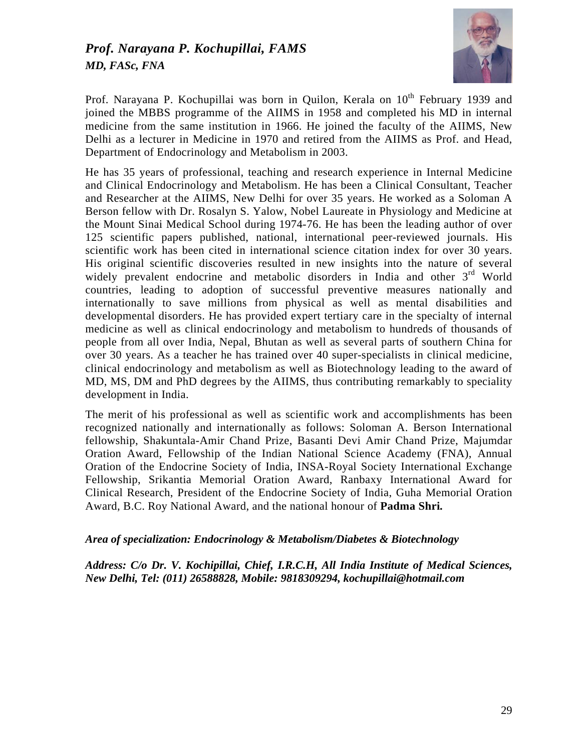## *Prof. Narayana P. Kochupillai, FAMS*
### *MD, FASc, FNA*

Prof. Narayana P. Kochupillai was born in Quilon, Kerala on 10th February 1939 and joined the MBBS programme of the AIIMS in 1958 and completed his MD in internal medicine from the same institution in 1966. He joined the faculty of the AIIMS, New Delhi as a lecturer in Medicine in 1970 and retired from the AIIMS as Prof. and Head, Department of Endocrinology and Metabolism in 2003.

He has 35 years of professional, teaching and research experience in Internal Medicine and Clinical Endocrinology and Metabolism. He has been a Clinical Consultant, Teacher and Researcher at the AIIMS, New Delhi for over 35 years. He worked as a Soloman A Berson fellow with Dr. Rosalyn S. Yalow, Nobel Laureate in Physiology and Medicine at the Mount Sinai Medical School during 1974-76. He has been the leading author of over 125 scientific papers published, national, international peer-reviewed journals. His scientific work has been cited in international science citation index for over 30 years. His original scientific discoveries resulted in new insights into the nature of several widely prevalent endocrine and metabolic disorders in India and other 3rd World countries, leading to adoption of successful preventive measures nationally and internationally to save millions from physical as well as mental disabilities and developmental disorders. He has provided expert tertiary care in the specialty of internal medicine as well as clinical endocrinology and metabolism to hundreds of thousands of people from all over India, Nepal, Bhutan as well as several parts of southern China for over 30 years. As a teacher he has trained over 40 super-specialists in clinical medicine, clinical endocrinology and metabolism as well as Biotechnology leading to the award of MD, MS, DM and PhD degrees by the AIIMS, thus contributing remarkably to speciality development in India.

The merit of his professional as well as scientific work and accomplishments has been recognized nationally and internationally as follows: Soloman A. Berson International fellowship, Shakuntala-Amir Chand Prize, Basanti Devi Amir Chand Prize, Majumdar Oration Award, Fellowship of the Indian National Science Academy (FNA), Annual Oration of the Endocrine Society of India, INSA-Royal Society International Exchange Fellowship, Srikantia Memorial Oration Award, Ranbaxy International Award for Clinical Research, President of the Endocrine Society of India, Guha Memorial Oration Award, B.C. Roy National Award, and the national honour of **Padma Shri.**

***Area of specialization: Endocrinology & Metabolism/Diabetes & Biotechnology***

***Address: C/o Dr. V. Kochipillai, Chief, I.R.C.H, All India Institute of Medical Sciences, New Delhi, Tel: (011) 26588828, Mobile: 9818309294, kochupillai@hotmail.com***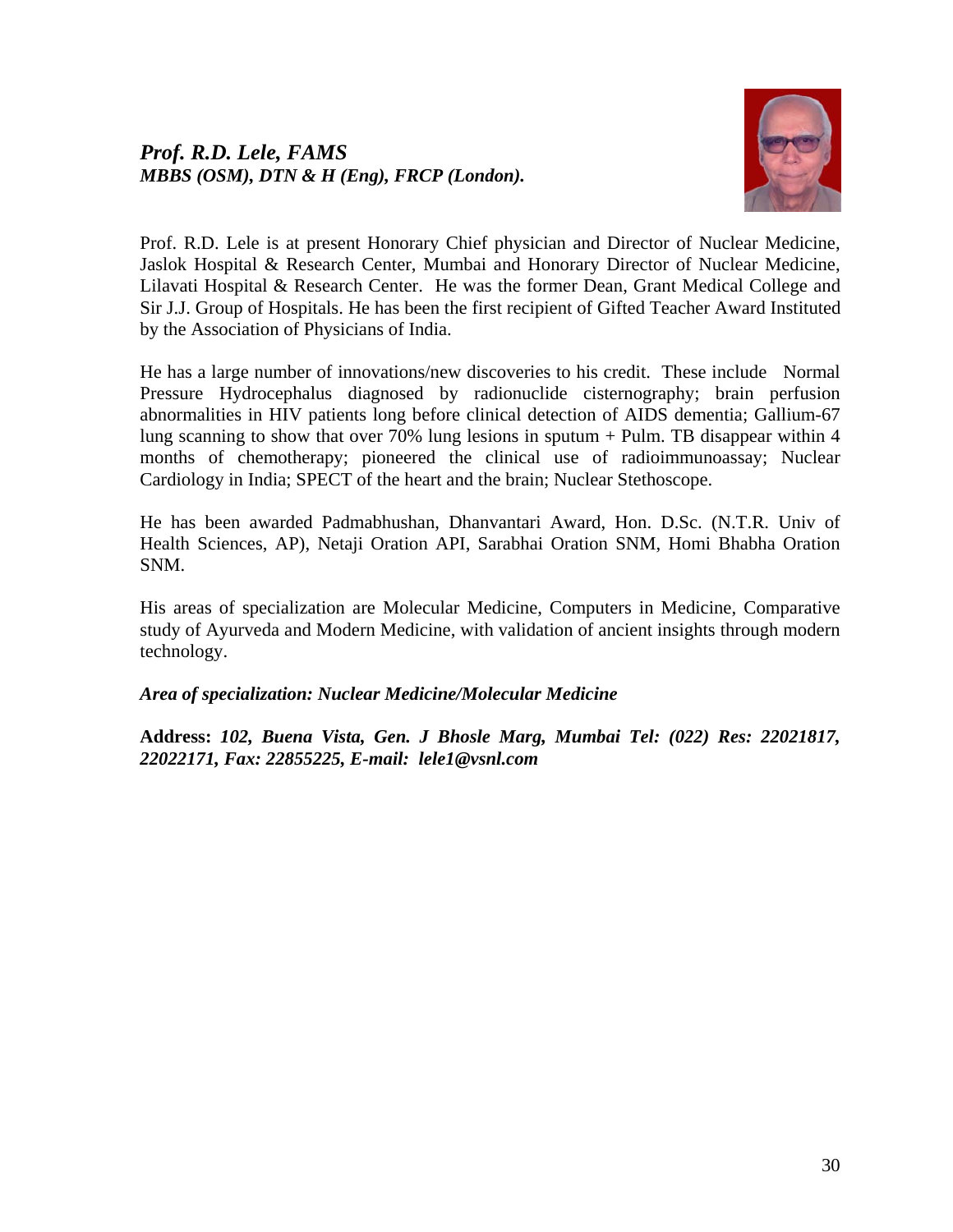### *Prof. R.D. Lele, FAMS*
***MBBS (OSM), DTN & H (Eng), FRCP (London).***

Prof. R.D. Lele is at present Honorary Chief physician and Director of Nuclear Medicine, Jaslok Hospital & Research Center, Mumbai and Honorary Director of Nuclear Medicine, Lilavati Hospital & Research Center. He was the former Dean, Grant Medical College and Sir J.J. Group of Hospitals. He has been the first recipient of Gifted Teacher Award Instituted by the Association of Physicians of India.

He has a large number of innovations/new discoveries to his credit. These include Normal Pressure Hydrocephalus diagnosed by radionuclide cisternography; brain perfusion abnormalities in HIV patients long before clinical detection of AIDS dementia; Gallium-67 lung scanning to show that over 70% lung lesions in sputum + Pulm. TB disappear within 4 months of chemotherapy; pioneered the clinical use of radioimmunoassay; Nuclear Cardiology in India; SPECT of the heart and the brain; Nuclear Stethoscope.

He has been awarded Padmabhushan, Dhanvantari Award, Hon. D.Sc. (N.T.R. Univ of Health Sciences, AP), Netaji Oration API, Sarabhai Oration SNM, Homi Bhabha Oration SNM.

His areas of specialization are Molecular Medicine, Computers in Medicine, Comparative study of Ayurveda and Modern Medicine, with validation of ancient insights through modern technology.

***Area of specialization: Nuclear Medicine/Molecular Medicine***

**Address:** ***102, Buena Vista, Gen. J Bhosle Marg, Mumbai Tel: (022) Res: 22021817, 22022171, Fax: 22855225, E-mail: lele1@vsnl.com***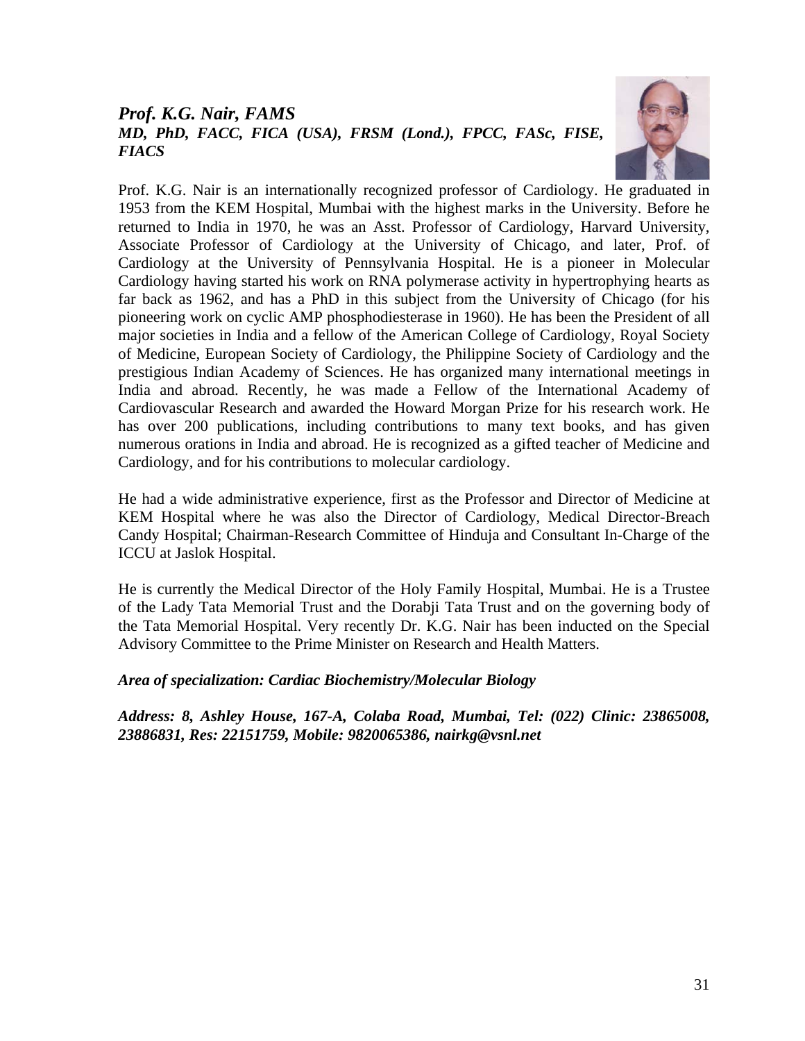### *Prof. K.G. Nair, FAMS*
***MD, PhD, FACC, FICA (USA), FRSM (Lond.), FPCC, FASc, FISE, FIACS***

Prof. K.G. Nair is an internationally recognized professor of Cardiology. He graduated in 1953 from the KEM Hospital, Mumbai with the highest marks in the University. Before he returned to India in 1970, he was an Asst. Professor of Cardiology, Harvard University, Associate Professor of Cardiology at the University of Chicago, and later, Prof. of Cardiology at the University of Pennsylvania Hospital. He is a pioneer in Molecular Cardiology having started his work on RNA polymerase activity in hypertrophying hearts as far back as 1962, and has a PhD in this subject from the University of Chicago (for his pioneering work on cyclic AMP phosphodiesterase in 1960). He has been the President of all major societies in India and a fellow of the American College of Cardiology, Royal Society of Medicine, European Society of Cardiology, the Philippine Society of Cardiology and the prestigious Indian Academy of Sciences. He has organized many international meetings in India and abroad. Recently, he was made a Fellow of the International Academy of Cardiovascular Research and awarded the Howard Morgan Prize for his research work. He has over 200 publications, including contributions to many text books, and has given numerous orations in India and abroad. He is recognized as a gifted teacher of Medicine and Cardiology, and for his contributions to molecular cardiology.

He had a wide administrative experience, first as the Professor and Director of Medicine at KEM Hospital where he was also the Director of Cardiology, Medical Director-Breach Candy Hospital; Chairman-Research Committee of Hinduja and Consultant In-Charge of the ICCU at Jaslok Hospital.

He is currently the Medical Director of the Holy Family Hospital, Mumbai. He is a Trustee of the Lady Tata Memorial Trust and the Dorabji Tata Trust and on the governing body of the Tata Memorial Hospital. Very recently Dr. K.G. Nair has been inducted on the Special Advisory Committee to the Prime Minister on Research and Health Matters.

***Area of specialization: Cardiac Biochemistry/Molecular Biology***

***Address: 8, Ashley House, 167-A, Colaba Road, Mumbai, Tel: (022) Clinic: 23865008, 23886831, Res: 22151759, Mobile: 9820065386, nairkg@vsnl.net***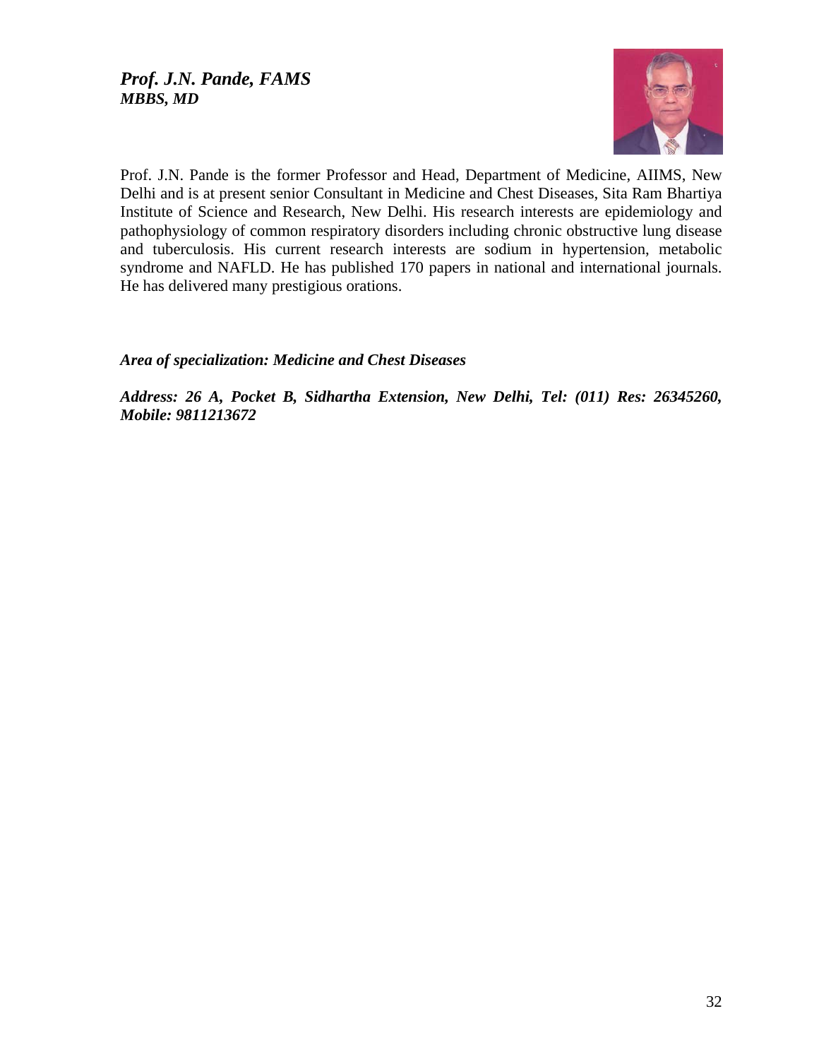## *Prof. J.N. Pande, FAMS*
### *MBBS, MD*

Prof. J.N. Pande is the former Professor and Head, Department of Medicine, AIIMS, New Delhi and is at present senior Consultant in Medicine and Chest Diseases, Sita Ram Bhartiya Institute of Science and Research, New Delhi. His research interests are epidemiology and pathophysiology of common respiratory disorders including chronic obstructive lung disease and tuberculosis. His current research interests are sodium in hypertension, metabolic syndrome and NAFLD. He has published 170 papers in national and international journals. He has delivered many prestigious orations.

***Area of specialization: Medicine and Chest Diseases***

***Address: 26 A, Pocket B, Sidhartha Extension, New Delhi, Tel: (011) Res: 26345260, Mobile: 9811213672***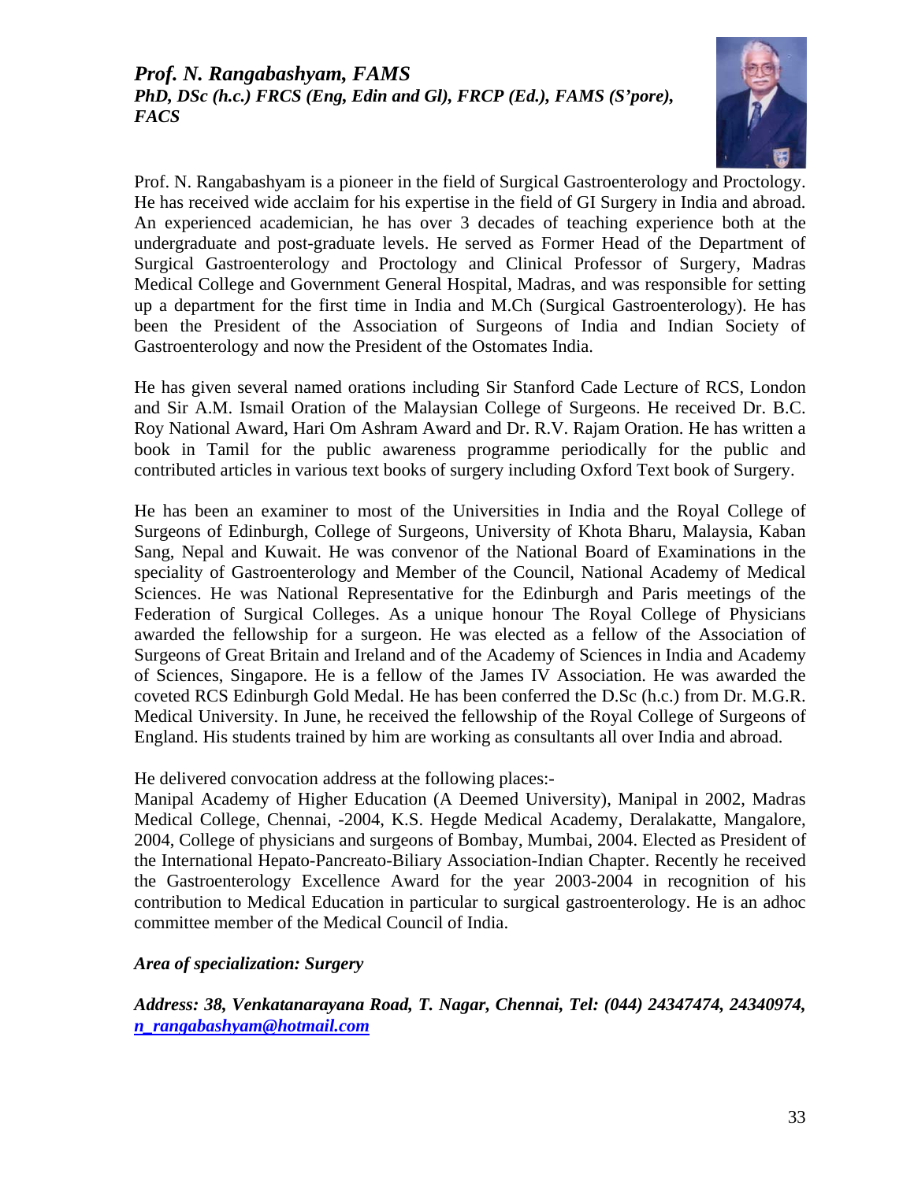## *Prof. N. Rangabashyam, FAMS*
### *PhD, DSc (h.c.) FRCS (Eng, Edin and Gl), FRCP (Ed.), FAMS (S'pore), FACS*

Prof. N. Rangabashyam is a pioneer in the field of Surgical Gastroenterology and Proctology. He has received wide acclaim for his expertise in the field of GI Surgery in India and abroad. An experienced academician, he has over 3 decades of teaching experience both at the undergraduate and post-graduate levels. He served as Former Head of the Department of Surgical Gastroenterology and Proctology and Clinical Professor of Surgery, Madras Medical College and Government General Hospital, Madras, and was responsible for setting up a department for the first time in India and M.Ch (Surgical Gastroenterology). He has been the President of the Association of Surgeons of India and Indian Society of Gastroenterology and now the President of the Ostomates India.

He has given several named orations including Sir Stanford Cade Lecture of RCS, London and Sir A.M. Ismail Oration of the Malaysian College of Surgeons. He received Dr. B.C. Roy National Award, Hari Om Ashram Award and Dr. R.V. Rajam Oration. He has written a book in Tamil for the public awareness programme periodically for the public and contributed articles in various text books of surgery including Oxford Text book of Surgery.

He has been an examiner to most of the Universities in India and the Royal College of Surgeons of Edinburgh, College of Surgeons, University of Khota Bharu, Malaysia, Kaban Sang, Nepal and Kuwait. He was convenor of the National Board of Examinations in the speciality of Gastroenterology and Member of the Council, National Academy of Medical Sciences. He was National Representative for the Edinburgh and Paris meetings of the Federation of Surgical Colleges. As a unique honour The Royal College of Physicians awarded the fellowship for a surgeon. He was elected as a fellow of the Association of Surgeons of Great Britain and Ireland and of the Academy of Sciences in India and Academy of Sciences, Singapore. He is a fellow of the James IV Association. He was awarded the coveted RCS Edinburgh Gold Medal. He has been conferred the D.Sc (h.c.) from Dr. M.G.R. Medical University. In June, he received the fellowship of the Royal College of Surgeons of England. His students trained by him are working as consultants all over India and abroad.

He delivered convocation address at the following places:-
Manipal Academy of Higher Education (A Deemed University), Manipal in 2002, Madras Medical College, Chennai, -2004, K.S. Hegde Medical Academy, Deralakatte, Mangalore, 2004, College of physicians and surgeons of Bombay, Mumbai, 2004. Elected as President of the International Hepato-Pancreato-Biliary Association-Indian Chapter. Recently he received the Gastroenterology Excellence Award for the year 2003-2004 in recognition of his contribution to Medical Education in particular to surgical gastroenterology. He is an adhoc committee member of the Medical Council of India.

***Area of specialization: Surgery***

***Address: 38, Venkatanarayana Road, T. Nagar, Chennai, Tel: (044) 24347474, 24340974, n_rangabashyam@hotmail.com***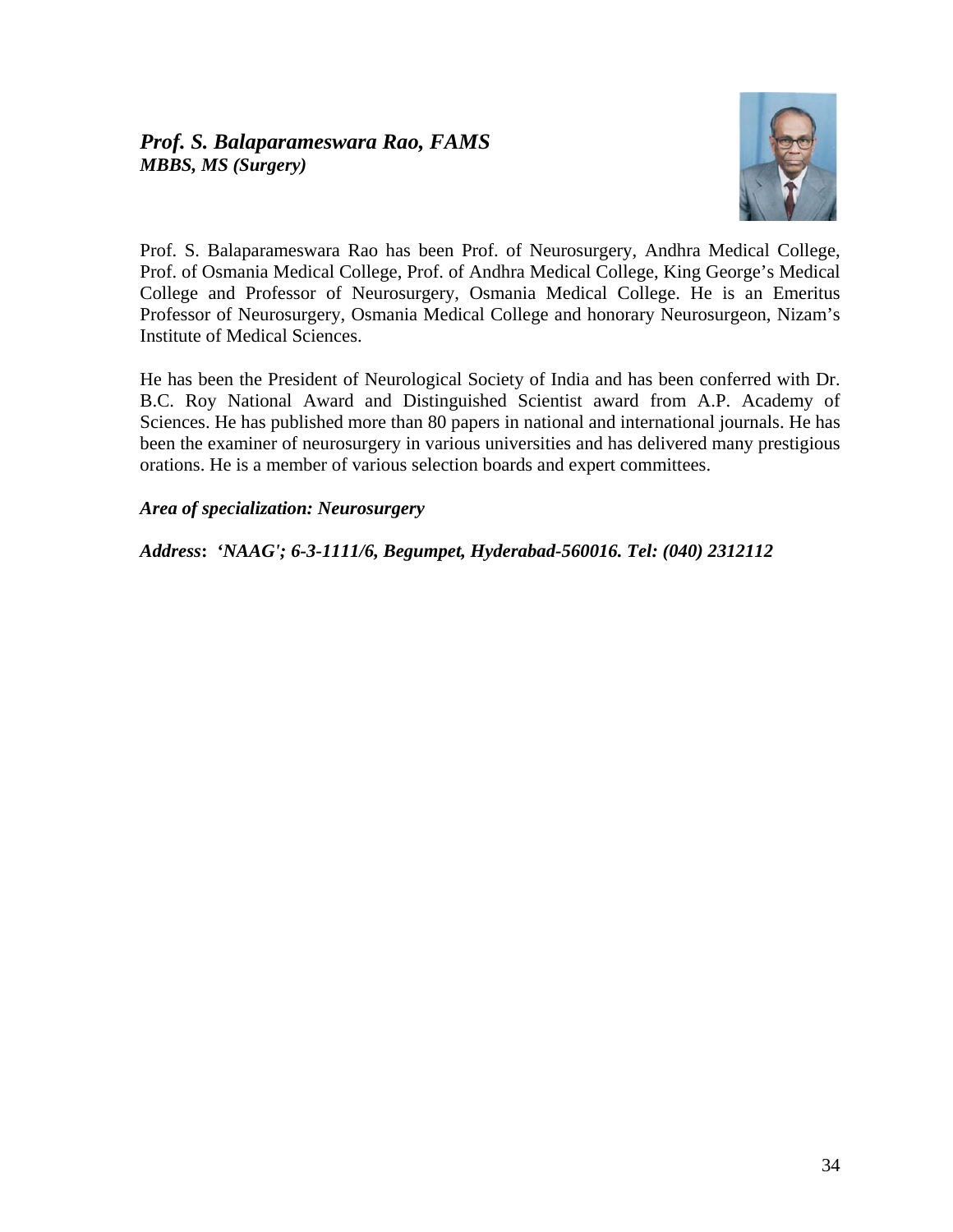### *Prof. S. Balaparameswara Rao, FAMS*
***MBBS, MS (Surgery)***

Prof. S. Balaparameswara Rao has been Prof. of Neurosurgery, Andhra Medical College, Prof. of Osmania Medical College, Prof. of Andhra Medical College, King George's Medical College and Professor of Neurosurgery, Osmania Medical College. He is an Emeritus Professor of Neurosurgery, Osmania Medical College and honorary Neurosurgeon, Nizam's Institute of Medical Sciences.

He has been the President of Neurological Society of India and has been conferred with Dr. B.C. Roy National Award and Distinguished Scientist award from A.P. Academy of Sciences. He has published more than 80 papers in national and international journals. He has been the examiner of neurosurgery in various universities and has delivered many prestigious orations. He is a member of various selection boards and expert committees.

***Area of specialization: Neurosurgery***

***Address: 'NAAG'; 6-3-1111/6, Begumpet, Hyderabad-560016. Tel: (040) 2312112***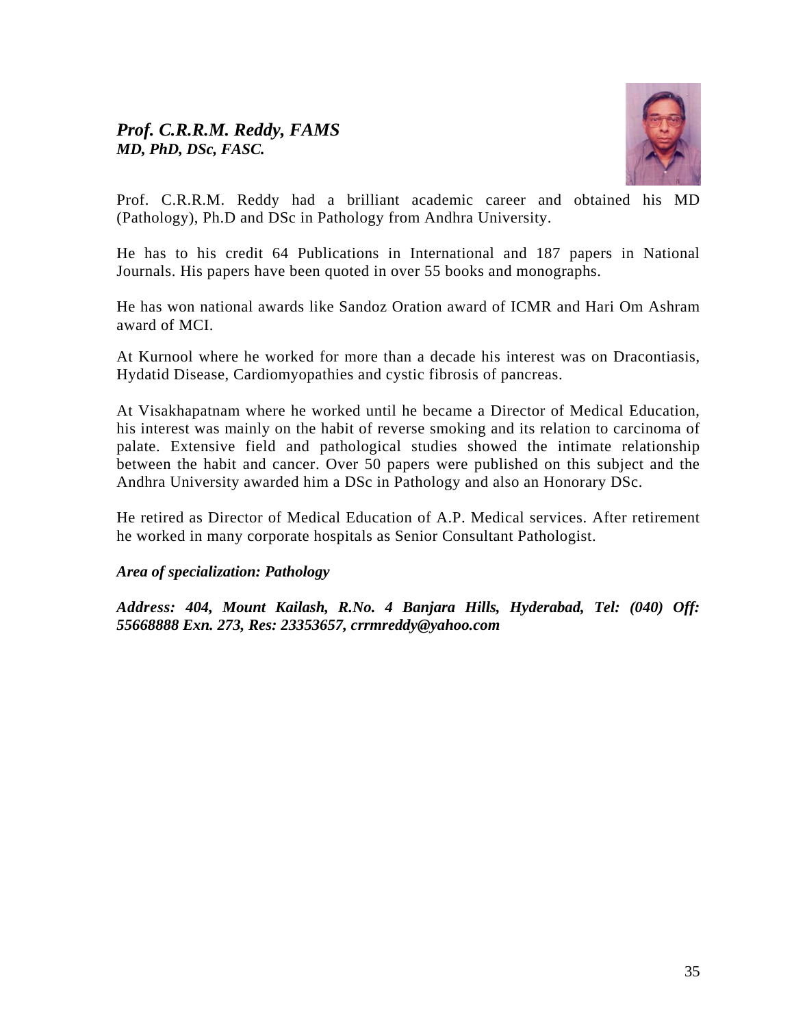### *Prof. C.R.R.M. Reddy, FAMS*
***MD, PhD, DSc, FASC.***

Prof. C.R.R.M. Reddy had a brilliant academic career and obtained his MD (Pathology), Ph.D and DSc in Pathology from Andhra University.

He has to his credit 64 Publications in International and 187 papers in National Journals. His papers have been quoted in over 55 books and monographs.

He has won national awards like Sandoz Oration award of ICMR and Hari Om Ashram award of MCI.

At Kurnool where he worked for more than a decade his interest was on Dracontiasis, Hydatid Disease, Cardiomyopathies and cystic fibrosis of pancreas.

At Visakhapatnam where he worked until he became a Director of Medical Education, his interest was mainly on the habit of reverse smoking and its relation to carcinoma of palate. Extensive field and pathological studies showed the intimate relationship between the habit and cancer. Over 50 papers were published on this subject and the Andhra University awarded him a DSc in Pathology and also an Honorary DSc.

He retired as Director of Medical Education of A.P. Medical services. After retirement he worked in many corporate hospitals as Senior Consultant Pathologist.

***Area of specialization: Pathology***

***Address: 404, Mount Kailash, R.No. 4 Banjara Hills, Hyderabad, Tel: (040) Off: 55668888 Exn. 273, Res: 23353657, crrmreddy@yahoo.com***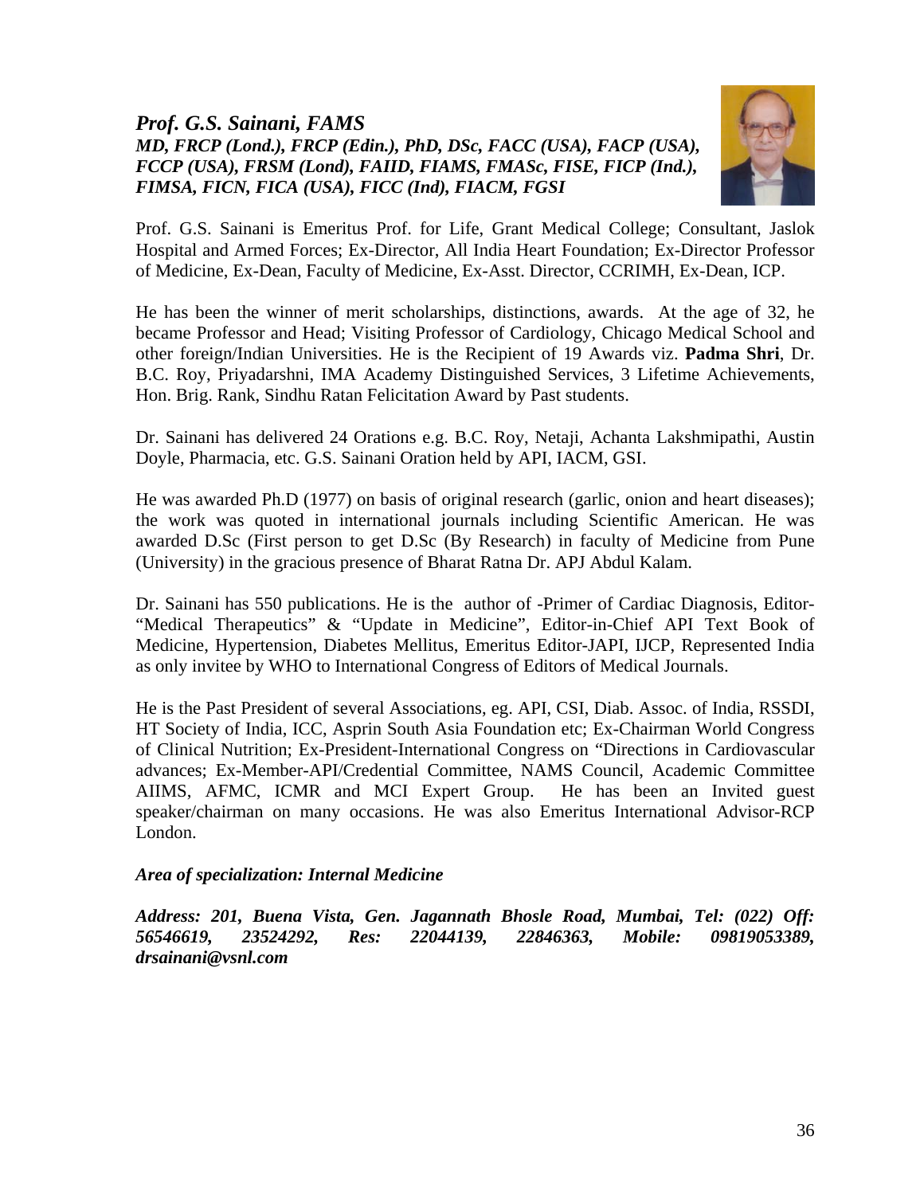## *Prof. G.S. Sainani, FAMS*

***MD, FRCP (Lond.), FRCP (Edin.), PhD, DSc, FACC (USA), FACP (USA), FCCP (USA), FRSM (Lond), FAIID, FIAMS, FMASc, FISE, FICP (Ind.), FIMSA, FICN, FICA (USA), FICC (Ind), FIACM, FGSI***

Prof. G.S. Sainani is Emeritus Prof. for Life, Grant Medical College; Consultant, Jaslok Hospital and Armed Forces; Ex-Director, All India Heart Foundation; Ex-Director Professor of Medicine, Ex-Dean, Faculty of Medicine, Ex-Asst. Director, CCRIMH, Ex-Dean, ICP.

He has been the winner of merit scholarships, distinctions, awards. At the age of 32, he became Professor and Head; Visiting Professor of Cardiology, Chicago Medical School and other foreign/Indian Universities. He is the Recipient of 19 Awards viz. **Padma Shri**, Dr. B.C. Roy, Priyadarshni, IMA Academy Distinguished Services, 3 Lifetime Achievements, Hon. Brig. Rank, Sindhu Ratan Felicitation Award by Past students.

Dr. Sainani has delivered 24 Orations e.g. B.C. Roy, Netaji, Achanta Lakshmipathi, Austin Doyle, Pharmacia, etc. G.S. Sainani Oration held by API, IACM, GSI.

He was awarded Ph.D (1977) on basis of original research (garlic, onion and heart diseases); the work was quoted in international journals including Scientific American. He was awarded D.Sc (First person to get D.Sc (By Research) in faculty of Medicine from Pune (University) in the gracious presence of Bharat Ratna Dr. APJ Abdul Kalam.

Dr. Sainani has 550 publications. He is the author of -Primer of Cardiac Diagnosis, Editor-"Medical Therapeutics" & "Update in Medicine", Editor-in-Chief API Text Book of Medicine, Hypertension, Diabetes Mellitus, Emeritus Editor-JAPI, IJCP, Represented India as only invitee by WHO to International Congress of Editors of Medical Journals.

He is the Past President of several Associations, eg. API, CSI, Diab. Assoc. of India, RSSDI, HT Society of India, ICC, Asprin South Asia Foundation etc; Ex-Chairman World Congress of Clinical Nutrition; Ex-President-International Congress on "Directions in Cardiovascular advances; Ex-Member-API/Credential Committee, NAMS Council, Academic Committee AIIMS, AFMC, ICMR and MCI Expert Group. He has been an Invited guest speaker/chairman on many occasions. He was also Emeritus International Advisor-RCP London.

***Area of specialization: Internal Medicine***

***Address: 201, Buena Vista, Gen. Jagannath Bhosle Road, Mumbai, Tel: (022) Off: 56546619, 23524292, Res: 22044139, 22846363, Mobile: 09819053389, drsainani@vsnl.com***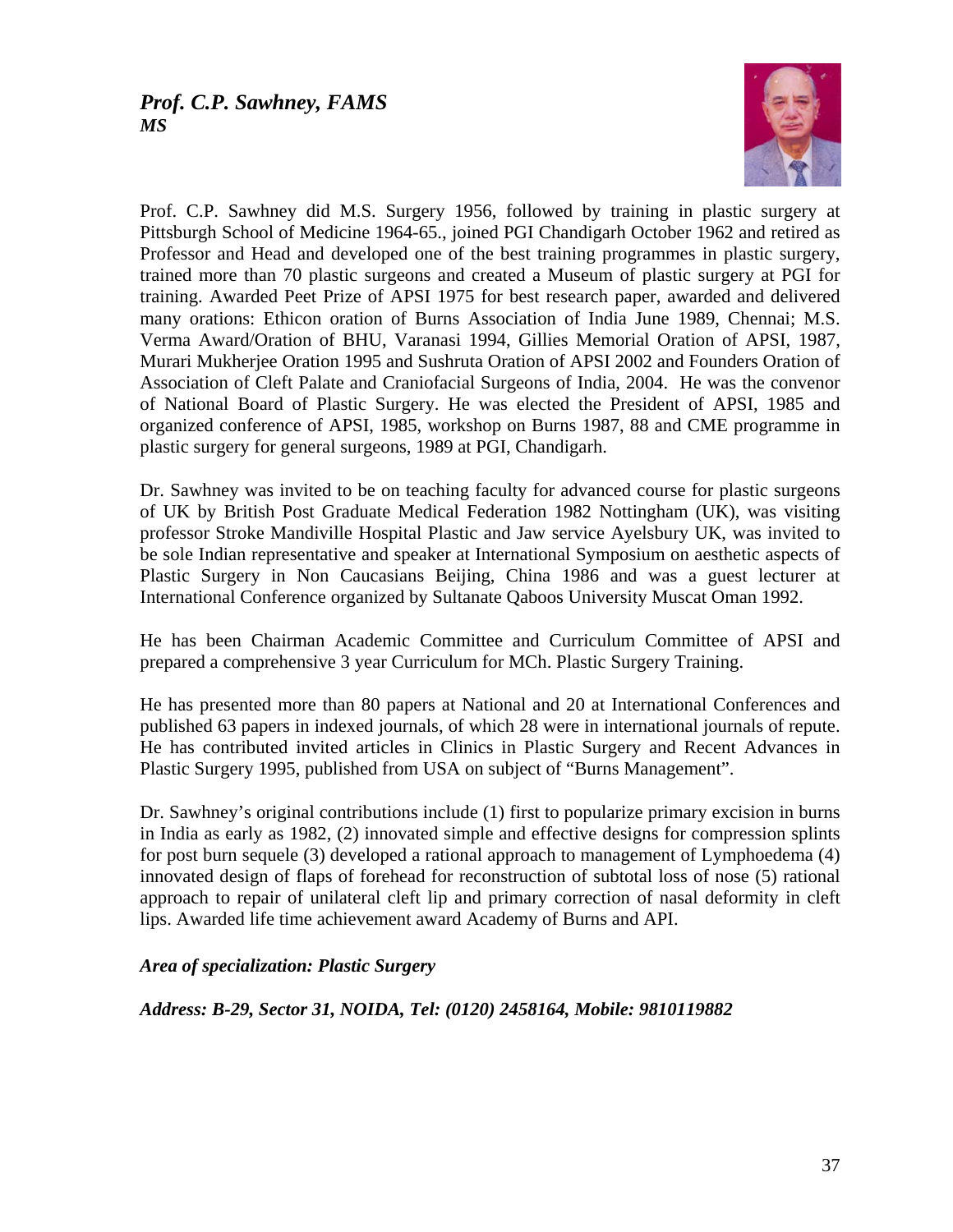***Prof. C.P. Sawhney, FAMS***
***MS***

Prof. C.P. Sawhney did M.S. Surgery 1956, followed by training in plastic surgery at Pittsburgh School of Medicine 1964-65., joined PGI Chandigarh October 1962 and retired as Professor and Head and developed one of the best training programmes in plastic surgery, trained more than 70 plastic surgeons and created a Museum of plastic surgery at PGI for training. Awarded Peet Prize of APSI 1975 for best research paper, awarded and delivered many orations: Ethicon oration of Burns Association of India June 1989, Chennai; M.S. Verma Award/Oration of BHU, Varanasi 1994, Gillies Memorial Oration of APSI, 1987, Murari Mukherjee Oration 1995 and Sushruta Oration of APSI 2002 and Founders Oration of Association of Cleft Palate and Craniofacial Surgeons of India, 2004. He was the convenor of National Board of Plastic Surgery. He was elected the President of APSI, 1985 and organized conference of APSI, 1985, workshop on Burns 1987, 88 and CME programme in plastic surgery for general surgeons, 1989 at PGI, Chandigarh.

Dr. Sawhney was invited to be on teaching faculty for advanced course for plastic surgeons of UK by British Post Graduate Medical Federation 1982 Nottingham (UK), was visiting professor Stroke Mandiville Hospital Plastic and Jaw service Ayelsbury UK, was invited to be sole Indian representative and speaker at International Symposium on aesthetic aspects of Plastic Surgery in Non Caucasians Beijing, China 1986 and was a guest lecturer at International Conference organized by Sultanate Qaboos University Muscat Oman 1992.

He has been Chairman Academic Committee and Curriculum Committee of APSI and prepared a comprehensive 3 year Curriculum for MCh. Plastic Surgery Training.

He has presented more than 80 papers at National and 20 at International Conferences and published 63 papers in indexed journals, of which 28 were in international journals of repute. He has contributed invited articles in Clinics in Plastic Surgery and Recent Advances in Plastic Surgery 1995, published from USA on subject of "Burns Management".

Dr. Sawhney's original contributions include (1) first to popularize primary excision in burns in India as early as 1982, (2) innovated simple and effective designs for compression splints for post burn sequele (3) developed a rational approach to management of Lymphoedema (4) innovated design of flaps of forehead for reconstruction of subtotal loss of nose (5) rational approach to repair of unilateral cleft lip and primary correction of nasal deformity in cleft lips. Awarded life time achievement award Academy of Burns and API.

***Area of specialization: Plastic Surgery***

***Address: B-29, Sector 31, NOIDA, Tel: (0120) 2458164, Mobile: 9810119882***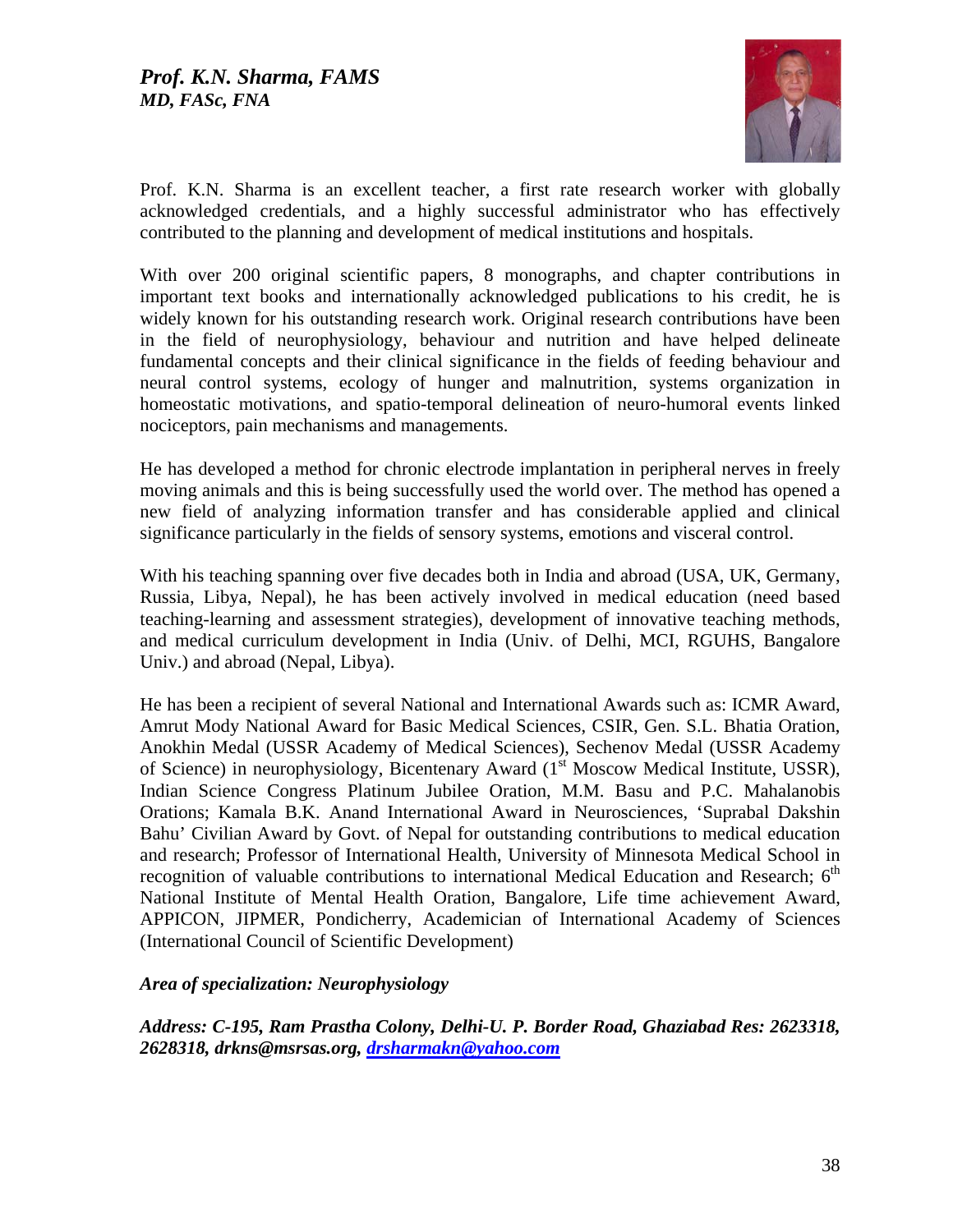## *Prof. K.N. Sharma, FAMS*
***MD, FASc, FNA***

Prof. K.N. Sharma is an excellent teacher, a first rate research worker with globally acknowledged credentials, and a highly successful administrator who has effectively contributed to the planning and development of medical institutions and hospitals.

With over 200 original scientific papers, 8 monographs, and chapter contributions in important text books and internationally acknowledged publications to his credit, he is widely known for his outstanding research work. Original research contributions have been in the field of neurophysiology, behaviour and nutrition and have helped delineate fundamental concepts and their clinical significance in the fields of feeding behaviour and neural control systems, ecology of hunger and malnutrition, systems organization in homeostatic motivations, and spatio-temporal delineation of neuro-humoral events linked nociceptors, pain mechanisms and managements.

He has developed a method for chronic electrode implantation in peripheral nerves in freely moving animals and this is being successfully used the world over. The method has opened a new field of analyzing information transfer and has considerable applied and clinical significance particularly in the fields of sensory systems, emotions and visceral control.

With his teaching spanning over five decades both in India and abroad (USA, UK, Germany, Russia, Libya, Nepal), he has been actively involved in medical education (need based teaching-learning and assessment strategies), development of innovative teaching methods, and medical curriculum development in India (Univ. of Delhi, MCI, RGUHS, Bangalore Univ.) and abroad (Nepal, Libya).

He has been a recipient of several National and International Awards such as: ICMR Award, Amrut Mody National Award for Basic Medical Sciences, CSIR, Gen. S.L. Bhatia Oration, Anokhin Medal (USSR Academy of Medical Sciences), Sechenov Medal (USSR Academy of Science) in neurophysiology, Bicentenary Award (1st Moscow Medical Institute, USSR), Indian Science Congress Platinum Jubilee Oration, M.M. Basu and P.C. Mahalanobis Orations; Kamala B.K. Anand International Award in Neurosciences, 'Suprabal Dakshin Bahu' Civilian Award by Govt. of Nepal for outstanding contributions to medical education and research; Professor of International Health, University of Minnesota Medical School in recognition of valuable contributions to international Medical Education and Research; 6th National Institute of Mental Health Oration, Bangalore, Life time achievement Award, APPICON, JIPMER, Pondicherry, Academician of International Academy of Sciences (International Council of Scientific Development)

***Area of specialization: Neurophysiology***

***Address: C-195, Ram Prastha Colony, Delhi-U. P. Border Road, Ghaziabad Res: 2623318, 2628318, drkns@msrsas.org, drsharmakn@yahoo.com***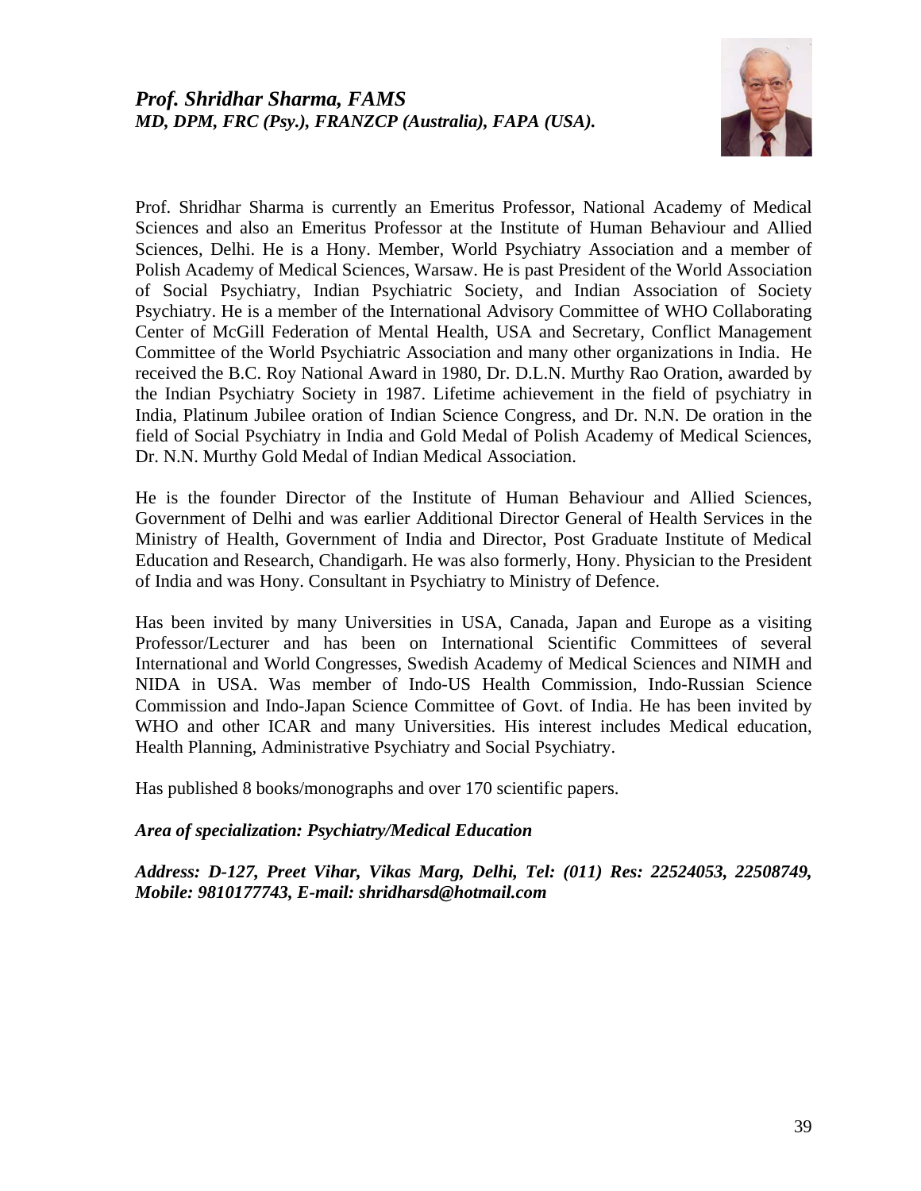## *Prof. Shridhar Sharma, FAMS*
### *MD, DPM, FRC (Psy.), FRANZCP (Australia), FAPA (USA).*

Prof. Shridhar Sharma is currently an Emeritus Professor, National Academy of Medical Sciences and also an Emeritus Professor at the Institute of Human Behaviour and Allied Sciences, Delhi. He is a Hony. Member, World Psychiatry Association and a member of Polish Academy of Medical Sciences, Warsaw. He is past President of the World Association of Social Psychiatry, Indian Psychiatric Society, and Indian Association of Society Psychiatry. He is a member of the International Advisory Committee of WHO Collaborating Center of McGill Federation of Mental Health, USA and Secretary, Conflict Management Committee of the World Psychiatric Association and many other organizations in India. He received the B.C. Roy National Award in 1980, Dr. D.L.N. Murthy Rao Oration, awarded by the Indian Psychiatry Society in 1987. Lifetime achievement in the field of psychiatry in India, Platinum Jubilee oration of Indian Science Congress, and Dr. N.N. De oration in the field of Social Psychiatry in India and Gold Medal of Polish Academy of Medical Sciences, Dr. N.N. Murthy Gold Medal of Indian Medical Association.

He is the founder Director of the Institute of Human Behaviour and Allied Sciences, Government of Delhi and was earlier Additional Director General of Health Services in the Ministry of Health, Government of India and Director, Post Graduate Institute of Medical Education and Research, Chandigarh. He was also formerly, Hony. Physician to the President of India and was Hony. Consultant in Psychiatry to Ministry of Defence.

Has been invited by many Universities in USA, Canada, Japan and Europe as a visiting Professor/Lecturer and has been on International Scientific Committees of several International and World Congresses, Swedish Academy of Medical Sciences and NIMH and NIDA in USA. Was member of Indo-US Health Commission, Indo-Russian Science Commission and Indo-Japan Science Committee of Govt. of India. He has been invited by WHO and other ICAR and many Universities. His interest includes Medical education, Health Planning, Administrative Psychiatry and Social Psychiatry.

Has published 8 books/monographs and over 170 scientific papers.

***Area of specialization: Psychiatry/Medical Education***

***Address: D-127, Preet Vihar, Vikas Marg, Delhi, Tel: (011) Res: 22524053, 22508749, Mobile: 9810177743, E-mail: shridharsd@hotmail.com***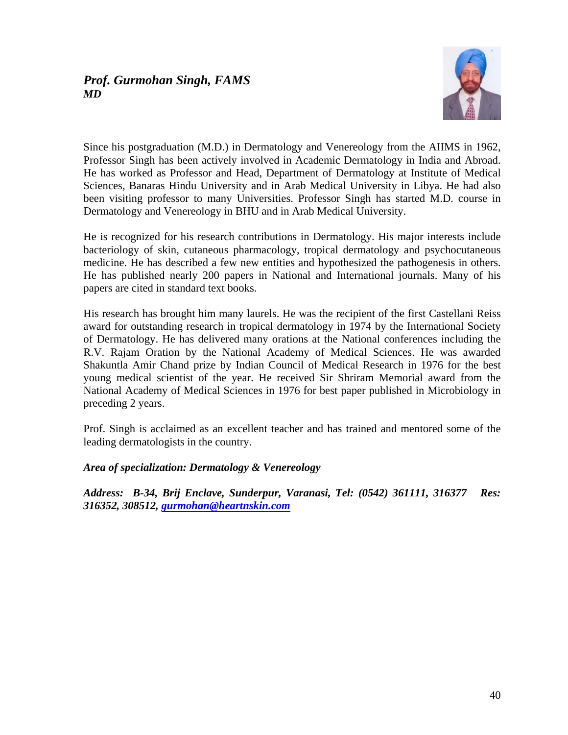***Prof. Gurmohan Singh, FAMS***
***MD***

Since his postgraduation (M.D.) in Dermatology and Venereology from the AIIMS in 1962, Professor Singh has been actively involved in Academic Dermatology in India and Abroad. He has worked as Professor and Head, Department of Dermatology at Institute of Medical Sciences, Banaras Hindu University and in Arab Medical University in Libya. He had also been visiting professor to many Universities. Professor Singh has started M.D. course in Dermatology and Venereology in BHU and in Arab Medical University.

He is recognized for his research contributions in Dermatology. His major interests include bacteriology of skin, cutaneous pharmacology, tropical dermatology and psychocutaneous medicine. He has described a few new entities and hypothesized the pathogenesis in others. He has published nearly 200 papers in National and International journals. Many of his papers are cited in standard text books.

His research has brought him many laurels. He was the recipient of the first Castellani Reiss award for outstanding research in tropical dermatology in 1974 by the International Society of Dermatology. He has delivered many orations at the National conferences including the R.V. Rajam Oration by the National Academy of Medical Sciences. He was awarded Shakuntla Amir Chand prize by Indian Council of Medical Research in 1976 for the best young medical scientist of the year. He received Sir Shriram Memorial award from the National Academy of Medical Sciences in 1976 for best paper published in Microbiology in preceding 2 years.

Prof. Singh is acclaimed as an excellent teacher and has trained and mentored some of the leading dermatologists in the country.

***Area of specialization: Dermatology & Venereology***

***Address: B-34, Brij Enclave, Sunderpur, Varanasi, Tel: (0542) 361111, 316377 Res: 316352, 308512, gurmohan@heartnskin.com***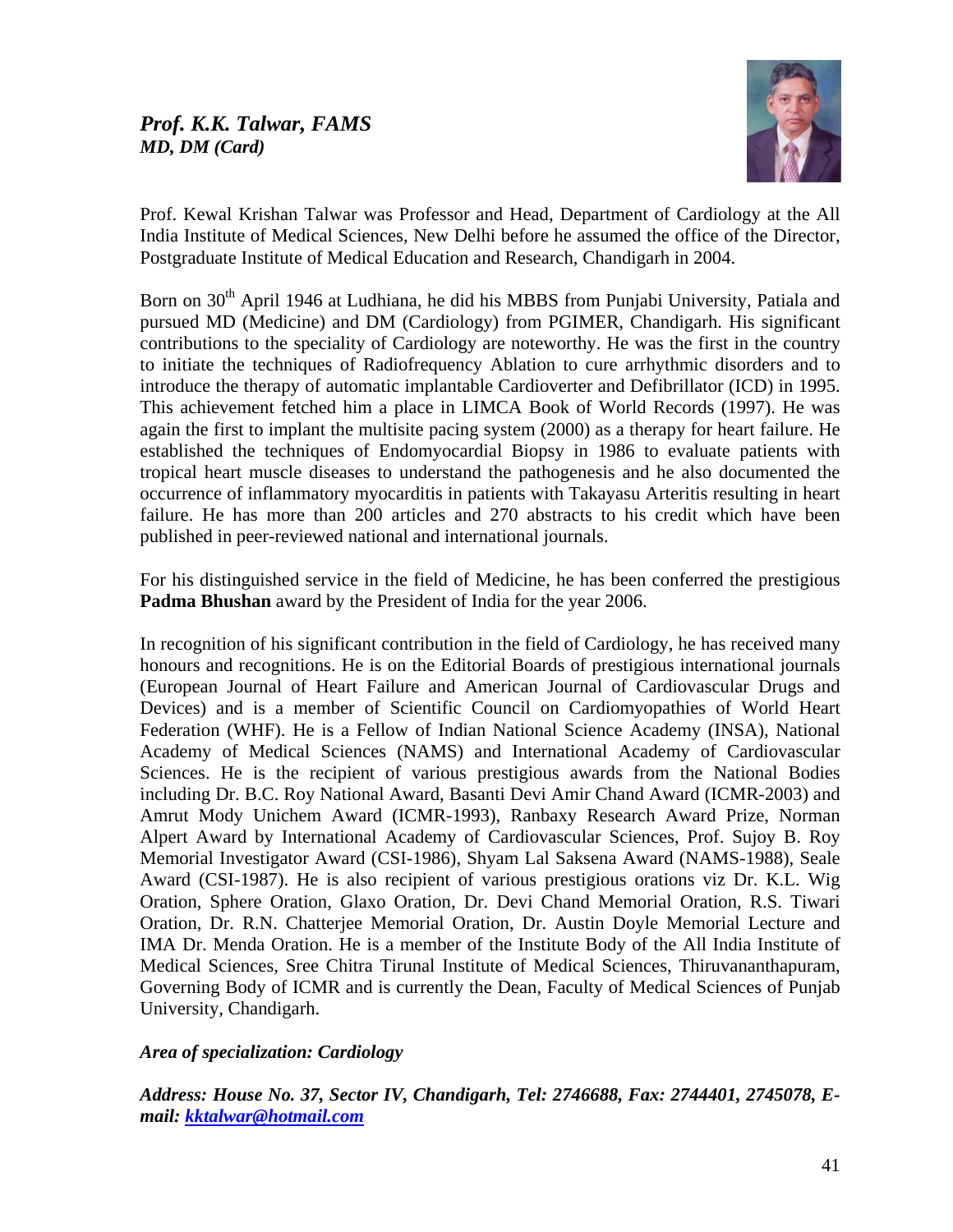## *Prof. K.K. Talwar, FAMS*
### *MD, DM (Card)*

Prof. Kewal Krishan Talwar was Professor and Head, Department of Cardiology at the All India Institute of Medical Sciences, New Delhi before he assumed the office of the Director, Postgraduate Institute of Medical Education and Research, Chandigarh in 2004.

Born on 30th April 1946 at Ludhiana, he did his MBBS from Punjabi University, Patiala and pursued MD (Medicine) and DM (Cardiology) from PGIMER, Chandigarh. His significant contributions to the speciality of Cardiology are noteworthy. He was the first in the country to initiate the techniques of Radiofrequency Ablation to cure arrhythmic disorders and to introduce the therapy of automatic implantable Cardioverter and Defibrillator (ICD) in 1995. This achievement fetched him a place in LIMCA Book of World Records (1997). He was again the first to implant the multisite pacing system (2000) as a therapy for heart failure. He established the techniques of Endomyocardial Biopsy in 1986 to evaluate patients with tropical heart muscle diseases to understand the pathogenesis and he also documented the occurrence of inflammatory myocarditis in patients with Takayasu Arteritis resulting in heart failure. He has more than 200 articles and 270 abstracts to his credit which have been published in peer-reviewed national and international journals.

For his distinguished service in the field of Medicine, he has been conferred the prestigious **Padma Bhushan** award by the President of India for the year 2006.

In recognition of his significant contribution in the field of Cardiology, he has received many honours and recognitions. He is on the Editorial Boards of prestigious international journals (European Journal of Heart Failure and American Journal of Cardiovascular Drugs and Devices) and is a member of Scientific Council on Cardiomyopathies of World Heart Federation (WHF). He is a Fellow of Indian National Science Academy (INSA), National Academy of Medical Sciences (NAMS) and International Academy of Cardiovascular Sciences. He is the recipient of various prestigious awards from the National Bodies including Dr. B.C. Roy National Award, Basanti Devi Amir Chand Award (ICMR-2003) and Amrut Mody Unichem Award (ICMR-1993), Ranbaxy Research Award Prize, Norman Alpert Award by International Academy of Cardiovascular Sciences, Prof. Sujoy B. Roy Memorial Investigator Award (CSI-1986), Shyam Lal Saksena Award (NAMS-1988), Seale Award (CSI-1987). He is also recipient of various prestigious orations viz Dr. K.L. Wig Oration, Sphere Oration, Glaxo Oration, Dr. Devi Chand Memorial Oration, R.S. Tiwari Oration, Dr. R.N. Chatterjee Memorial Oration, Dr. Austin Doyle Memorial Lecture and IMA Dr. Menda Oration. He is a member of the Institute Body of the All India Institute of Medical Sciences, Sree Chitra Tirunal Institute of Medical Sciences, Thiruvananthapuram, Governing Body of ICMR and is currently the Dean, Faculty of Medical Sciences of Punjab University, Chandigarh.

***Area of specialization: Cardiology***

***Address: House No. 37, Sector IV, Chandigarh, Tel: 2746688, Fax: 2744401, 2745078, E-mail: kktalwar@hotmail.com***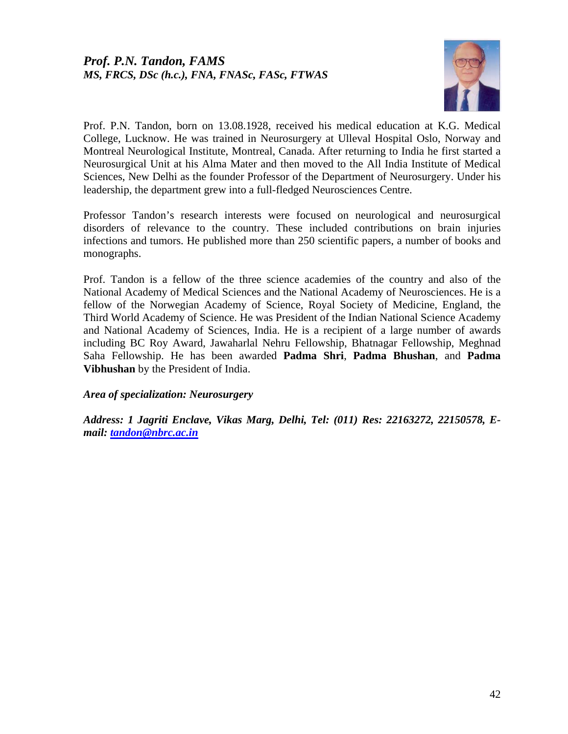## *Prof. P.N. Tandon, FAMS*
### *MS, FRCS, DSc (h.c.), FNA, FNASc, FASc, FTWAS*

Prof. P.N. Tandon, born on 13.08.1928, received his medical education at K.G. Medical College, Lucknow. He was trained in Neurosurgery at Ulleval Hospital Oslo, Norway and Montreal Neurological Institute, Montreal, Canada. After returning to India he first started a Neurosurgical Unit at his Alma Mater and then moved to the All India Institute of Medical Sciences, New Delhi as the founder Professor of the Department of Neurosurgery. Under his leadership, the department grew into a full-fledged Neurosciences Centre.

Professor Tandon's research interests were focused on neurological and neurosurgical disorders of relevance to the country. These included contributions on brain injuries infections and tumors. He published more than 250 scientific papers, a number of books and monographs.

Prof. Tandon is a fellow of the three science academies of the country and also of the National Academy of Medical Sciences and the National Academy of Neurosciences. He is a fellow of the Norwegian Academy of Science, Royal Society of Medicine, England, the Third World Academy of Science. He was President of the Indian National Science Academy and National Academy of Sciences, India. He is a recipient of a large number of awards including BC Roy Award, Jawaharlal Nehru Fellowship, Bhatnagar Fellowship, Meghnad Saha Fellowship. He has been awarded **Padma Shri**, **Padma Bhushan**, and **Padma Vibhushan** by the President of India.

***Area of specialization: Neurosurgery***

***Address: 1 Jagriti Enclave, Vikas Marg, Delhi, Tel: (011) Res: 22163272, 22150578, E-mail: tandon@nbrc.ac.in***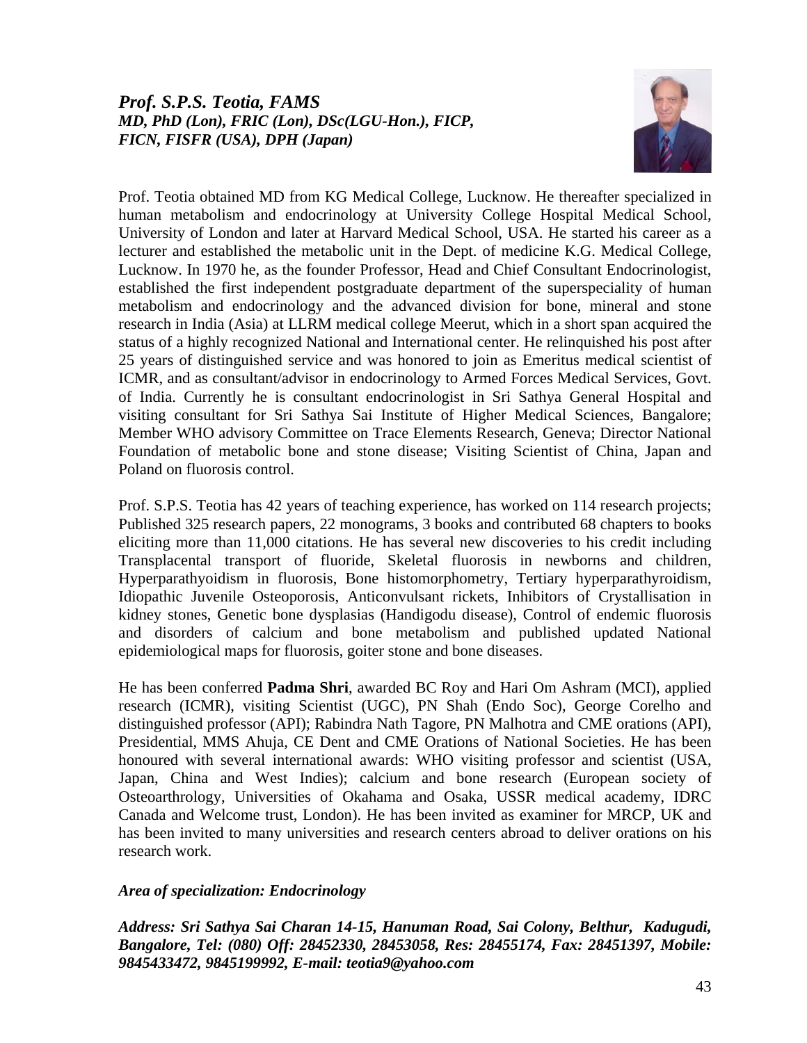## *Prof. S.P.S. Teotia, FAMS*

***MD, PhD (Lon), FRIC (Lon), DSc(LGU-Hon.), FICP, FICN, FISFR (USA), DPH (Japan)***

Prof. Teotia obtained MD from KG Medical College, Lucknow. He thereafter specialized in human metabolism and endocrinology at University College Hospital Medical School, University of London and later at Harvard Medical School, USA. He started his career as a lecturer and established the metabolic unit in the Dept. of medicine K.G. Medical College, Lucknow. In 1970 he, as the founder Professor, Head and Chief Consultant Endocrinologist, established the first independent postgraduate department of the superspeciality of human metabolism and endocrinology and the advanced division for bone, mineral and stone research in India (Asia) at LLRM medical college Meerut, which in a short span acquired the status of a highly recognized National and International center. He relinquished his post after 25 years of distinguished service and was honored to join as Emeritus medical scientist of ICMR, and as consultant/advisor in endocrinology to Armed Forces Medical Services, Govt. of India. Currently he is consultant endocrinologist in Sri Sathya General Hospital and visiting consultant for Sri Sathya Sai Institute of Higher Medical Sciences, Bangalore; Member WHO advisory Committee on Trace Elements Research, Geneva; Director National Foundation of metabolic bone and stone disease; Visiting Scientist of China, Japan and Poland on fluorosis control.

Prof. S.P.S. Teotia has 42 years of teaching experience, has worked on 114 research projects; Published 325 research papers, 22 monograms, 3 books and contributed 68 chapters to books eliciting more than 11,000 citations. He has several new discoveries to his credit including Transplacental transport of fluoride, Skeletal fluorosis in newborns and children, Hyperparathyoidism in fluorosis, Bone histomorphometry, Tertiary hyperparathyroidism, Idiopathic Juvenile Osteoporosis, Anticonvulsant rickets, Inhibitors of Crystallisation in kidney stones, Genetic bone dysplasias (Handigodu disease), Control of endemic fluorosis and disorders of calcium and bone metabolism and published updated National epidemiological maps for fluorosis, goiter stone and bone diseases.

He has been conferred **Padma Shri**, awarded BC Roy and Hari Om Ashram (MCI), applied research (ICMR), visiting Scientist (UGC), PN Shah (Endo Soc), George Corelho and distinguished professor (API); Rabindra Nath Tagore, PN Malhotra and CME orations (API), Presidential, MMS Ahuja, CE Dent and CME Orations of National Societies. He has been honoured with several international awards: WHO visiting professor and scientist (USA, Japan, China and West Indies); calcium and bone research (European society of Osteoarthrology, Universities of Okahama and Osaka, USSR medical academy, IDRC Canada and Welcome trust, London). He has been invited as examiner for MRCP, UK and has been invited to many universities and research centers abroad to deliver orations on his research work.

***Area of specialization: Endocrinology***

***Address: Sri Sathya Sai Charan 14-15, Hanuman Road, Sai Colony, Belthur, Kadugudi, Bangalore, Tel: (080) Off: 28452330, 28453058, Res: 28455174, Fax: 28451397, Mobile: 9845433472, 9845199992, E-mail: teotia9@yahoo.com***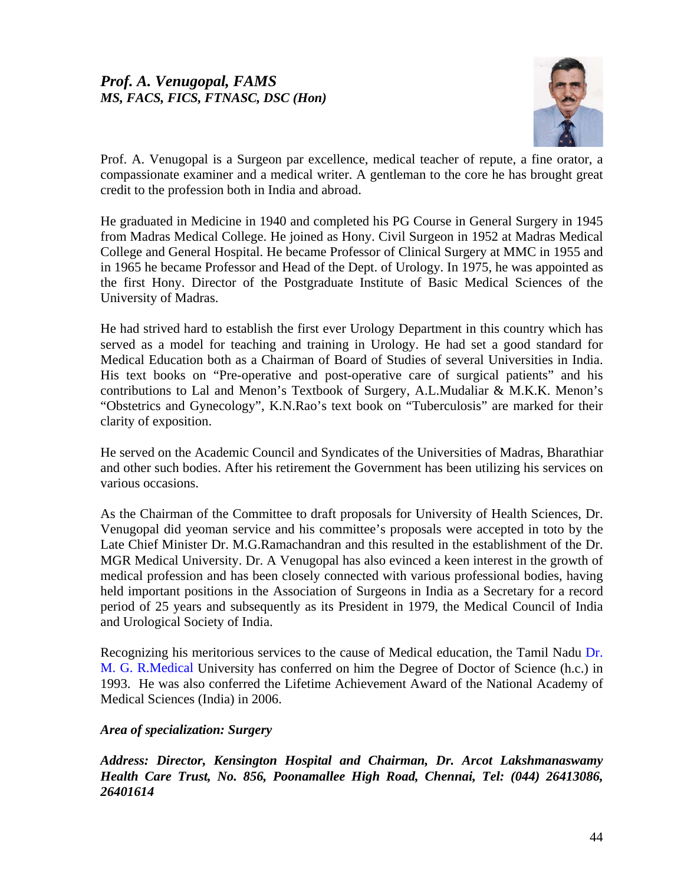## *Prof. A. Venugopal, FAMS*
### *MS, FACS, FICS, FTNASC, DSC (Hon)*

Prof. A. Venugopal is a Surgeon par excellence, medical teacher of repute, a fine orator, a compassionate examiner and a medical writer. A gentleman to the core he has brought great credit to the profession both in India and abroad.

He graduated in Medicine in 1940 and completed his PG Course in General Surgery in 1945 from Madras Medical College. He joined as Hony. Civil Surgeon in 1952 at Madras Medical College and General Hospital. He became Professor of Clinical Surgery at MMC in 1955 and in 1965 he became Professor and Head of the Dept. of Urology. In 1975, he was appointed as the first Hony. Director of the Postgraduate Institute of Basic Medical Sciences of the University of Madras.

He had strived hard to establish the first ever Urology Department in this country which has served as a model for teaching and training in Urology. He had set a good standard for Medical Education both as a Chairman of Board of Studies of several Universities in India. His text books on "Pre-operative and post-operative care of surgical patients" and his contributions to Lal and Menon's Textbook of Surgery, A.L.Mudaliar & M.K.K. Menon's "Obstetrics and Gynecology", K.N.Rao's text book on "Tuberculosis" are marked for their clarity of exposition.

He served on the Academic Council and Syndicates of the Universities of Madras, Bharathiar and other such bodies. After his retirement the Government has been utilizing his services on various occasions.

As the Chairman of the Committee to draft proposals for University of Health Sciences, Dr. Venugopal did yeoman service and his committee's proposals were accepted in toto by the Late Chief Minister Dr. M.G.Ramachandran and this resulted in the establishment of the Dr. MGR Medical University. Dr. A Venugopal has also evinced a keen interest in the growth of medical profession and has been closely connected with various professional bodies, having held important positions in the Association of Surgeons in India as a Secretary for a record period of 25 years and subsequently as its President in 1979, the Medical Council of India and Urological Society of India.

Recognizing his meritorious services to the cause of Medical education, the Tamil Nadu Dr. M. G. R.Medical University has conferred on him the Degree of Doctor of Science (h.c.) in 1993. He was also conferred the Lifetime Achievement Award of the National Academy of Medical Sciences (India) in 2006.

***Area of specialization: Surgery***

***Address: Director, Kensington Hospital and Chairman, Dr. Arcot Lakshmanaswamy Health Care Trust, No. 856, Poonamallee High Road, Chennai, Tel: (044) 26413086, 26401614***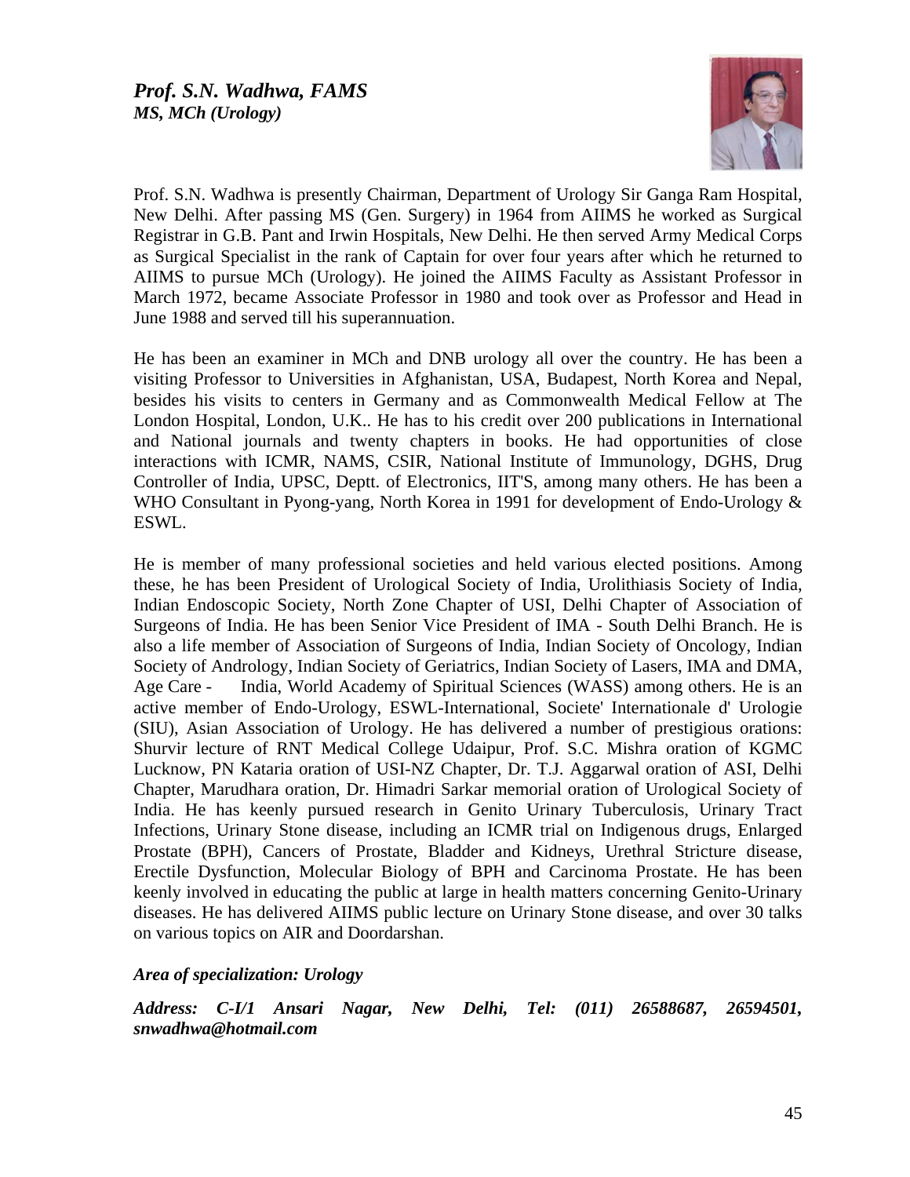***Prof. S.N. Wadhwa, FAMS***
***MS, MCh (Urology)***

Prof. S.N. Wadhwa is presently Chairman, Department of Urology Sir Ganga Ram Hospital, New Delhi. After passing MS (Gen. Surgery) in 1964 from AIIMS he worked as Surgical Registrar in G.B. Pant and Irwin Hospitals, New Delhi. He then served Army Medical Corps as Surgical Specialist in the rank of Captain for over four years after which he returned to AIIMS to pursue MCh (Urology). He joined the AIIMS Faculty as Assistant Professor in March 1972, became Associate Professor in 1980 and took over as Professor and Head in June 1988 and served till his superannuation.

He has been an examiner in MCh and DNB urology all over the country. He has been a visiting Professor to Universities in Afghanistan, USA, Budapest, North Korea and Nepal, besides his visits to centers in Germany and as Commonwealth Medical Fellow at The London Hospital, London, U.K.. He has to his credit over 200 publications in International and National journals and twenty chapters in books. He had opportunities of close interactions with ICMR, NAMS, CSIR, National Institute of Immunology, DGHS, Drug Controller of India, UPSC, Deptt. of Electronics, IIT'S, among many others. He has been a WHO Consultant in Pyong-yang, North Korea in 1991 for development of Endo-Urology & ESWL.

He is member of many professional societies and held various elected positions. Among these, he has been President of Urological Society of India, Urolithiasis Society of India, Indian Endoscopic Society, North Zone Chapter of USI, Delhi Chapter of Association of Surgeons of India. He has been Senior Vice President of IMA - South Delhi Branch. He is also a life member of Association of Surgeons of India, Indian Society of Oncology, Indian Society of Andrology, Indian Society of Geriatrics, Indian Society of Lasers, IMA and DMA, Age Care - India, World Academy of Spiritual Sciences (WASS) among others. He is an active member of Endo-Urology, ESWL-International, Societe' Internationale d' Urologie (SIU), Asian Association of Urology. He has delivered a number of prestigious orations: Shurvir lecture of RNT Medical College Udaipur, Prof. S.C. Mishra oration of KGMC Lucknow, PN Kataria oration of USI-NZ Chapter, Dr. T.J. Aggarwal oration of ASI, Delhi Chapter, Marudhara oration, Dr. Himadri Sarkar memorial oration of Urological Society of India. He has keenly pursued research in Genito Urinary Tuberculosis, Urinary Tract Infections, Urinary Stone disease, including an ICMR trial on Indigenous drugs, Enlarged Prostate (BPH), Cancers of Prostate, Bladder and Kidneys, Urethral Stricture disease, Erectile Dysfunction, Molecular Biology of BPH and Carcinoma Prostate. He has been keenly involved in educating the public at large in health matters concerning Genito-Urinary diseases. He has delivered AIIMS public lecture on Urinary Stone disease, and over 30 talks on various topics on AIR and Doordarshan.

***Area of specialization: Urology***

***Address: C-I/1 Ansari Nagar, New Delhi, Tel: (011) 26588687, 26594501, snwadhwa@hotmail.com***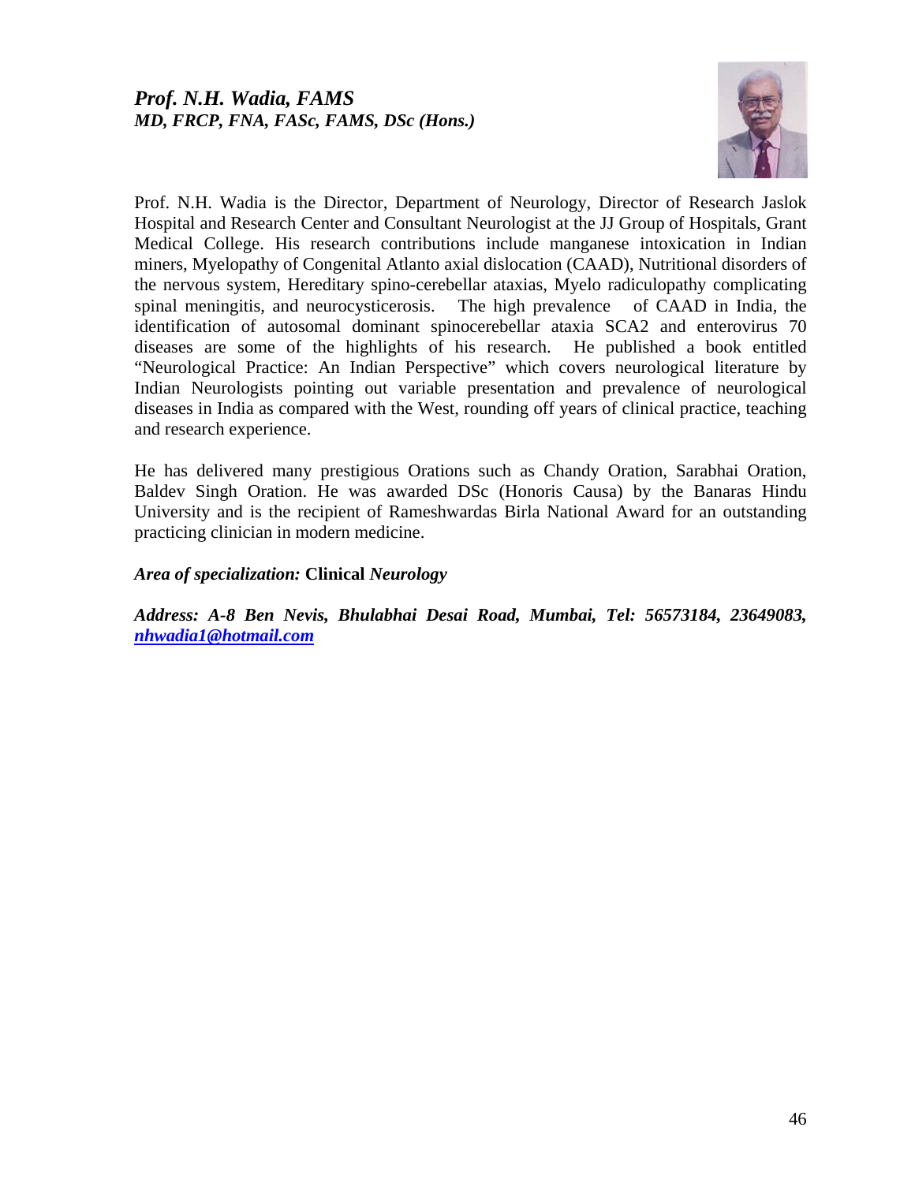## *Prof. N.H. Wadia, FAMS*
### *MD, FRCP, FNA, FASc, FAMS, DSc (Hons.)*

Prof. N.H. Wadia is the Director, Department of Neurology, Director of Research Jaslok Hospital and Research Center and Consultant Neurologist at the JJ Group of Hospitals, Grant Medical College. His research contributions include manganese intoxication in Indian miners, Myelopathy of Congenital Atlanto axial dislocation (CAAD), Nutritional disorders of the nervous system, Hereditary spino-cerebellar ataxias, Myelo radiculopathy complicating spinal meningitis, and neurocysticerosis. The high prevalence of CAAD in India, the identification of autosomal dominant spinocerebellar ataxia SCA2 and enterovirus 70 diseases are some of the highlights of his research. He published a book entitled "Neurological Practice: An Indian Perspective" which covers neurological literature by Indian Neurologists pointing out variable presentation and prevalence of neurological diseases in India as compared with the West, rounding off years of clinical practice, teaching and research experience.

He has delivered many prestigious Orations such as Chandy Oration, Sarabhai Oration, Baldev Singh Oration. He was awarded DSc (Honoris Causa) by the Banaras Hindu University and is the recipient of Rameshwardas Birla National Award for an outstanding practicing clinician in modern medicine.

***Area of specialization:*** **Clinical** *Neurology*

***Address: A-8 Ben Nevis, Bhulabhai Desai Road, Mumbai, Tel: 56573184, 23649083, nhwadia1@hotmail.com***